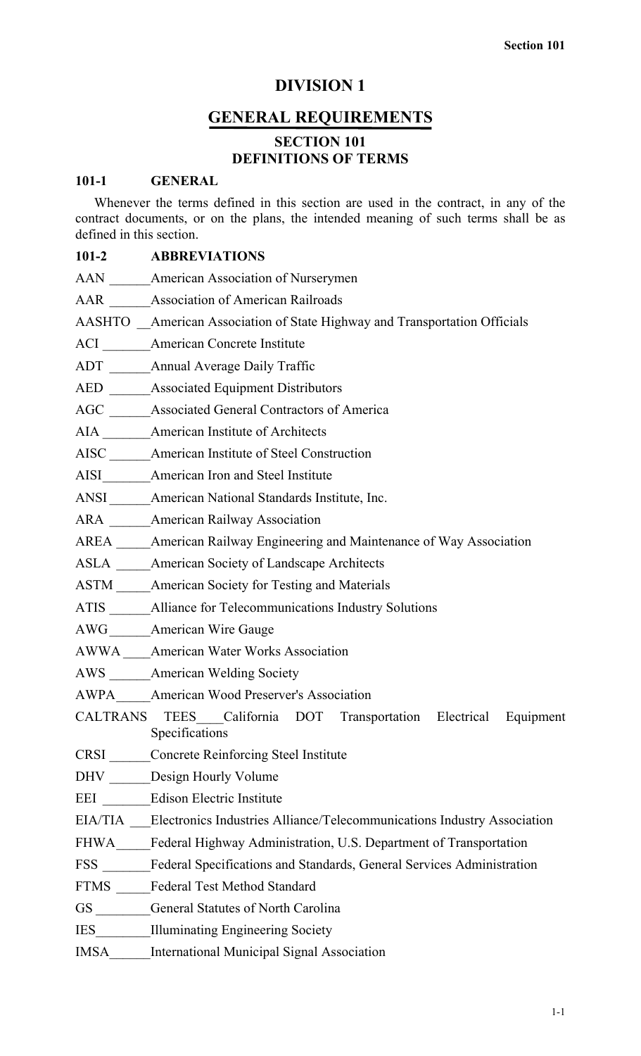# DIVISION 1

## GENERAL REQUIREMENTS

### SECTION 101
### DEFINITIONS OF TERMS

**101-1 GENERAL**

Whenever the terms defined in this section are used in the contract, in any of the contract documents, or on the plans, the intended meaning of such terms shall be as defined in this section.

**101-2 ABBREVIATIONS**

AAN ______American Association of Nurserymen

AAR ______Association of American Railroads

AASHTO __American Association of State Highway and Transportation Officials

ACI _______American Concrete Institute

ADT ______Annual Average Daily Traffic

AED ______Associated Equipment Distributors

AGC ______Associated General Contractors of America

AIA _______American Institute of Architects

AISC ______American Institute of Steel Construction

AISI_______American Iron and Steel Institute

ANSI ______American National Standards Institute, Inc.

ARA ______American Railway Association

AREA _____American Railway Engineering and Maintenance of Way Association

ASLA _____American Society of Landscape Architects

ASTM _____American Society for Testing and Materials

ATIS ______Alliance for Telecommunications Industry Solutions

AWG______American Wire Gauge

AWWA ____American Water Works Association

AWS ______American Welding Society

AWPA_____American Wood Preserver's Association

CALTRANS TEES____California DOT Transportation Electrical Equipment Specifications

CRSI ______Concrete Reinforcing Steel Institute

DHV ______Design Hourly Volume

EEI _______Edison Electric Institute

EIA/TIA ___Electronics Industries Alliance/Telecommunications Industry Association

FHWA_____Federal Highway Administration, U.S. Department of Transportation

FSS _______Federal Specifications and Standards, General Services Administration

FTMS _____Federal Test Method Standard

GS ________General Statutes of North Carolina

IES________Illuminating Engineering Society

IMSA______International Municipal Signal Association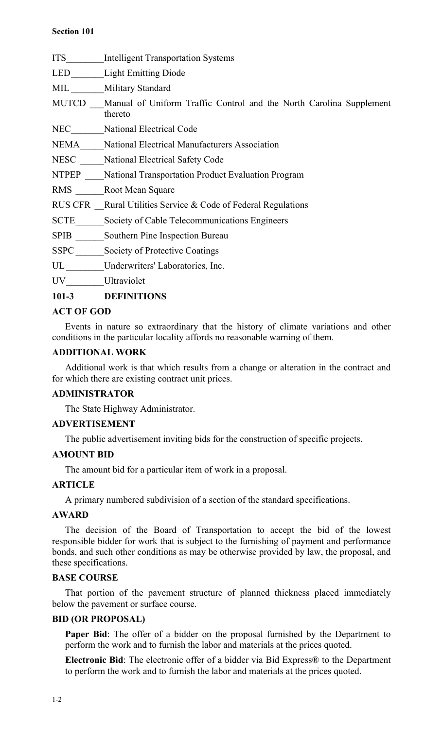| | |
|---|---|
| ITS | Intelligent Transportation Systems |
| LED | Light Emitting Diode |
| MIL | Military Standard |
| MUTCD | Manual of Uniform Traffic Control and the North Carolina Supplement thereto |
| NEC | National Electrical Code |
| NEMA | National Electrical Manufacturers Association |
| NESC | National Electrical Safety Code |
| NTPEP | National Transportation Product Evaluation Program |
| RMS | Root Mean Square |
| RUS CFR | Rural Utilities Service & Code of Federal Regulations |
| SCTE | Society of Cable Telecommunications Engineers |
| SPIB | Southern Pine Inspection Bureau |
| SSPC | Society of Protective Coatings |
| UL | Underwriters' Laboratories, Inc. |
| UV | Ultraviolet |

## 101-3 DEFINITIONS

### ACT OF GOD

Events in nature so extraordinary that the history of climate variations and other conditions in the particular locality affords no reasonable warning of them.

### ADDITIONAL WORK

Additional work is that which results from a change or alteration in the contract and for which there are existing contract unit prices.

### ADMINISTRATOR

The State Highway Administrator.

### ADVERTISEMENT

The public advertisement inviting bids for the construction of specific projects.

### AMOUNT BID

The amount bid for a particular item of work in a proposal.

### ARTICLE

A primary numbered subdivision of a section of the standard specifications.

### AWARD

The decision of the Board of Transportation to accept the bid of the lowest responsible bidder for work that is subject to the furnishing of payment and performance bonds, and such other conditions as may be otherwise provided by law, the proposal, and these specifications.

### BASE COURSE

That portion of the pavement structure of planned thickness placed immediately below the pavement or surface course.

### BID (OR PROPOSAL)

**Paper Bid**: The offer of a bidder on the proposal furnished by the Department to perform the work and to furnish the labor and materials at the prices quoted.

**Electronic Bid**: The electronic offer of a bidder via Bid Express® to the Department to perform the work and to furnish the labor and materials at the prices quoted.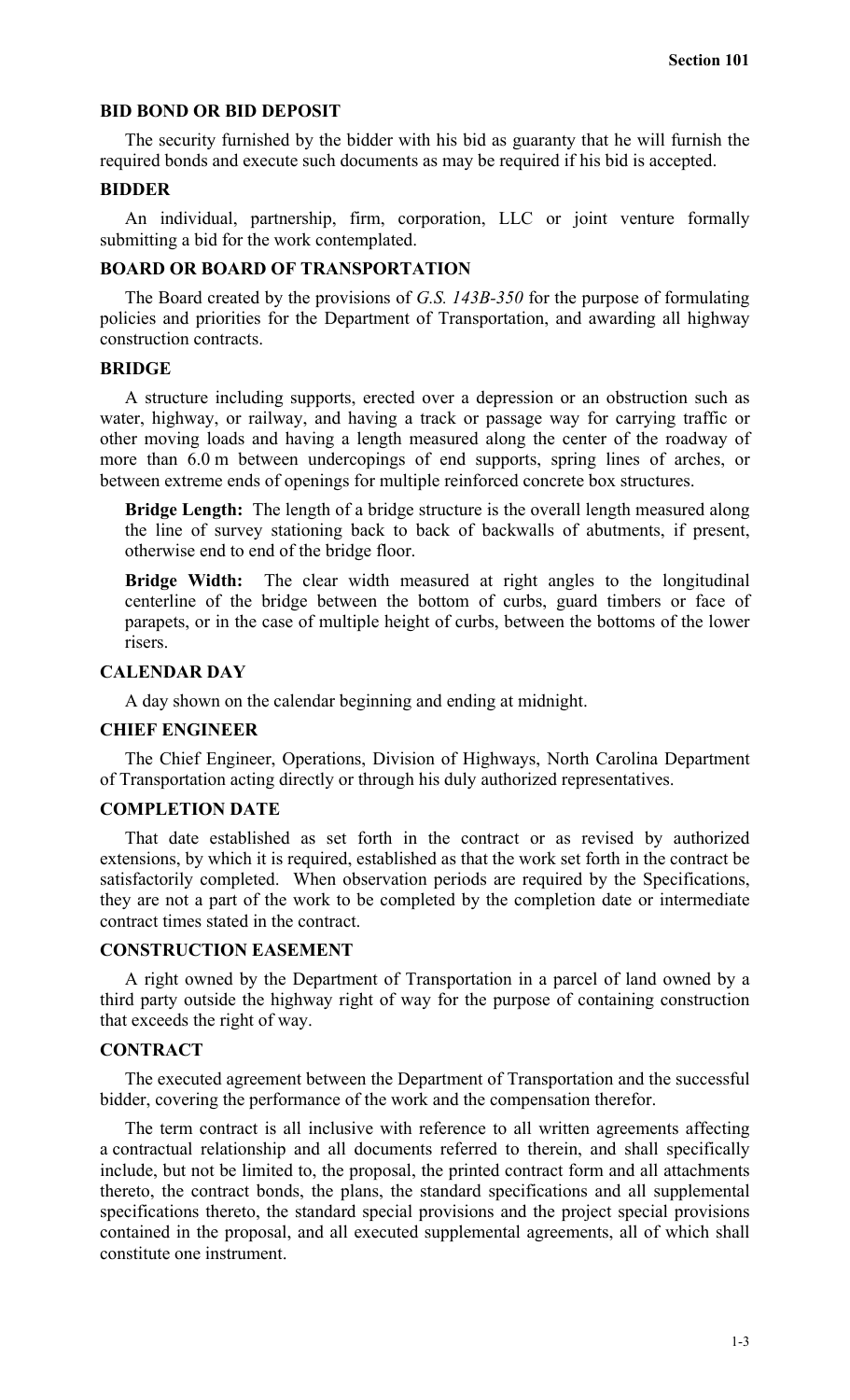### BID BOND OR BID DEPOSIT

The security furnished by the bidder with his bid as guaranty that he will furnish the required bonds and execute such documents as may be required if his bid is accepted.

### BIDDER

An individual, partnership, firm, corporation, LLC or joint venture formally submitting a bid for the work contemplated.

### BOARD OR BOARD OF TRANSPORTATION

The Board created by the provisions of *G.S. 143B-350* for the purpose of formulating policies and priorities for the Department of Transportation, and awarding all highway construction contracts.

### BRIDGE

A structure including supports, erected over a depression or an obstruction such as water, highway, or railway, and having a track or passage way for carrying traffic or other moving loads and having a length measured along the center of the roadway of more than 6.0 m between undercopings of end supports, spring lines of arches, or between extreme ends of openings for multiple reinforced concrete box structures.

**Bridge Length:** The length of a bridge structure is the overall length measured along the line of survey stationing back to back of backwalls of abutments, if present, otherwise end to end of the bridge floor.

**Bridge Width:** The clear width measured at right angles to the longitudinal centerline of the bridge between the bottom of curbs, guard timbers or face of parapets, or in the case of multiple height of curbs, between the bottoms of the lower risers.

### CALENDAR DAY

A day shown on the calendar beginning and ending at midnight.

### CHIEF ENGINEER

The Chief Engineer, Operations, Division of Highways, North Carolina Department of Transportation acting directly or through his duly authorized representatives.

### COMPLETION DATE

That date established as set forth in the contract or as revised by authorized extensions, by which it is required, established as that the work set forth in the contract be satisfactorily completed. When observation periods are required by the Specifications, they are not a part of the work to be completed by the completion date or intermediate contract times stated in the contract.

### CONSTRUCTION EASEMENT

A right owned by the Department of Transportation in a parcel of land owned by a third party outside the highway right of way for the purpose of containing construction that exceeds the right of way.

### CONTRACT

The executed agreement between the Department of Transportation and the successful bidder, covering the performance of the work and the compensation therefor.

The term contract is all inclusive with reference to all written agreements affecting a contractual relationship and all documents referred to therein, and shall specifically include, but not be limited to, the proposal, the printed contract form and all attachments thereto, the contract bonds, the plans, the standard specifications and all supplemental specifications thereto, the standard special provisions and the project special provisions contained in the proposal, and all executed supplemental agreements, all of which shall constitute one instrument.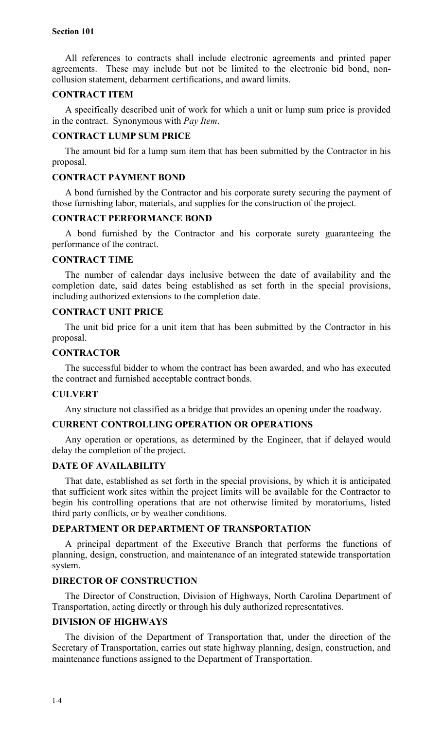All references to contracts shall include electronic agreements and printed paper agreements. These may include but not be limited to the electronic bid bond, non-collusion statement, debarment certifications, and award limits.

### CONTRACT ITEM

A specifically described unit of work for which a unit or lump sum price is provided in the contract. Synonymous with *Pay Item*.

### CONTRACT LUMP SUM PRICE

The amount bid for a lump sum item that has been submitted by the Contractor in his proposal.

### CONTRACT PAYMENT BOND

A bond furnished by the Contractor and his corporate surety securing the payment of those furnishing labor, materials, and supplies for the construction of the project.

### CONTRACT PERFORMANCE BOND

A bond furnished by the Contractor and his corporate surety guaranteeing the performance of the contract.

### CONTRACT TIME

The number of calendar days inclusive between the date of availability and the completion date, said dates being established as set forth in the special provisions, including authorized extensions to the completion date.

### CONTRACT UNIT PRICE

The unit bid price for a unit item that has been submitted by the Contractor in his proposal.

### CONTRACTOR

The successful bidder to whom the contract has been awarded, and who has executed the contract and furnished acceptable contract bonds.

### CULVERT

Any structure not classified as a bridge that provides an opening under the roadway.

### CURRENT CONTROLLING OPERATION OR OPERATIONS

Any operation or operations, as determined by the Engineer, that if delayed would delay the completion of the project.

### DATE OF AVAILABILITY

That date, established as set forth in the special provisions, by which it is anticipated that sufficient work sites within the project limits will be available for the Contractor to begin his controlling operations that are not otherwise limited by moratoriums, listed third party conflicts, or by weather conditions.

### DEPARTMENT OR DEPARTMENT OF TRANSPORTATION

A principal department of the Executive Branch that performs the functions of planning, design, construction, and maintenance of an integrated statewide transportation system.

### DIRECTOR OF CONSTRUCTION

The Director of Construction, Division of Highways, North Carolina Department of Transportation, acting directly or through his duly authorized representatives.

### DIVISION OF HIGHWAYS

The division of the Department of Transportation that, under the direction of the Secretary of Transportation, carries out state highway planning, design, construction, and maintenance functions assigned to the Department of Transportation.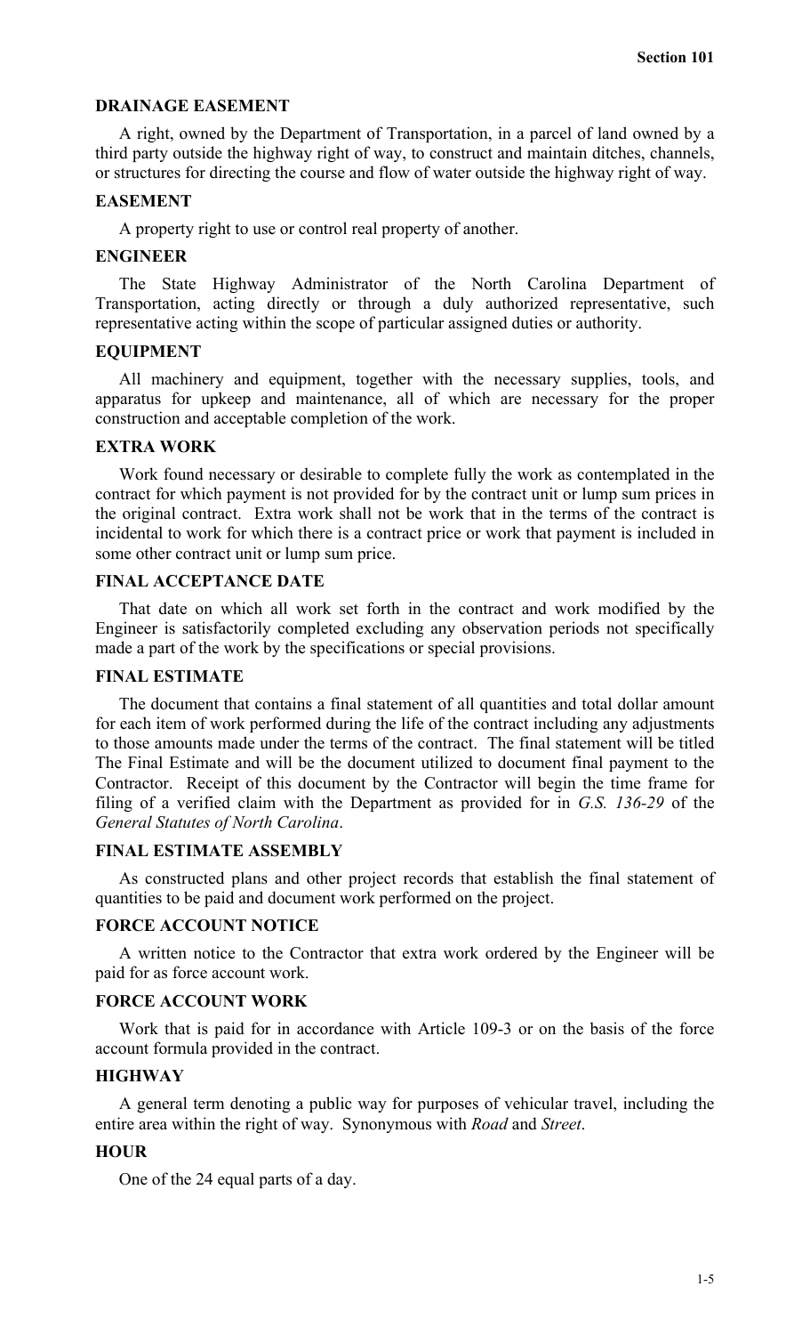### DRAINAGE EASEMENT

A right, owned by the Department of Transportation, in a parcel of land owned by a third party outside the highway right of way, to construct and maintain ditches, channels, or structures for directing the course and flow of water outside the highway right of way.

### EASEMENT

A property right to use or control real property of another.

### ENGINEER

The State Highway Administrator of the North Carolina Department of Transportation, acting directly or through a duly authorized representative, such representative acting within the scope of particular assigned duties or authority.

### EQUIPMENT

All machinery and equipment, together with the necessary supplies, tools, and apparatus for upkeep and maintenance, all of which are necessary for the proper construction and acceptable completion of the work.

### EXTRA WORK

Work found necessary or desirable to complete fully the work as contemplated in the contract for which payment is not provided for by the contract unit or lump sum prices in the original contract. Extra work shall not be work that in the terms of the contract is incidental to work for which there is a contract price or work that payment is included in some other contract unit or lump sum price.

### FINAL ACCEPTANCE DATE

That date on which all work set forth in the contract and work modified by the Engineer is satisfactorily completed excluding any observation periods not specifically made a part of the work by the specifications or special provisions.

### FINAL ESTIMATE

The document that contains a final statement of all quantities and total dollar amount for each item of work performed during the life of the contract including any adjustments to those amounts made under the terms of the contract. The final statement will be titled The Final Estimate and will be the document utilized to document final payment to the Contractor. Receipt of this document by the Contractor will begin the time frame for filing of a verified claim with the Department as provided for in *G.S. 136-29* of the *General Statutes of North Carolina*.

### FINAL ESTIMATE ASSEMBLY

As constructed plans and other project records that establish the final statement of quantities to be paid and document work performed on the project.

### FORCE ACCOUNT NOTICE

A written notice to the Contractor that extra work ordered by the Engineer will be paid for as force account work.

### FORCE ACCOUNT WORK

Work that is paid for in accordance with Article 109-3 or on the basis of the force account formula provided in the contract.

### HIGHWAY

A general term denoting a public way for purposes of vehicular travel, including the entire area within the right of way. Synonymous with *Road* and *Street*.

### HOUR

One of the 24 equal parts of a day.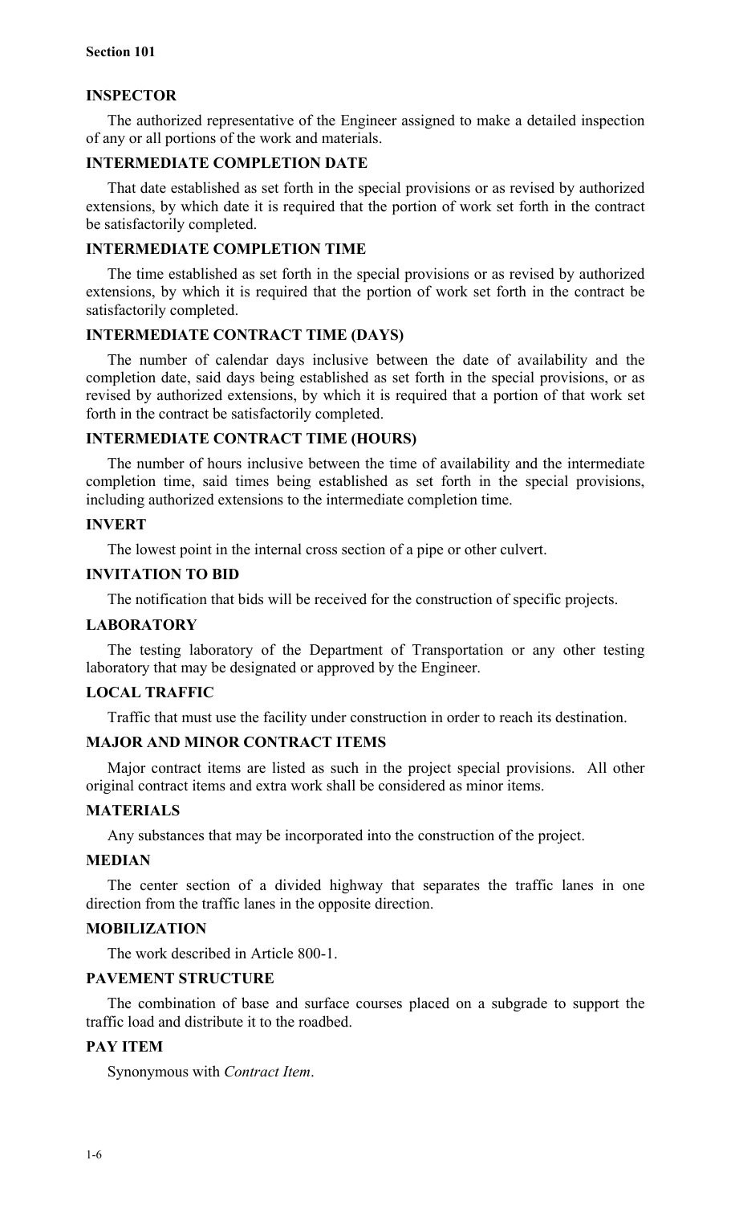### INSPECTOR

The authorized representative of the Engineer assigned to make a detailed inspection of any or all portions of the work and materials.

### INTERMEDIATE COMPLETION DATE

That date established as set forth in the special provisions or as revised by authorized extensions, by which date it is required that the portion of work set forth in the contract be satisfactorily completed.

### INTERMEDIATE COMPLETION TIME

The time established as set forth in the special provisions or as revised by authorized extensions, by which it is required that the portion of work set forth in the contract be satisfactorily completed.

### INTERMEDIATE CONTRACT TIME (DAYS)

The number of calendar days inclusive between the date of availability and the completion date, said days being established as set forth in the special provisions, or as revised by authorized extensions, by which it is required that a portion of that work set forth in the contract be satisfactorily completed.

### INTERMEDIATE CONTRACT TIME (HOURS)

The number of hours inclusive between the time of availability and the intermediate completion time, said times being established as set forth in the special provisions, including authorized extensions to the intermediate completion time.

### INVERT

The lowest point in the internal cross section of a pipe or other culvert.

### INVITATION TO BID

The notification that bids will be received for the construction of specific projects.

### LABORATORY

The testing laboratory of the Department of Transportation or any other testing laboratory that may be designated or approved by the Engineer.

### LOCAL TRAFFIC

Traffic that must use the facility under construction in order to reach its destination.

### MAJOR AND MINOR CONTRACT ITEMS

Major contract items are listed as such in the project special provisions. All other original contract items and extra work shall be considered as minor items.

### MATERIALS

Any substances that may be incorporated into the construction of the project.

### MEDIAN

The center section of a divided highway that separates the traffic lanes in one direction from the traffic lanes in the opposite direction.

### MOBILIZATION

The work described in Article 800-1.

### PAVEMENT STRUCTURE

The combination of base and surface courses placed on a subgrade to support the traffic load and distribute it to the roadbed.

### PAY ITEM

Synonymous with *Contract Item*.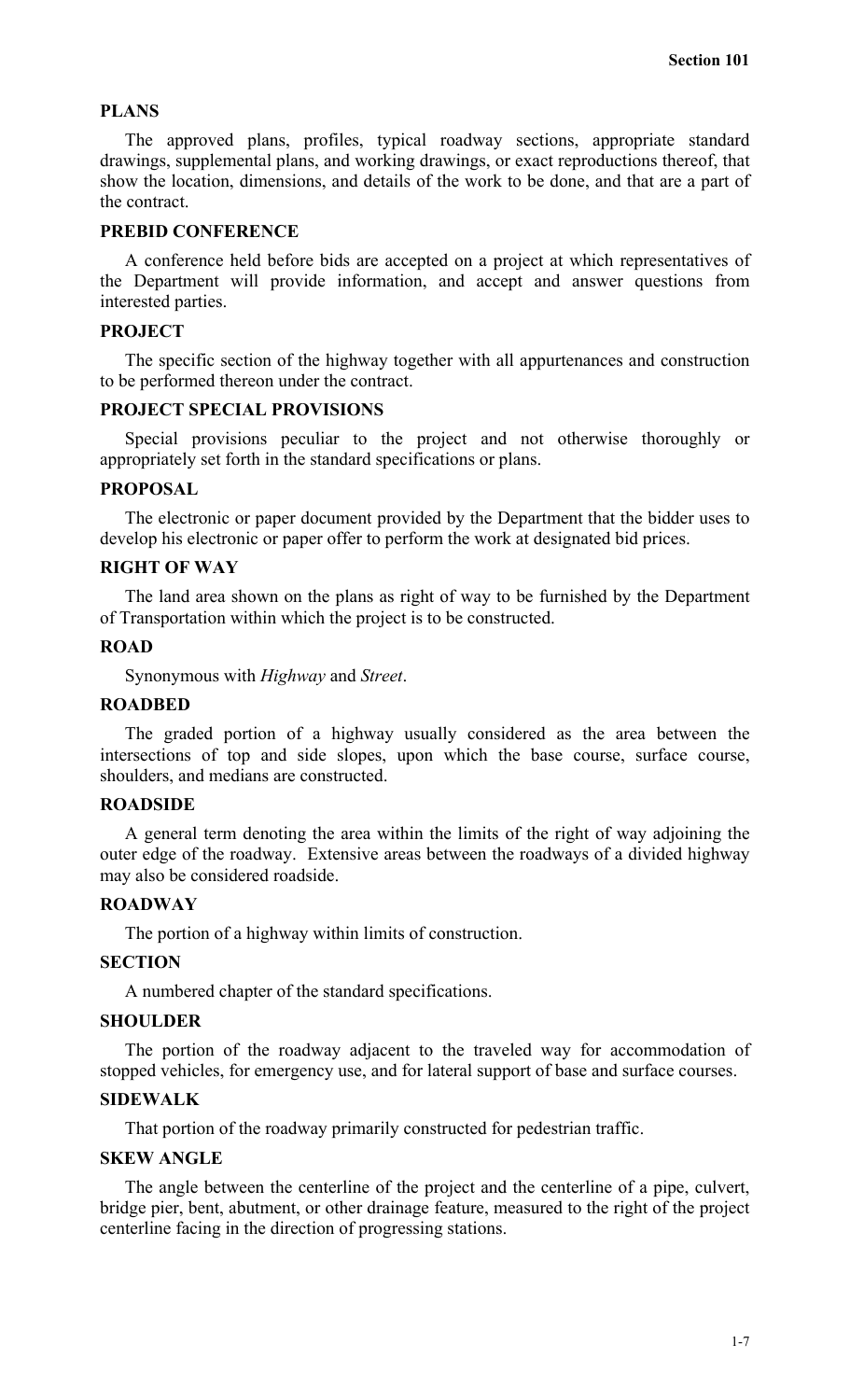### PLANS

The approved plans, profiles, typical roadway sections, appropriate standard drawings, supplemental plans, and working drawings, or exact reproductions thereof, that show the location, dimensions, and details of the work to be done, and that are a part of the contract.

### PREBID CONFERENCE

A conference held before bids are accepted on a project at which representatives of the Department will provide information, and accept and answer questions from interested parties.

### PROJECT

The specific section of the highway together with all appurtenances and construction to be performed thereon under the contract.

### PROJECT SPECIAL PROVISIONS

Special provisions peculiar to the project and not otherwise thoroughly or appropriately set forth in the standard specifications or plans.

### PROPOSAL

The electronic or paper document provided by the Department that the bidder uses to develop his electronic or paper offer to perform the work at designated bid prices.

### RIGHT OF WAY

The land area shown on the plans as right of way to be furnished by the Department of Transportation within which the project is to be constructed.

### ROAD

Synonymous with *Highway* and *Street*.

### ROADBED

The graded portion of a highway usually considered as the area between the intersections of top and side slopes, upon which the base course, surface course, shoulders, and medians are constructed.

### ROADSIDE

A general term denoting the area within the limits of the right of way adjoining the outer edge of the roadway. Extensive areas between the roadways of a divided highway may also be considered roadside.

### ROADWAY

The portion of a highway within limits of construction.

### SECTION

A numbered chapter of the standard specifications.

### SHOULDER

The portion of the roadway adjacent to the traveled way for accommodation of stopped vehicles, for emergency use, and for lateral support of base and surface courses.

### SIDEWALK

That portion of the roadway primarily constructed for pedestrian traffic.

### SKEW ANGLE

The angle between the centerline of the project and the centerline of a pipe, culvert, bridge pier, bent, abutment, or other drainage feature, measured to the right of the project centerline facing in the direction of progressing stations.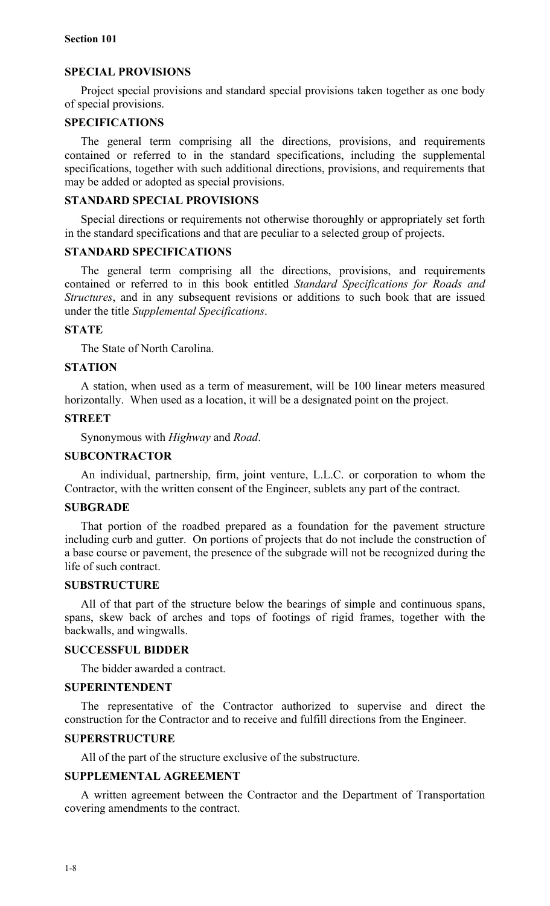**SPECIAL PROVISIONS**

Project special provisions and standard special provisions taken together as one body of special provisions.

**SPECIFICATIONS**

The general term comprising all the directions, provisions, and requirements contained or referred to in the standard specifications, including the supplemental specifications, together with such additional directions, provisions, and requirements that may be added or adopted as special provisions.

**STANDARD SPECIAL PROVISIONS**

Special directions or requirements not otherwise thoroughly or appropriately set forth in the standard specifications and that are peculiar to a selected group of projects.

**STANDARD SPECIFICATIONS**

The general term comprising all the directions, provisions, and requirements contained or referred to in this book entitled *Standard Specifications for Roads and Structures*, and in any subsequent revisions or additions to such book that are issued under the title *Supplemental Specifications*.

**STATE**

The State of North Carolina.

**STATION**

A station, when used as a term of measurement, will be 100 linear meters measured horizontally. When used as a location, it will be a designated point on the project.

**STREET**

Synonymous with *Highway* and *Road*.

**SUBCONTRACTOR**

An individual, partnership, firm, joint venture, L.L.C. or corporation to whom the Contractor, with the written consent of the Engineer, sublets any part of the contract.

**SUBGRADE**

That portion of the roadbed prepared as a foundation for the pavement structure including curb and gutter. On portions of projects that do not include the construction of a base course or pavement, the presence of the subgrade will not be recognized during the life of such contract.

**SUBSTRUCTURE**

All of that part of the structure below the bearings of simple and continuous spans, spans, skew back of arches and tops of footings of rigid frames, together with the backwalls, and wingwalls.

**SUCCESSFUL BIDDER**

The bidder awarded a contract.

**SUPERINTENDENT**

The representative of the Contractor authorized to supervise and direct the construction for the Contractor and to receive and fulfill directions from the Engineer.

**SUPERSTRUCTURE**

All of the part of the structure exclusive of the substructure.

**SUPPLEMENTAL AGREEMENT**

A written agreement between the Contractor and the Department of Transportation covering amendments to the contract.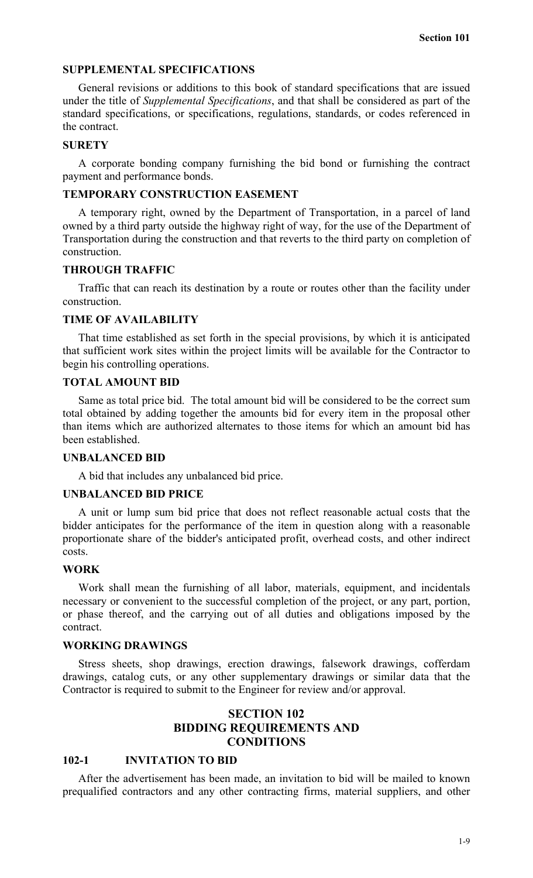#### SUPPLEMENTAL SPECIFICATIONS

General revisions or additions to this book of standard specifications that are issued under the title of *Supplemental Specifications*, and that shall be considered as part of the standard specifications, or specifications, regulations, standards, or codes referenced in the contract.

#### SURETY

A corporate bonding company furnishing the bid bond or furnishing the contract payment and performance bonds.

#### TEMPORARY CONSTRUCTION EASEMENT

A temporary right, owned by the Department of Transportation, in a parcel of land owned by a third party outside the highway right of way, for the use of the Department of Transportation during the construction and that reverts to the third party on completion of construction.

#### THROUGH TRAFFIC

Traffic that can reach its destination by a route or routes other than the facility under construction.

#### TIME OF AVAILABILITY

That time established as set forth in the special provisions, by which it is anticipated that sufficient work sites within the project limits will be available for the Contractor to begin his controlling operations.

#### TOTAL AMOUNT BID

Same as total price bid. The total amount bid will be considered to be the correct sum total obtained by adding together the amounts bid for every item in the proposal other than items which are authorized alternates to those items for which an amount bid has been established.

#### UNBALANCED BID

A bid that includes any unbalanced bid price.

#### UNBALANCED BID PRICE

A unit or lump sum bid price that does not reflect reasonable actual costs that the bidder anticipates for the performance of the item in question along with a reasonable proportionate share of the bidder's anticipated profit, overhead costs, and other indirect costs.

#### WORK

Work shall mean the furnishing of all labor, materials, equipment, and incidentals necessary or convenient to the successful completion of the project, or any part, portion, or phase thereof, and the carrying out of all duties and obligations imposed by the contract.

#### WORKING DRAWINGS

Stress sheets, shop drawings, erection drawings, falsework drawings, cofferdam drawings, catalog cuts, or any other supplementary drawings or similar data that the Contractor is required to submit to the Engineer for review and/or approval.

## SECTION 102 BIDDING REQUIREMENTS AND CONDITIONS

### 102-1 INVITATION TO BID

After the advertisement has been made, an invitation to bid will be mailed to known prequalified contractors and any other contracting firms, material suppliers, and other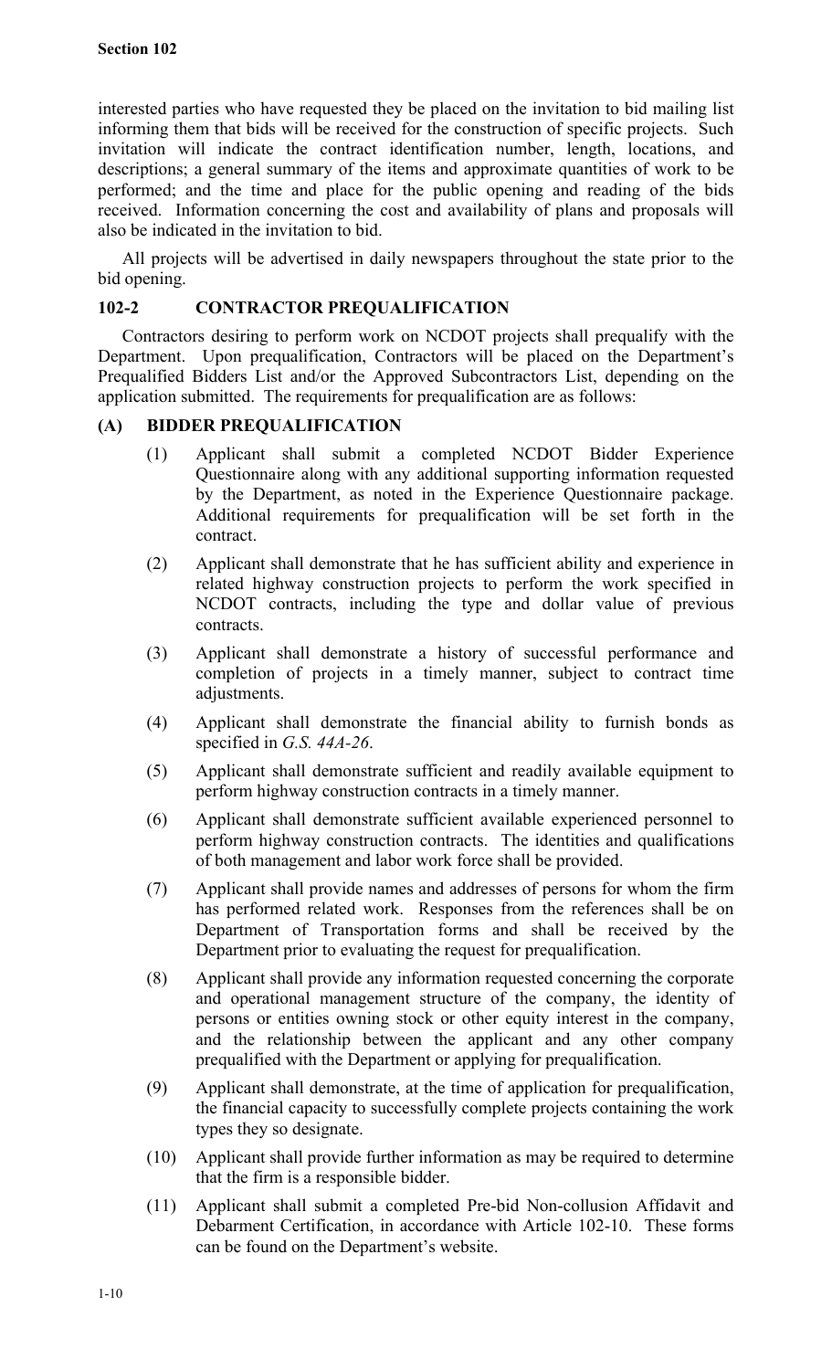interested parties who have requested they be placed on the invitation to bid mailing list informing them that bids will be received for the construction of specific projects. Such invitation will indicate the contract identification number, length, locations, and descriptions; a general summary of the items and approximate quantities of work to be performed; and the time and place for the public opening and reading of the bids received. Information concerning the cost and availability of plans and proposals will also be indicated in the invitation to bid.

All projects will be advertised in daily newspapers throughout the state prior to the bid opening.

## 102-2 CONTRACTOR PREQUALIFICATION

Contractors desiring to perform work on NCDOT projects shall prequalify with the Department. Upon prequalification, Contractors will be placed on the Department's Prequalified Bidders List and/or the Approved Subcontractors List, depending on the application submitted. The requirements for prequalification are as follows:

### (A) BIDDER PREQUALIFICATION

(1) Applicant shall submit a completed NCDOT Bidder Experience Questionnaire along with any additional supporting information requested by the Department, as noted in the Experience Questionnaire package. Additional requirements for prequalification will be set forth in the contract.

(2) Applicant shall demonstrate that he has sufficient ability and experience in related highway construction projects to perform the work specified in NCDOT contracts, including the type and dollar value of previous contracts.

(3) Applicant shall demonstrate a history of successful performance and completion of projects in a timely manner, subject to contract time adjustments.

(4) Applicant shall demonstrate the financial ability to furnish bonds as specified in *G.S. 44A-26*.

(5) Applicant shall demonstrate sufficient and readily available equipment to perform highway construction contracts in a timely manner.

(6) Applicant shall demonstrate sufficient available experienced personnel to perform highway construction contracts. The identities and qualifications of both management and labor work force shall be provided.

(7) Applicant shall provide names and addresses of persons for whom the firm has performed related work. Responses from the references shall be on Department of Transportation forms and shall be received by the Department prior to evaluating the request for prequalification.

(8) Applicant shall provide any information requested concerning the corporate and operational management structure of the company, the identity of persons or entities owning stock or other equity interest in the company, and the relationship between the applicant and any other company prequalified with the Department or applying for prequalification.

(9) Applicant shall demonstrate, at the time of application for prequalification, the financial capacity to successfully complete projects containing the work types they so designate.

(10) Applicant shall provide further information as may be required to determine that the firm is a responsible bidder.

(11) Applicant shall submit a completed Pre-bid Non-collusion Affidavit and Debarment Certification, in accordance with Article 102-10. These forms can be found on the Department's website.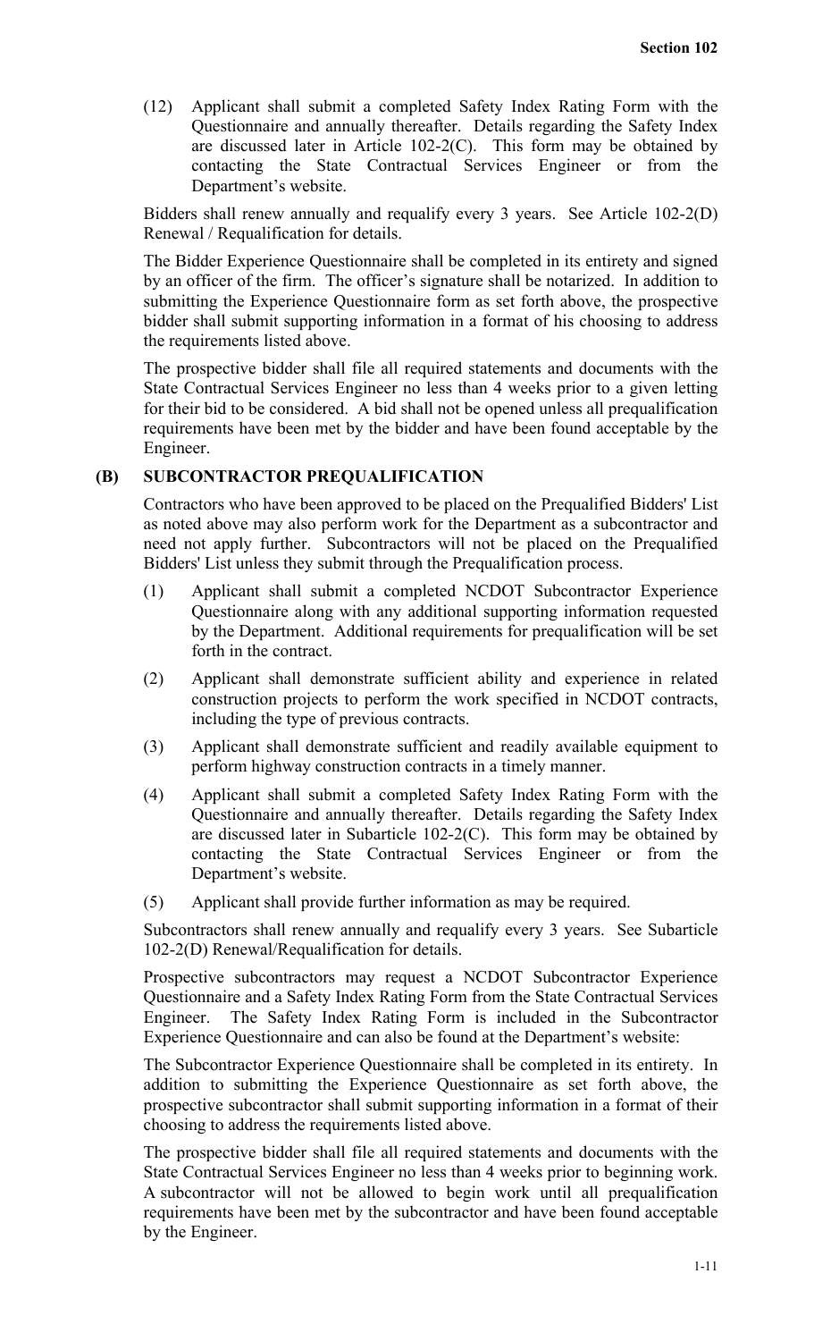(12) Applicant shall submit a completed Safety Index Rating Form with the Questionnaire and annually thereafter. Details regarding the Safety Index are discussed later in Article 102-2(C). This form may be obtained by contacting the State Contractual Services Engineer or from the Department's website.

Bidders shall renew annually and requalify every 3 years. See Article 102-2(D) Renewal / Requalification for details.

The Bidder Experience Questionnaire shall be completed in its entirety and signed by an officer of the firm. The officer's signature shall be notarized. In addition to submitting the Experience Questionnaire form as set forth above, the prospective bidder shall submit supporting information in a format of his choosing to address the requirements listed above.

The prospective bidder shall file all required statements and documents with the State Contractual Services Engineer no less than 4 weeks prior to a given letting for their bid to be considered. A bid shall not be opened unless all prequalification requirements have been met by the bidder and have been found acceptable by the Engineer.

### (B) SUBCONTRACTOR PREQUALIFICATION

Contractors who have been approved to be placed on the Prequalified Bidders' List as noted above may also perform work for the Department as a subcontractor and need not apply further. Subcontractors will not be placed on the Prequalified Bidders' List unless they submit through the Prequalification process.

(1) Applicant shall submit a completed NCDOT Subcontractor Experience Questionnaire along with any additional supporting information requested by the Department. Additional requirements for prequalification will be set forth in the contract.

(2) Applicant shall demonstrate sufficient ability and experience in related construction projects to perform the work specified in NCDOT contracts, including the type of previous contracts.

(3) Applicant shall demonstrate sufficient and readily available equipment to perform highway construction contracts in a timely manner.

(4) Applicant shall submit a completed Safety Index Rating Form with the Questionnaire and annually thereafter. Details regarding the Safety Index are discussed later in Subarticle 102-2(C). This form may be obtained by contacting the State Contractual Services Engineer or from the Department's website.

(5) Applicant shall provide further information as may be required.

Subcontractors shall renew annually and requalify every 3 years. See Subarticle 102-2(D) Renewal/Requalification for details.

Prospective subcontractors may request a NCDOT Subcontractor Experience Questionnaire and a Safety Index Rating Form from the State Contractual Services Engineer. The Safety Index Rating Form is included in the Subcontractor Experience Questionnaire and can also be found at the Department's website:

The Subcontractor Experience Questionnaire shall be completed in its entirety. In addition to submitting the Experience Questionnaire as set forth above, the prospective subcontractor shall submit supporting information in a format of their choosing to address the requirements listed above.

The prospective bidder shall file all required statements and documents with the State Contractual Services Engineer no less than 4 weeks prior to beginning work. A subcontractor will not be allowed to begin work until all prequalification requirements have been met by the subcontractor and have been found acceptable by the Engineer.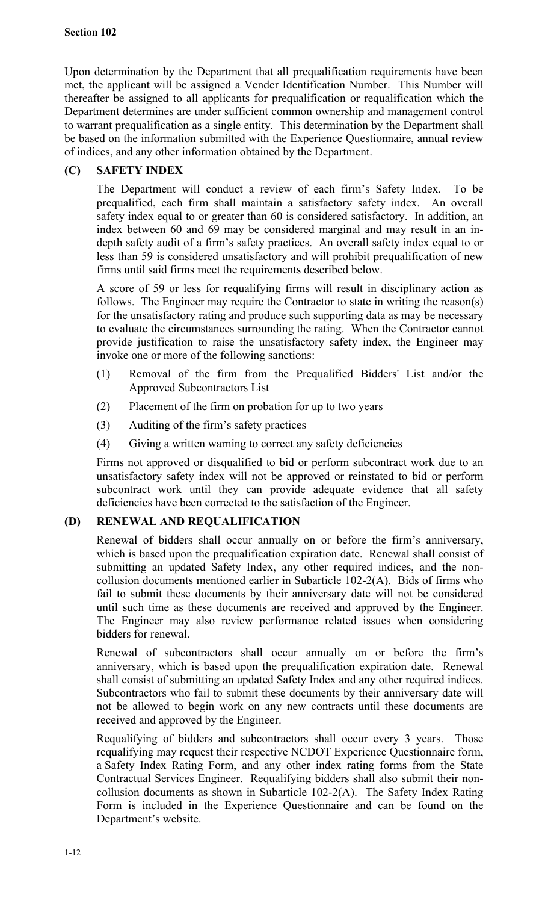Upon determination by the Department that all prequalification requirements have been met, the applicant will be assigned a Vender Identification Number. This Number will thereafter be assigned to all applicants for prequalification or requalification which the Department determines are under sufficient common ownership and management control to warrant prequalification as a single entity. This determination by the Department shall be based on the information submitted with the Experience Questionnaire, annual review of indices, and any other information obtained by the Department.

### (C) SAFETY INDEX

The Department will conduct a review of each firm's Safety Index. To be prequalified, each firm shall maintain a satisfactory safety index. An overall safety index equal to or greater than 60 is considered satisfactory. In addition, an index between 60 and 69 may be considered marginal and may result in an in-depth safety audit of a firm's safety practices. An overall safety index equal to or less than 59 is considered unsatisfactory and will prohibit prequalification of new firms until said firms meet the requirements described below.

A score of 59 or less for requalifying firms will result in disciplinary action as follows. The Engineer may require the Contractor to state in writing the reason(s) for the unsatisfactory rating and produce such supporting data as may be necessary to evaluate the circumstances surrounding the rating. When the Contractor cannot provide justification to raise the unsatisfactory safety index, the Engineer may invoke one or more of the following sanctions:

(1) Removal of the firm from the Prequalified Bidders' List and/or the Approved Subcontractors List

(2) Placement of the firm on probation for up to two years

(3) Auditing of the firm's safety practices

(4) Giving a written warning to correct any safety deficiencies

Firms not approved or disqualified to bid or perform subcontract work due to an unsatisfactory safety index will not be approved or reinstated to bid or perform subcontract work until they can provide adequate evidence that all safety deficiencies have been corrected to the satisfaction of the Engineer.

### (D) RENEWAL AND REQUALIFICATION

Renewal of bidders shall occur annually on or before the firm's anniversary, which is based upon the prequalification expiration date. Renewal shall consist of submitting an updated Safety Index, any other required indices, and the non-collusion documents mentioned earlier in Subarticle 102-2(A). Bids of firms who fail to submit these documents by their anniversary date will not be considered until such time as these documents are received and approved by the Engineer. The Engineer may also review performance related issues when considering bidders for renewal.

Renewal of subcontractors shall occur annually on or before the firm's anniversary, which is based upon the prequalification expiration date. Renewal shall consist of submitting an updated Safety Index and any other required indices. Subcontractors who fail to submit these documents by their anniversary date will not be allowed to begin work on any new contracts until these documents are received and approved by the Engineer.

Requalifying of bidders and subcontractors shall occur every 3 years. Those requalifying may request their respective NCDOT Experience Questionnaire form, a Safety Index Rating Form, and any other index rating forms from the State Contractual Services Engineer. Requalifying bidders shall also submit their non-collusion documents as shown in Subarticle 102-2(A). The Safety Index Rating Form is included in the Experience Questionnaire and can be found on the Department's website.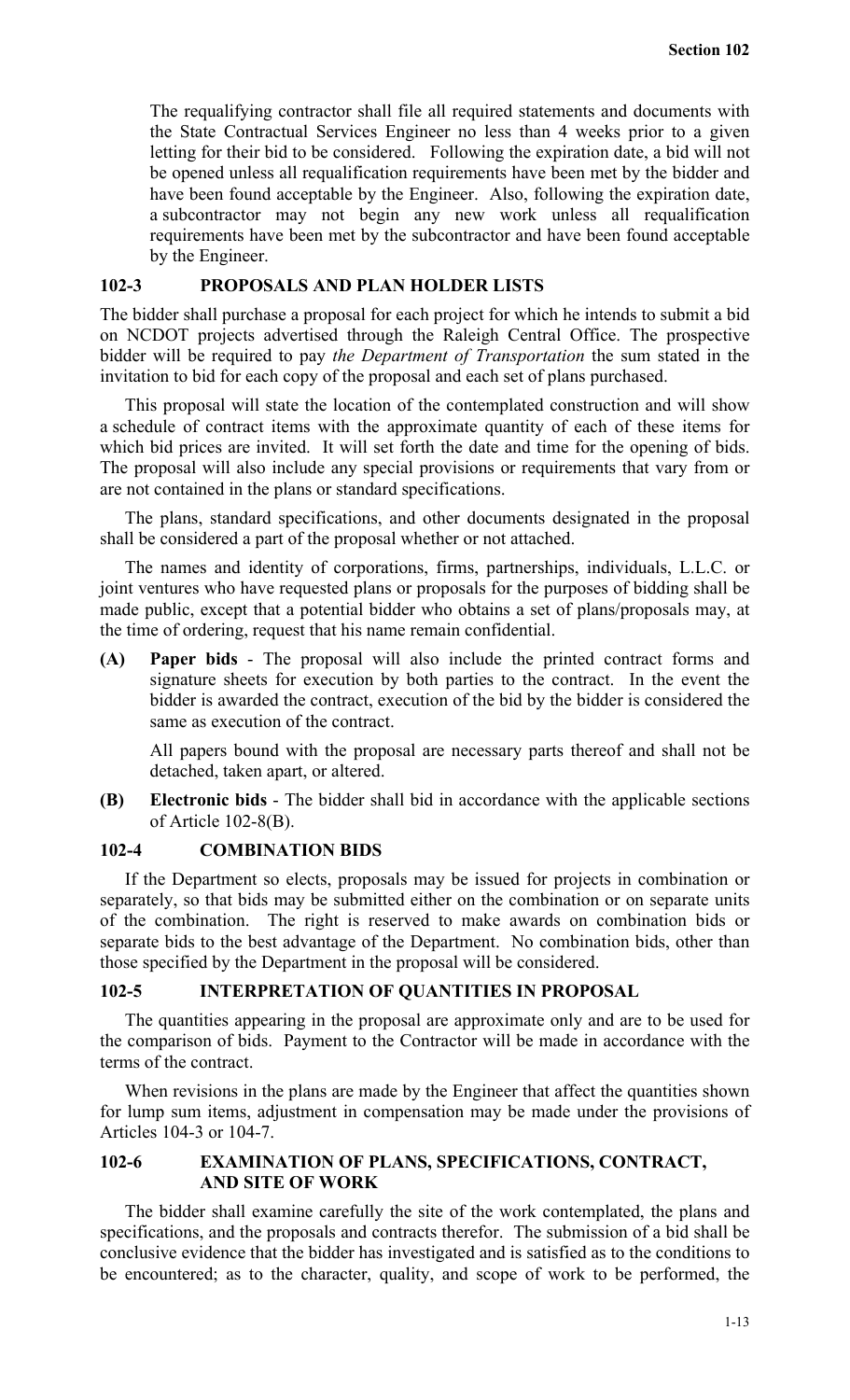The requalifying contractor shall file all required statements and documents with the State Contractual Services Engineer no less than 4 weeks prior to a given letting for their bid to be considered. Following the expiration date, a bid will not be opened unless all requalification requirements have been met by the bidder and have been found acceptable by the Engineer. Also, following the expiration date, a subcontractor may not begin any new work unless all requalification requirements have been met by the subcontractor and have been found acceptable by the Engineer.

## 102-3 PROPOSALS AND PLAN HOLDER LISTS

The bidder shall purchase a proposal for each project for which he intends to submit a bid on NCDOT projects advertised through the Raleigh Central Office. The prospective bidder will be required to pay *the Department of Transportation* the sum stated in the invitation to bid for each copy of the proposal and each set of plans purchased.

This proposal will state the location of the contemplated construction and will show a schedule of contract items with the approximate quantity of each of these items for which bid prices are invited. It will set forth the date and time for the opening of bids. The proposal will also include any special provisions or requirements that vary from or are not contained in the plans or standard specifications.

The plans, standard specifications, and other documents designated in the proposal shall be considered a part of the proposal whether or not attached.

The names and identity of corporations, firms, partnerships, individuals, L.L.C. or joint ventures who have requested plans or proposals for the purposes of bidding shall be made public, except that a potential bidder who obtains a set of plans/proposals may, at the time of ordering, request that his name remain confidential.

**(A) Paper bids** - The proposal will also include the printed contract forms and signature sheets for execution by both parties to the contract. In the event the bidder is awarded the contract, execution of the bid by the bidder is considered the same as execution of the contract.

All papers bound with the proposal are necessary parts thereof and shall not be detached, taken apart, or altered.

**(B) Electronic bids** - The bidder shall bid in accordance with the applicable sections of Article 102-8(B).

## 102-4 COMBINATION BIDS

If the Department so elects, proposals may be issued for projects in combination or separately, so that bids may be submitted either on the combination or on separate units of the combination. The right is reserved to make awards on combination bids or separate bids to the best advantage of the Department. No combination bids, other than those specified by the Department in the proposal will be considered.

## 102-5 INTERPRETATION OF QUANTITIES IN PROPOSAL

The quantities appearing in the proposal are approximate only and are to be used for the comparison of bids. Payment to the Contractor will be made in accordance with the terms of the contract.

When revisions in the plans are made by the Engineer that affect the quantities shown for lump sum items, adjustment in compensation may be made under the provisions of Articles 104-3 or 104-7.

## 102-6 EXAMINATION OF PLANS, SPECIFICATIONS, CONTRACT, AND SITE OF WORK

The bidder shall examine carefully the site of the work contemplated, the plans and specifications, and the proposals and contracts therefor. The submission of a bid shall be conclusive evidence that the bidder has investigated and is satisfied as to the conditions to be encountered; as to the character, quality, and scope of work to be performed, the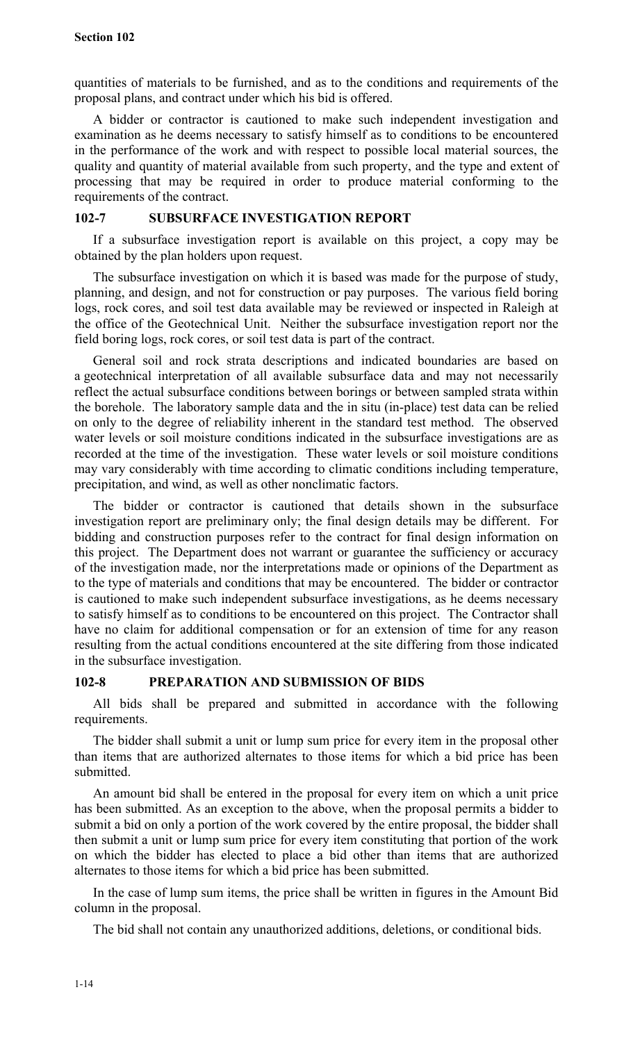quantities of materials to be furnished, and as to the conditions and requirements of the proposal plans, and contract under which his bid is offered.

A bidder or contractor is cautioned to make such independent investigation and examination as he deems necessary to satisfy himself as to conditions to be encountered in the performance of the work and with respect to possible local material sources, the quality and quantity of material available from such property, and the type and extent of processing that may be required in order to produce material conforming to the requirements of the contract.

## 102-7 SUBSURFACE INVESTIGATION REPORT

If a subsurface investigation report is available on this project, a copy may be obtained by the plan holders upon request.

The subsurface investigation on which it is based was made for the purpose of study, planning, and design, and not for construction or pay purposes. The various field boring logs, rock cores, and soil test data available may be reviewed or inspected in Raleigh at the office of the Geotechnical Unit. Neither the subsurface investigation report nor the field boring logs, rock cores, or soil test data is part of the contract.

General soil and rock strata descriptions and indicated boundaries are based on a geotechnical interpretation of all available subsurface data and may not necessarily reflect the actual subsurface conditions between borings or between sampled strata within the borehole. The laboratory sample data and the in situ (in-place) test data can be relied on only to the degree of reliability inherent in the standard test method. The observed water levels or soil moisture conditions indicated in the subsurface investigations are as recorded at the time of the investigation. These water levels or soil moisture conditions may vary considerably with time according to climatic conditions including temperature, precipitation, and wind, as well as other nonclimatic factors.

The bidder or contractor is cautioned that details shown in the subsurface investigation report are preliminary only; the final design details may be different. For bidding and construction purposes refer to the contract for final design information on this project. The Department does not warrant or guarantee the sufficiency or accuracy of the investigation made, nor the interpretations made or opinions of the Department as to the type of materials and conditions that may be encountered. The bidder or contractor is cautioned to make such independent subsurface investigations, as he deems necessary to satisfy himself as to conditions to be encountered on this project. The Contractor shall have no claim for additional compensation or for an extension of time for any reason resulting from the actual conditions encountered at the site differing from those indicated in the subsurface investigation.

## 102-8 PREPARATION AND SUBMISSION OF BIDS

All bids shall be prepared and submitted in accordance with the following requirements.

The bidder shall submit a unit or lump sum price for every item in the proposal other than items that are authorized alternates to those items for which a bid price has been submitted.

An amount bid shall be entered in the proposal for every item on which a unit price has been submitted. As an exception to the above, when the proposal permits a bidder to submit a bid on only a portion of the work covered by the entire proposal, the bidder shall then submit a unit or lump sum price for every item constituting that portion of the work on which the bidder has elected to place a bid other than items that are authorized alternates to those items for which a bid price has been submitted.

In the case of lump sum items, the price shall be written in figures in the Amount Bid column in the proposal.

The bid shall not contain any unauthorized additions, deletions, or conditional bids.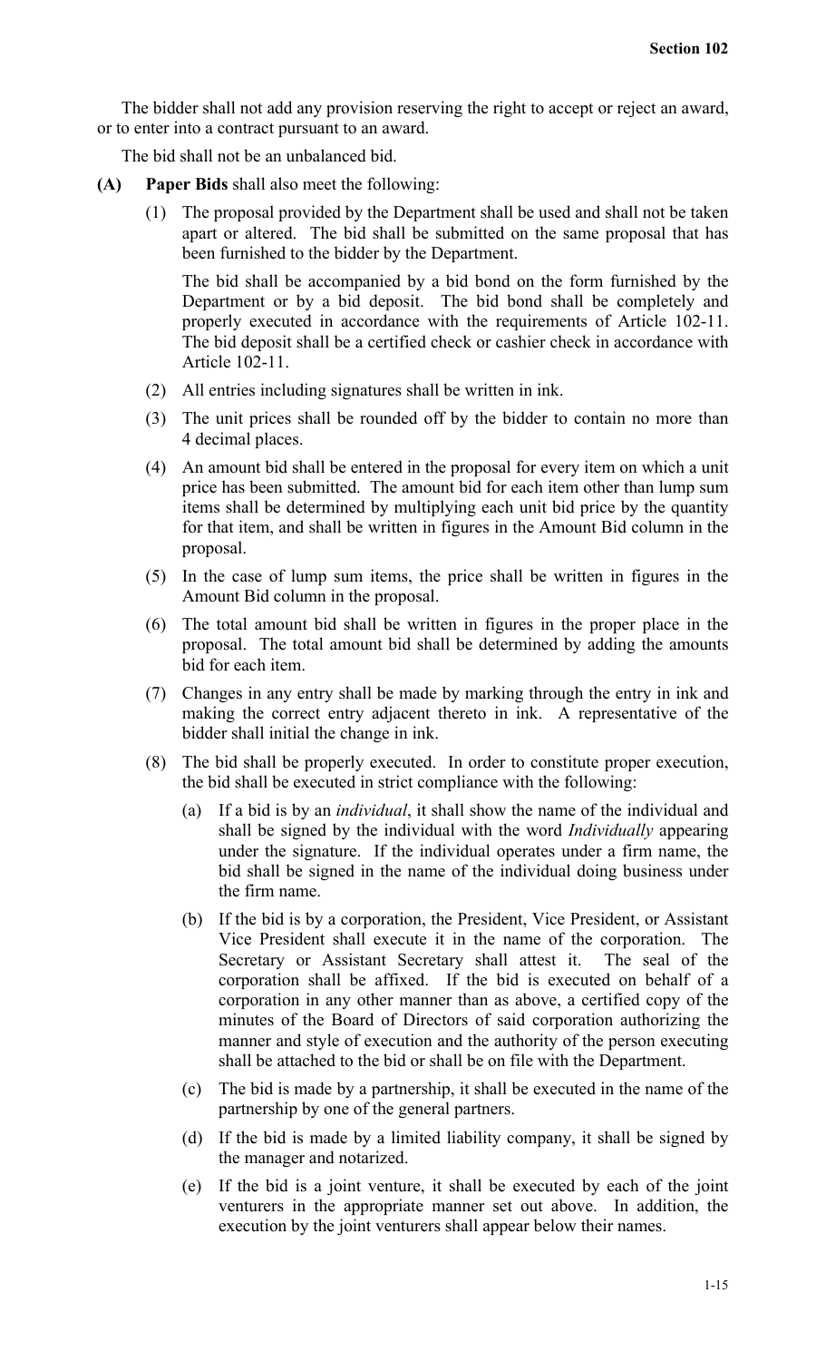The bidder shall not add any provision reserving the right to accept or reject an award, or to enter into a contract pursuant to an award.

The bid shall not be an unbalanced bid.

**(A) Paper Bids** shall also meet the following:

(1) The proposal provided by the Department shall be used and shall not be taken apart or altered. The bid shall be submitted on the same proposal that has been furnished to the bidder by the Department.

The bid shall be accompanied by a bid bond on the form furnished by the Department or by a bid deposit. The bid bond shall be completely and properly executed in accordance with the requirements of Article 102-11. The bid deposit shall be a certified check or cashier check in accordance with Article 102-11.

(2) All entries including signatures shall be written in ink.

(3) The unit prices shall be rounded off by the bidder to contain no more than 4 decimal places.

(4) An amount bid shall be entered in the proposal for every item on which a unit price has been submitted. The amount bid for each item other than lump sum items shall be determined by multiplying each unit bid price by the quantity for that item, and shall be written in figures in the Amount Bid column in the proposal.

(5) In the case of lump sum items, the price shall be written in figures in the Amount Bid column in the proposal.

(6) The total amount bid shall be written in figures in the proper place in the proposal. The total amount bid shall be determined by adding the amounts bid for each item.

(7) Changes in any entry shall be made by marking through the entry in ink and making the correct entry adjacent thereto in ink. A representative of the bidder shall initial the change in ink.

(8) The bid shall be properly executed. In order to constitute proper execution, the bid shall be executed in strict compliance with the following:

(a) If a bid is by an *individual*, it shall show the name of the individual and shall be signed by the individual with the word *Individually* appearing under the signature. If the individual operates under a firm name, the bid shall be signed in the name of the individual doing business under the firm name.

(b) If the bid is by a corporation, the President, Vice President, or Assistant Vice President shall execute it in the name of the corporation. The Secretary or Assistant Secretary shall attest it. The seal of the corporation shall be affixed. If the bid is executed on behalf of a corporation in any other manner than as above, a certified copy of the minutes of the Board of Directors of said corporation authorizing the manner and style of execution and the authority of the person executing shall be attached to the bid or shall be on file with the Department.

(c) The bid is made by a partnership, it shall be executed in the name of the partnership by one of the general partners.

(d) If the bid is made by a limited liability company, it shall be signed by the manager and notarized.

(e) If the bid is a joint venture, it shall be executed by each of the joint venturers in the appropriate manner set out above. In addition, the execution by the joint venturers shall appear below their names.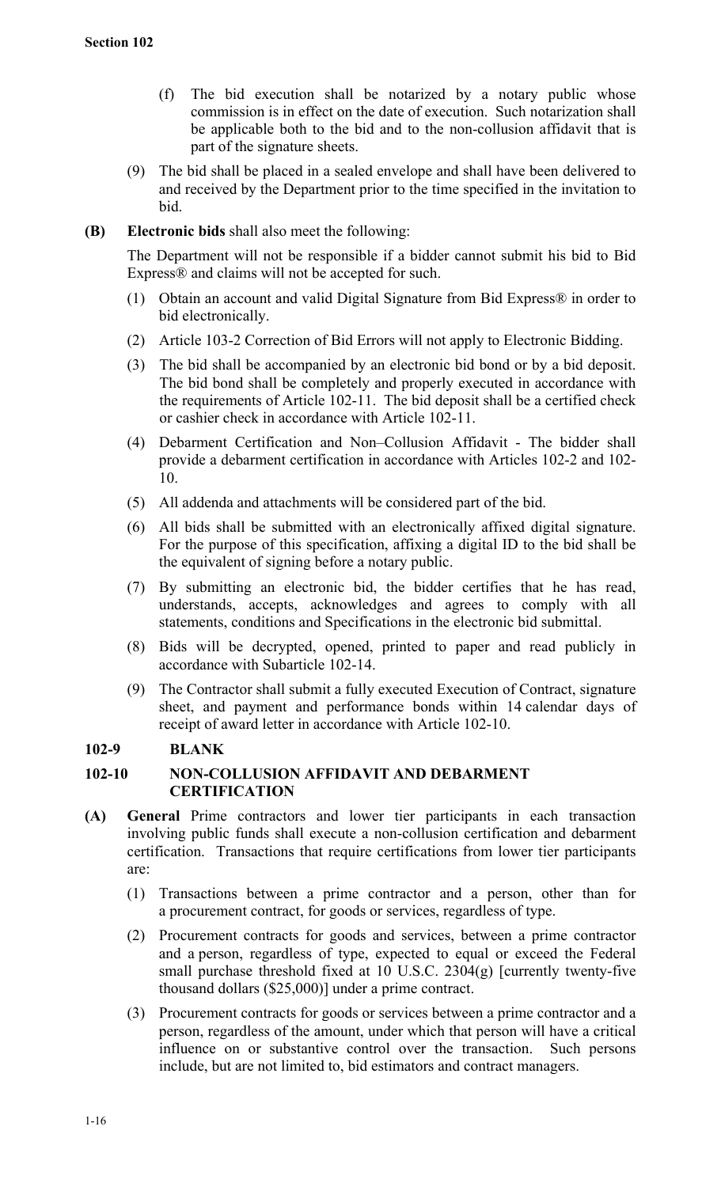(f) The bid execution shall be notarized by a notary public whose commission is in effect on the date of execution. Such notarization shall be applicable both to the bid and to the non-collusion affidavit that is part of the signature sheets.

(9) The bid shall be placed in a sealed envelope and shall have been delivered to and received by the Department prior to the time specified in the invitation to bid.

**(B) Electronic bids** shall also meet the following:

The Department will not be responsible if a bidder cannot submit his bid to Bid Express® and claims will not be accepted for such.

(1) Obtain an account and valid Digital Signature from Bid Express® in order to bid electronically.

(2) Article 103-2 Correction of Bid Errors will not apply to Electronic Bidding.

(3) The bid shall be accompanied by an electronic bid bond or by a bid deposit. The bid bond shall be completely and properly executed in accordance with the requirements of Article 102-11. The bid deposit shall be a certified check or cashier check in accordance with Article 102-11.

(4) Debarment Certification and Non–Collusion Affidavit - The bidder shall provide a debarment certification in accordance with Articles 102-2 and 102-10.

(5) All addenda and attachments will be considered part of the bid.

(6) All bids shall be submitted with an electronically affixed digital signature. For the purpose of this specification, affixing a digital ID to the bid shall be the equivalent of signing before a notary public.

(7) By submitting an electronic bid, the bidder certifies that he has read, understands, accepts, acknowledges and agrees to comply with all statements, conditions and Specifications in the electronic bid submittal.

(8) Bids will be decrypted, opened, printed to paper and read publicly in accordance with Subarticle 102-14.

(9) The Contractor shall submit a fully executed Execution of Contract, signature sheet, and payment and performance bonds within 14 calendar days of receipt of award letter in accordance with Article 102-10.

## 102-9 BLANK

## 102-10 NON-COLLUSION AFFIDAVIT AND DEBARMENT CERTIFICATION

**(A) General** Prime contractors and lower tier participants in each transaction involving public funds shall execute a non-collusion certification and debarment certification. Transactions that require certifications from lower tier participants are:

(1) Transactions between a prime contractor and a person, other than for a procurement contract, for goods or services, regardless of type.

(2) Procurement contracts for goods and services, between a prime contractor and a person, regardless of type, expected to equal or exceed the Federal small purchase threshold fixed at 10 U.S.C. 2304(g) [currently twenty-five thousand dollars ($25,000)] under a prime contract.

(3) Procurement contracts for goods or services between a prime contractor and a person, regardless of the amount, under which that person will have a critical influence on or substantive control over the transaction. Such persons include, but are not limited to, bid estimators and contract managers.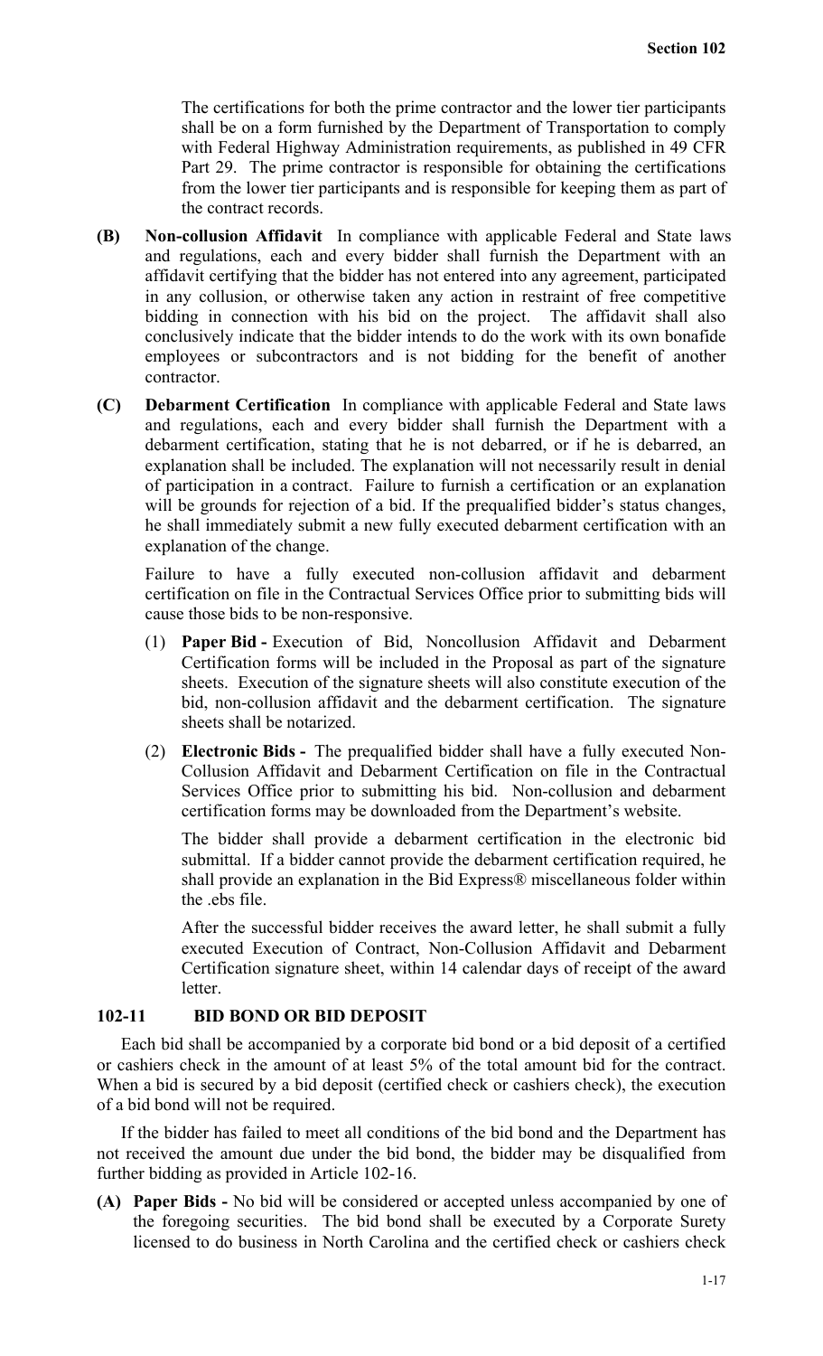The certifications for both the prime contractor and the lower tier participants shall be on a form furnished by the Department of Transportation to comply with Federal Highway Administration requirements, as published in 49 CFR Part 29. The prime contractor is responsible for obtaining the certifications from the lower tier participants and is responsible for keeping them as part of the contract records.

**(B) Non-collusion Affidavit** In compliance with applicable Federal and State laws and regulations, each and every bidder shall furnish the Department with an affidavit certifying that the bidder has not entered into any agreement, participated in any collusion, or otherwise taken any action in restraint of free competitive bidding in connection with his bid on the project. The affidavit shall also conclusively indicate that the bidder intends to do the work with its own bonafide employees or subcontractors and is not bidding for the benefit of another contractor.

**(C) Debarment Certification** In compliance with applicable Federal and State laws and regulations, each and every bidder shall furnish the Department with a debarment certification, stating that he is not debarred, or if he is debarred, an explanation shall be included. The explanation will not necessarily result in denial of participation in a contract. Failure to furnish a certification or an explanation will be grounds for rejection of a bid. If the prequalified bidder's status changes, he shall immediately submit a new fully executed debarment certification with an explanation of the change.

Failure to have a fully executed non-collusion affidavit and debarment certification on file in the Contractual Services Office prior to submitting bids will cause those bids to be non-responsive.

(1) **Paper Bid -** Execution of Bid, Noncollusion Affidavit and Debarment Certification forms will be included in the Proposal as part of the signature sheets. Execution of the signature sheets will also constitute execution of the bid, non-collusion affidavit and the debarment certification. The signature sheets shall be notarized.

(2) **Electronic Bids -** The prequalified bidder shall have a fully executed Non-Collusion Affidavit and Debarment Certification on file in the Contractual Services Office prior to submitting his bid. Non-collusion and debarment certification forms may be downloaded from the Department's website.

The bidder shall provide a debarment certification in the electronic bid submittal. If a bidder cannot provide the debarment certification required, he shall provide an explanation in the Bid Express® miscellaneous folder within the .ebs file.

After the successful bidder receives the award letter, he shall submit a fully executed Execution of Contract, Non-Collusion Affidavit and Debarment Certification signature sheet, within 14 calendar days of receipt of the award letter.

## 102-11 BID BOND OR BID DEPOSIT

Each bid shall be accompanied by a corporate bid bond or a bid deposit of a certified or cashiers check in the amount of at least 5% of the total amount bid for the contract. When a bid is secured by a bid deposit (certified check or cashiers check), the execution of a bid bond will not be required.

If the bidder has failed to meet all conditions of the bid bond and the Department has not received the amount due under the bid bond, the bidder may be disqualified from further bidding as provided in Article 102-16.

**(A) Paper Bids -** No bid will be considered or accepted unless accompanied by one of the foregoing securities. The bid bond shall be executed by a Corporate Surety licensed to do business in North Carolina and the certified check or cashiers check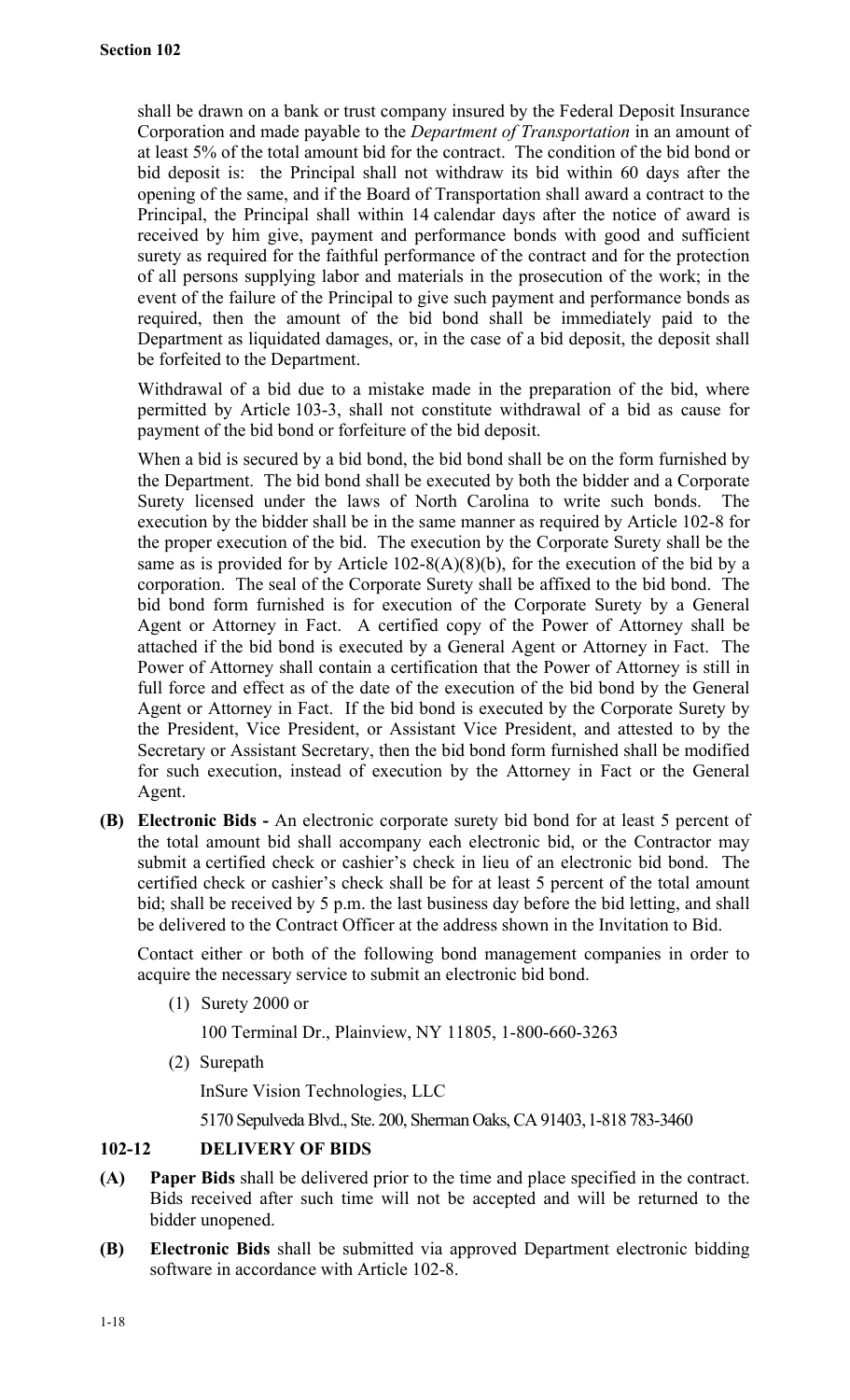shall be drawn on a bank or trust company insured by the Federal Deposit Insurance Corporation and made payable to the *Department of Transportation* in an amount of at least 5% of the total amount bid for the contract. The condition of the bid bond or bid deposit is: the Principal shall not withdraw its bid within 60 days after the opening of the same, and if the Board of Transportation shall award a contract to the Principal, the Principal shall within 14 calendar days after the notice of award is received by him give, payment and performance bonds with good and sufficient surety as required for the faithful performance of the contract and for the protection of all persons supplying labor and materials in the prosecution of the work; in the event of the failure of the Principal to give such payment and performance bonds as required, then the amount of the bid bond shall be immediately paid to the Department as liquidated damages, or, in the case of a bid deposit, the deposit shall be forfeited to the Department.

Withdrawal of a bid due to a mistake made in the preparation of the bid, where permitted by Article 103-3, shall not constitute withdrawal of a bid as cause for payment of the bid bond or forfeiture of the bid deposit.

When a bid is secured by a bid bond, the bid bond shall be on the form furnished by the Department. The bid bond shall be executed by both the bidder and a Corporate Surety licensed under the laws of North Carolina to write such bonds. The execution by the bidder shall be in the same manner as required by Article 102-8 for the proper execution of the bid. The execution by the Corporate Surety shall be the same as is provided for by Article 102-8(A)(8)(b), for the execution of the bid by a corporation. The seal of the Corporate Surety shall be affixed to the bid bond. The bid bond form furnished is for execution of the Corporate Surety by a General Agent or Attorney in Fact. A certified copy of the Power of Attorney shall be attached if the bid bond is executed by a General Agent or Attorney in Fact. The Power of Attorney shall contain a certification that the Power of Attorney is still in full force and effect as of the date of the execution of the bid bond by the General Agent or Attorney in Fact. If the bid bond is executed by the Corporate Surety by the President, Vice President, or Assistant Vice President, and attested to by the Secretary or Assistant Secretary, then the bid bond form furnished shall be modified for such execution, instead of execution by the Attorney in Fact or the General Agent.

**(B) Electronic Bids -** An electronic corporate surety bid bond for at least 5 percent of the total amount bid shall accompany each electronic bid, or the Contractor may submit a certified check or cashier's check in lieu of an electronic bid bond. The certified check or cashier's check shall be for at least 5 percent of the total amount bid; shall be received by 5 p.m. the last business day before the bid letting, and shall be delivered to the Contract Officer at the address shown in the Invitation to Bid.

Contact either or both of the following bond management companies in order to acquire the necessary service to submit an electronic bid bond.

(1) Surety 2000 or

100 Terminal Dr., Plainview, NY 11805, 1-800-660-3263

(2) Surepath

InSure Vision Technologies, LLC

5170 Sepulveda Blvd., Ste. 200, Sherman Oaks, CA 91403, 1-818 783-3460

## 102-12 DELIVERY OF BIDS

**(A) Paper Bids** shall be delivered prior to the time and place specified in the contract. Bids received after such time will not be accepted and will be returned to the bidder unopened.

**(B) Electronic Bids** shall be submitted via approved Department electronic bidding software in accordance with Article 102-8.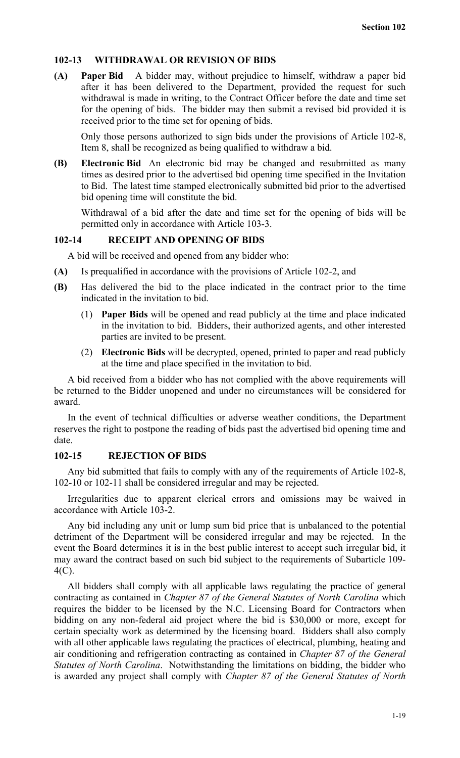### 102-13 WITHDRAWAL OR REVISION OF BIDS

**(A) Paper Bid** A bidder may, without prejudice to himself, withdraw a paper bid after it has been delivered to the Department, provided the request for such withdrawal is made in writing, to the Contract Officer before the date and time set for the opening of bids. The bidder may then submit a revised bid provided it is received prior to the time set for opening of bids.

Only those persons authorized to sign bids under the provisions of Article 102-8, Item 8, shall be recognized as being qualified to withdraw a bid.

**(B) Electronic Bid** An electronic bid may be changed and resubmitted as many times as desired prior to the advertised bid opening time specified in the Invitation to Bid. The latest time stamped electronically submitted bid prior to the advertised bid opening time will constitute the bid.

Withdrawal of a bid after the date and time set for the opening of bids will be permitted only in accordance with Article 103-3.

### 102-14 RECEIPT AND OPENING OF BIDS

A bid will be received and opened from any bidder who:

**(A)** Is prequalified in accordance with the provisions of Article 102-2, and

**(B)** Has delivered the bid to the place indicated in the contract prior to the time indicated in the invitation to bid.

(1) **Paper Bids** will be opened and read publicly at the time and place indicated in the invitation to bid. Bidders, their authorized agents, and other interested parties are invited to be present.

(2) **Electronic Bids** will be decrypted, opened, printed to paper and read publicly at the time and place specified in the invitation to bid.

A bid received from a bidder who has not complied with the above requirements will be returned to the Bidder unopened and under no circumstances will be considered for award.

In the event of technical difficulties or adverse weather conditions, the Department reserves the right to postpone the reading of bids past the advertised bid opening time and date.

### 102-15 REJECTION OF BIDS

Any bid submitted that fails to comply with any of the requirements of Article 102-8, 102-10 or 102-11 shall be considered irregular and may be rejected.

Irregularities due to apparent clerical errors and omissions may be waived in accordance with Article 103-2.

Any bid including any unit or lump sum bid price that is unbalanced to the potential detriment of the Department will be considered irregular and may be rejected. In the event the Board determines it is in the best public interest to accept such irregular bid, it may award the contract based on such bid subject to the requirements of Subarticle 109-4(C).

All bidders shall comply with all applicable laws regulating the practice of general contracting as contained in *Chapter 87 of the General Statutes of North Carolina* which requires the bidder to be licensed by the N.C. Licensing Board for Contractors when bidding on any non-federal aid project where the bid is $30,000 or more, except for certain specialty work as determined by the licensing board. Bidders shall also comply with all other applicable laws regulating the practices of electrical, plumbing, heating and air conditioning and refrigeration contracting as contained in *Chapter 87 of the General Statutes of North Carolina*. Notwithstanding the limitations on bidding, the bidder who is awarded any project shall comply with *Chapter 87 of the General Statutes of North*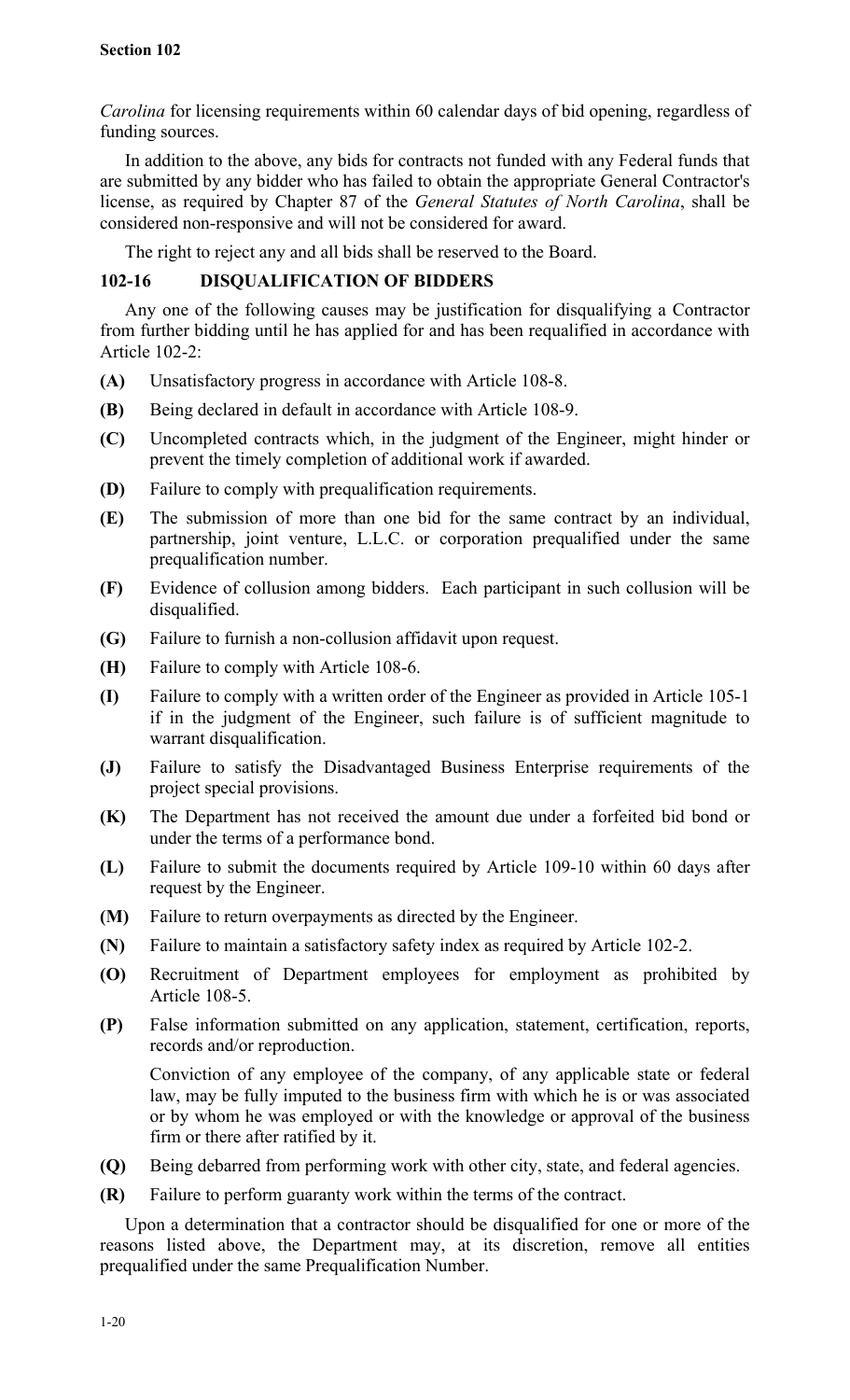*Carolina* for licensing requirements within 60 calendar days of bid opening, regardless of funding sources.

In addition to the above, any bids for contracts not funded with any Federal funds that are submitted by any bidder who has failed to obtain the appropriate General Contractor's license, as required by Chapter 87 of the *General Statutes of North Carolina*, shall be considered non-responsive and will not be considered for award.

The right to reject any and all bids shall be reserved to the Board.

### 102-16 DISQUALIFICATION OF BIDDERS

Any one of the following causes may be justification for disqualifying a Contractor from further bidding until he has applied for and has been requalified in accordance with Article 102-2:

- **(A)** Unsatisfactory progress in accordance with Article 108-8.
- **(B)** Being declared in default in accordance with Article 108-9.
- **(C)** Uncompleted contracts which, in the judgment of the Engineer, might hinder or prevent the timely completion of additional work if awarded.
- **(D)** Failure to comply with prequalification requirements.
- **(E)** The submission of more than one bid for the same contract by an individual, partnership, joint venture, L.L.C. or corporation prequalified under the same prequalification number.
- **(F)** Evidence of collusion among bidders. Each participant in such collusion will be disqualified.
- **(G)** Failure to furnish a non-collusion affidavit upon request.
- **(H)** Failure to comply with Article 108-6.
- **(I)** Failure to comply with a written order of the Engineer as provided in Article 105-1 if in the judgment of the Engineer, such failure is of sufficient magnitude to warrant disqualification.
- **(J)** Failure to satisfy the Disadvantaged Business Enterprise requirements of the project special provisions.
- **(K)** The Department has not received the amount due under a forfeited bid bond or under the terms of a performance bond.
- **(L)** Failure to submit the documents required by Article 109-10 within 60 days after request by the Engineer.
- **(M)** Failure to return overpayments as directed by the Engineer.
- **(N)** Failure to maintain a satisfactory safety index as required by Article 102-2.
- **(O)** Recruitment of Department employees for employment as prohibited by Article 108-5.
- **(P)** False information submitted on any application, statement, certification, reports, records and/or reproduction.

  Conviction of any employee of the company, of any applicable state or federal law, may be fully imputed to the business firm with which he is or was associated or by whom he was employed or with the knowledge or approval of the business firm or there after ratified by it.
- **(Q)** Being debarred from performing work with other city, state, and federal agencies.
- **(R)** Failure to perform guaranty work within the terms of the contract.

Upon a determination that a contractor should be disqualified for one or more of the reasons listed above, the Department may, at its discretion, remove all entities prequalified under the same Prequalification Number.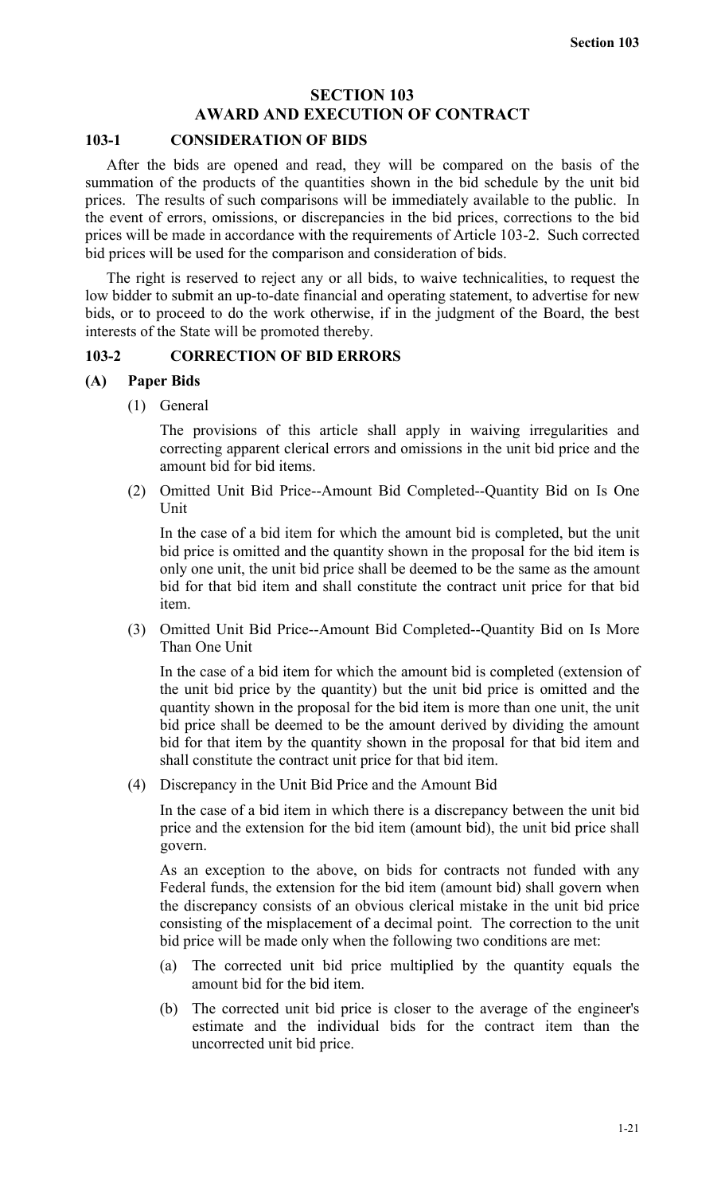# SECTION 103
# AWARD AND EXECUTION OF CONTRACT

## 103-1 CONSIDERATION OF BIDS

After the bids are opened and read, they will be compared on the basis of the summation of the products of the quantities shown in the bid schedule by the unit bid prices. The results of such comparisons will be immediately available to the public. In the event of errors, omissions, or discrepancies in the bid prices, corrections to the bid prices will be made in accordance with the requirements of Article 103-2. Such corrected bid prices will be used for the comparison and consideration of bids.

The right is reserved to reject any or all bids, to waive technicalities, to request the low bidder to submit an up-to-date financial and operating statement, to advertise for new bids, or to proceed to do the work otherwise, if in the judgment of the Board, the best interests of the State will be promoted thereby.

## 103-2 CORRECTION OF BID ERRORS

### (A) Paper Bids

(1) General

The provisions of this article shall apply in waiving irregularities and correcting apparent clerical errors and omissions in the unit bid price and the amount bid for bid items.

(2) Omitted Unit Bid Price--Amount Bid Completed--Quantity Bid on Is One Unit

In the case of a bid item for which the amount bid is completed, but the unit bid price is omitted and the quantity shown in the proposal for the bid item is only one unit, the unit bid price shall be deemed to be the same as the amount bid for that bid item and shall constitute the contract unit price for that bid item.

(3) Omitted Unit Bid Price--Amount Bid Completed--Quantity Bid on Is More Than One Unit

In the case of a bid item for which the amount bid is completed (extension of the unit bid price by the quantity) but the unit bid price is omitted and the quantity shown in the proposal for the bid item is more than one unit, the unit bid price shall be deemed to be the amount derived by dividing the amount bid for that item by the quantity shown in the proposal for that bid item and shall constitute the contract unit price for that bid item.

(4) Discrepancy in the Unit Bid Price and the Amount Bid

In the case of a bid item in which there is a discrepancy between the unit bid price and the extension for the bid item (amount bid), the unit bid price shall govern.

As an exception to the above, on bids for contracts not funded with any Federal funds, the extension for the bid item (amount bid) shall govern when the discrepancy consists of an obvious clerical mistake in the unit bid price consisting of the misplacement of a decimal point. The correction to the unit bid price will be made only when the following two conditions are met:

(a) The corrected unit bid price multiplied by the quantity equals the amount bid for the bid item.

(b) The corrected unit bid price is closer to the average of the engineer's estimate and the individual bids for the contract item than the uncorrected unit bid price.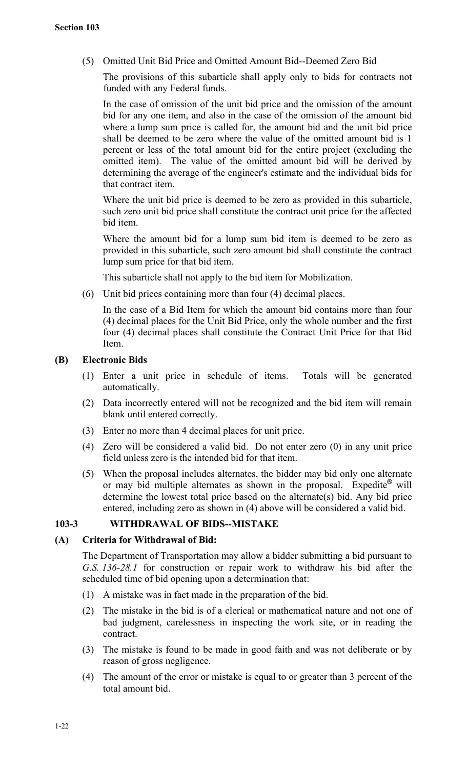(5) Omitted Unit Bid Price and Omitted Amount Bid--Deemed Zero Bid

The provisions of this subarticle shall apply only to bids for contracts not funded with any Federal funds.

In the case of omission of the unit bid price and the omission of the amount bid for any one item, and also in the case of the omission of the amount bid where a lump sum price is called for, the amount bid and the unit bid price shall be deemed to be zero where the value of the omitted amount bid is 1 percent or less of the total amount bid for the entire project (excluding the omitted item). The value of the omitted amount bid will be derived by determining the average of the engineer's estimate and the individual bids for that contract item.

Where the unit bid price is deemed to be zero as provided in this subarticle, such zero unit bid price shall constitute the contract unit price for the affected bid item.

Where the amount bid for a lump sum bid item is deemed to be zero as provided in this subarticle, such zero amount bid shall constitute the contract lump sum price for that bid item.

This subarticle shall not apply to the bid item for Mobilization.

(6) Unit bid prices containing more than four (4) decimal places.

In the case of a Bid Item for which the amount bid contains more than four (4) decimal places for the Unit Bid Price, only the whole number and the first four (4) decimal places shall constitute the Contract Unit Price for that Bid Item.

**(B) Electronic Bids**

(1) Enter a unit price in schedule of items. Totals will be generated automatically.

(2) Data incorrectly entered will not be recognized and the bid item will remain blank until entered correctly.

(3) Enter no more than 4 decimal places for unit price.

(4) Zero will be considered a valid bid. Do not enter zero (0) in any unit price field unless zero is the intended bid for that item.

(5) When the proposal includes alternates, the bidder may bid only one alternate or may bid multiple alternates as shown in the proposal. Expedite® will determine the lowest total price based on the alternate(s) bid. Any bid price entered, including zero as shown in (4) above will be considered a valid bid.

## 103-3 WITHDRAWAL OF BIDS--MISTAKE

**(A) Criteria for Withdrawal of Bid:**

The Department of Transportation may allow a bidder submitting a bid pursuant to *G.S. 136-28.1* for construction or repair work to withdraw his bid after the scheduled time of bid opening upon a determination that:

(1) A mistake was in fact made in the preparation of the bid.

(2) The mistake in the bid is of a clerical or mathematical nature and not one of bad judgment, carelessness in inspecting the work site, or in reading the contract.

(3) The mistake is found to be made in good faith and was not deliberate or by reason of gross negligence.

(4) The amount of the error or mistake is equal to or greater than 3 percent of the total amount bid.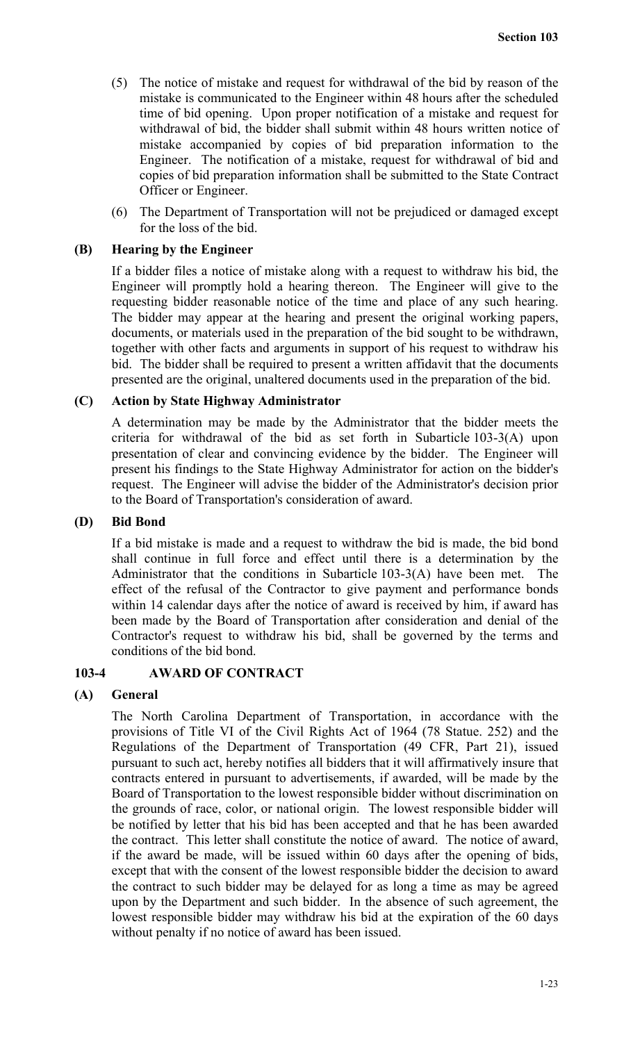(5) The notice of mistake and request for withdrawal of the bid by reason of the mistake is communicated to the Engineer within 48 hours after the scheduled time of bid opening. Upon proper notification of a mistake and request for withdrawal of bid, the bidder shall submit within 48 hours written notice of mistake accompanied by copies of bid preparation information to the Engineer. The notification of a mistake, request for withdrawal of bid and copies of bid preparation information shall be submitted to the State Contract Officer or Engineer.

(6) The Department of Transportation will not be prejudiced or damaged except for the loss of the bid.

### (B) Hearing by the Engineer

If a bidder files a notice of mistake along with a request to withdraw his bid, the Engineer will promptly hold a hearing thereon. The Engineer will give to the requesting bidder reasonable notice of the time and place of any such hearing. The bidder may appear at the hearing and present the original working papers, documents, or materials used in the preparation of the bid sought to be withdrawn, together with other facts and arguments in support of his request to withdraw his bid. The bidder shall be required to present a written affidavit that the documents presented are the original, unaltered documents used in the preparation of the bid.

### (C) Action by State Highway Administrator

A determination may be made by the Administrator that the bidder meets the criteria for withdrawal of the bid as set forth in Subarticle 103-3(A) upon presentation of clear and convincing evidence by the bidder. The Engineer will present his findings to the State Highway Administrator for action on the bidder's request. The Engineer will advise the bidder of the Administrator's decision prior to the Board of Transportation's consideration of award.

### (D) Bid Bond

If a bid mistake is made and a request to withdraw the bid is made, the bid bond shall continue in full force and effect until there is a determination by the Administrator that the conditions in Subarticle 103-3(A) have been met. The effect of the refusal of the Contractor to give payment and performance bonds within 14 calendar days after the notice of award is received by him, if award has been made by the Board of Transportation after consideration and denial of the Contractor's request to withdraw his bid, shall be governed by the terms and conditions of the bid bond.

## 103-4 AWARD OF CONTRACT

### (A) General

The North Carolina Department of Transportation, in accordance with the provisions of Title VI of the Civil Rights Act of 1964 (78 Statue. 252) and the Regulations of the Department of Transportation (49 CFR, Part 21), issued pursuant to such act, hereby notifies all bidders that it will affirmatively insure that contracts entered in pursuant to advertisements, if awarded, will be made by the Board of Transportation to the lowest responsible bidder without discrimination on the grounds of race, color, or national origin. The lowest responsible bidder will be notified by letter that his bid has been accepted and that he has been awarded the contract. This letter shall constitute the notice of award. The notice of award, if the award be made, will be issued within 60 days after the opening of bids, except that with the consent of the lowest responsible bidder the decision to award the contract to such bidder may be delayed for as long a time as may be agreed upon by the Department and such bidder. In the absence of such agreement, the lowest responsible bidder may withdraw his bid at the expiration of the 60 days without penalty if no notice of award has been issued.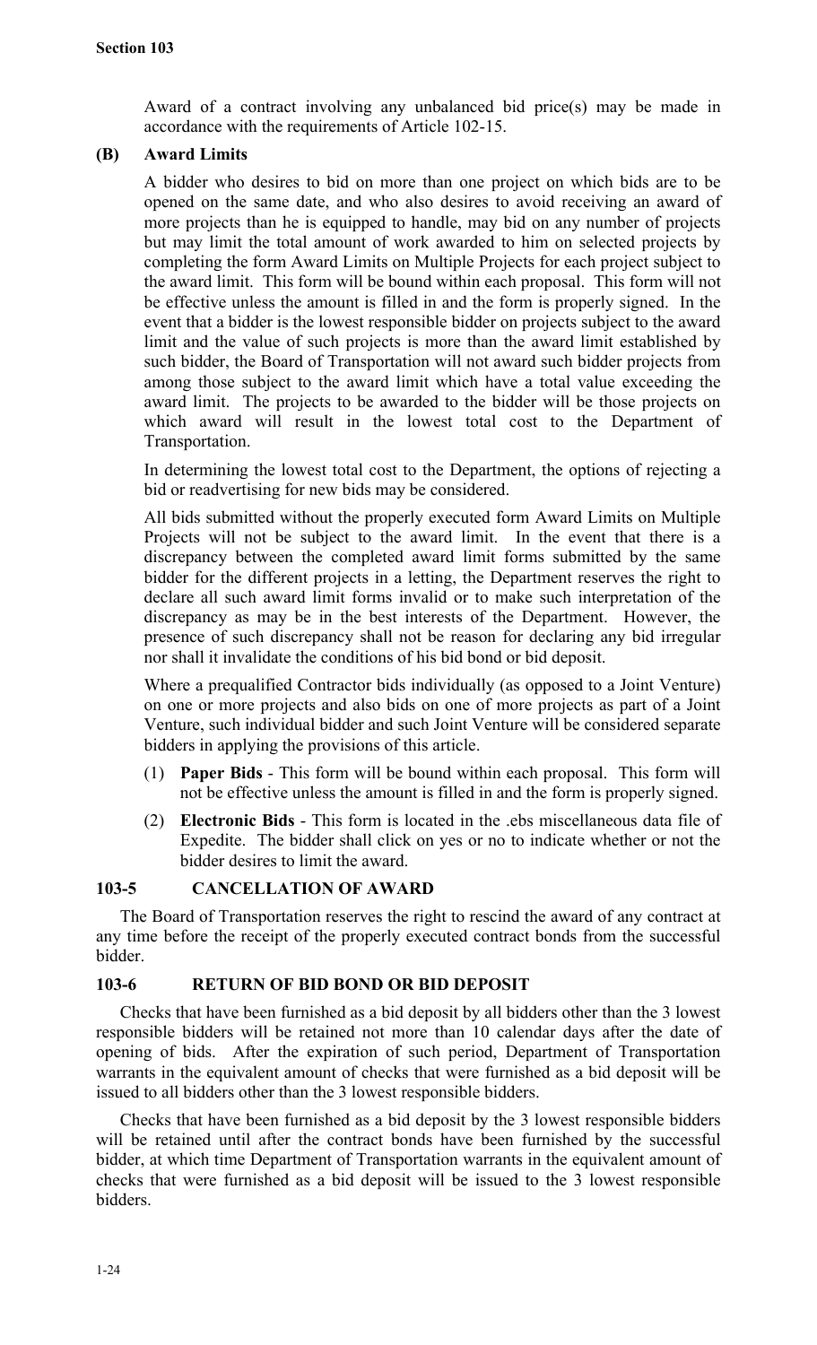Award of a contract involving any unbalanced bid price(s) may be made in accordance with the requirements of Article 102-15.

**(B) Award Limits**

A bidder who desires to bid on more than one project on which bids are to be opened on the same date, and who also desires to avoid receiving an award of more projects than he is equipped to handle, may bid on any number of projects but may limit the total amount of work awarded to him on selected projects by completing the form Award Limits on Multiple Projects for each project subject to the award limit. This form will be bound within each proposal. This form will not be effective unless the amount is filled in and the form is properly signed. In the event that a bidder is the lowest responsible bidder on projects subject to the award limit and the value of such projects is more than the award limit established by such bidder, the Board of Transportation will not award such bidder projects from among those subject to the award limit which have a total value exceeding the award limit. The projects to be awarded to the bidder will be those projects on which award will result in the lowest total cost to the Department of Transportation.

In determining the lowest total cost to the Department, the options of rejecting a bid or readvertising for new bids may be considered.

All bids submitted without the properly executed form Award Limits on Multiple Projects will not be subject to the award limit. In the event that there is a discrepancy between the completed award limit forms submitted by the same bidder for the different projects in a letting, the Department reserves the right to declare all such award limit forms invalid or to make such interpretation of the discrepancy as may be in the best interests of the Department. However, the presence of such discrepancy shall not be reason for declaring any bid irregular nor shall it invalidate the conditions of his bid bond or bid deposit.

Where a prequalified Contractor bids individually (as opposed to a Joint Venture) on one or more projects and also bids on one of more projects as part of a Joint Venture, such individual bidder and such Joint Venture will be considered separate bidders in applying the provisions of this article.

(1) **Paper Bids** - This form will be bound within each proposal. This form will not be effective unless the amount is filled in and the form is properly signed.

(2) **Electronic Bids** - This form is located in the .ebs miscellaneous data file of Expedite. The bidder shall click on yes or no to indicate whether or not the bidder desires to limit the award.

## 103-5 CANCELLATION OF AWARD

The Board of Transportation reserves the right to rescind the award of any contract at any time before the receipt of the properly executed contract bonds from the successful bidder.

## 103-6 RETURN OF BID BOND OR BID DEPOSIT

Checks that have been furnished as a bid deposit by all bidders other than the 3 lowest responsible bidders will be retained not more than 10 calendar days after the date of opening of bids. After the expiration of such period, Department of Transportation warrants in the equivalent amount of checks that were furnished as a bid deposit will be issued to all bidders other than the 3 lowest responsible bidders.

Checks that have been furnished as a bid deposit by the 3 lowest responsible bidders will be retained until after the contract bonds have been furnished by the successful bidder, at which time Department of Transportation warrants in the equivalent amount of checks that were furnished as a bid deposit will be issued to the 3 lowest responsible bidders.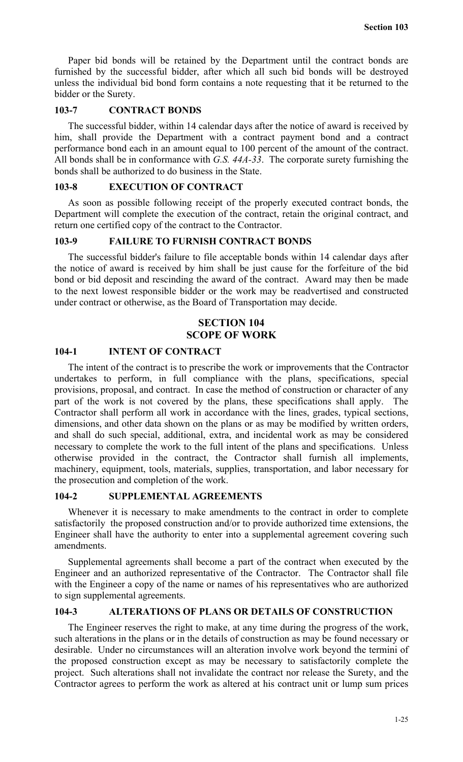Paper bid bonds will be retained by the Department until the contract bonds are furnished by the successful bidder, after which all such bid bonds will be destroyed unless the individual bid bond form contains a note requesting that it be returned to the bidder or the Surety.

### 103-7 CONTRACT BONDS

The successful bidder, within 14 calendar days after the notice of award is received by him, shall provide the Department with a contract payment bond and a contract performance bond each in an amount equal to 100 percent of the amount of the contract. All bonds shall be in conformance with *G.S. 44A-33*. The corporate surety furnishing the bonds shall be authorized to do business in the State.

### 103-8 EXECUTION OF CONTRACT

As soon as possible following receipt of the properly executed contract bonds, the Department will complete the execution of the contract, retain the original contract, and return one certified copy of the contract to the Contractor.

### 103-9 FAILURE TO FURNISH CONTRACT BONDS

The successful bidder's failure to file acceptable bonds within 14 calendar days after the notice of award is received by him shall be just cause for the forfeiture of the bid bond or bid deposit and rescinding the award of the contract. Award may then be made to the next lowest responsible bidder or the work may be readvertised and constructed under contract or otherwise, as the Board of Transportation may decide.

## SECTION 104
## SCOPE OF WORK

### 104-1 INTENT OF CONTRACT

The intent of the contract is to prescribe the work or improvements that the Contractor undertakes to perform, in full compliance with the plans, specifications, special provisions, proposal, and contract. In case the method of construction or character of any part of the work is not covered by the plans, these specifications shall apply. The Contractor shall perform all work in accordance with the lines, grades, typical sections, dimensions, and other data shown on the plans or as may be modified by written orders, and shall do such special, additional, extra, and incidental work as may be considered necessary to complete the work to the full intent of the plans and specifications. Unless otherwise provided in the contract, the Contractor shall furnish all implements, machinery, equipment, tools, materials, supplies, transportation, and labor necessary for the prosecution and completion of the work.

### 104-2 SUPPLEMENTAL AGREEMENTS

Whenever it is necessary to make amendments to the contract in order to complete satisfactorily the proposed construction and/or to provide authorized time extensions, the Engineer shall have the authority to enter into a supplemental agreement covering such amendments.

Supplemental agreements shall become a part of the contract when executed by the Engineer and an authorized representative of the Contractor. The Contractor shall file with the Engineer a copy of the name or names of his representatives who are authorized to sign supplemental agreements.

### 104-3 ALTERATIONS OF PLANS OR DETAILS OF CONSTRUCTION

The Engineer reserves the right to make, at any time during the progress of the work, such alterations in the plans or in the details of construction as may be found necessary or desirable. Under no circumstances will an alteration involve work beyond the termini of the proposed construction except as may be necessary to satisfactorily complete the project. Such alterations shall not invalidate the contract nor release the Surety, and the Contractor agrees to perform the work as altered at his contract unit or lump sum prices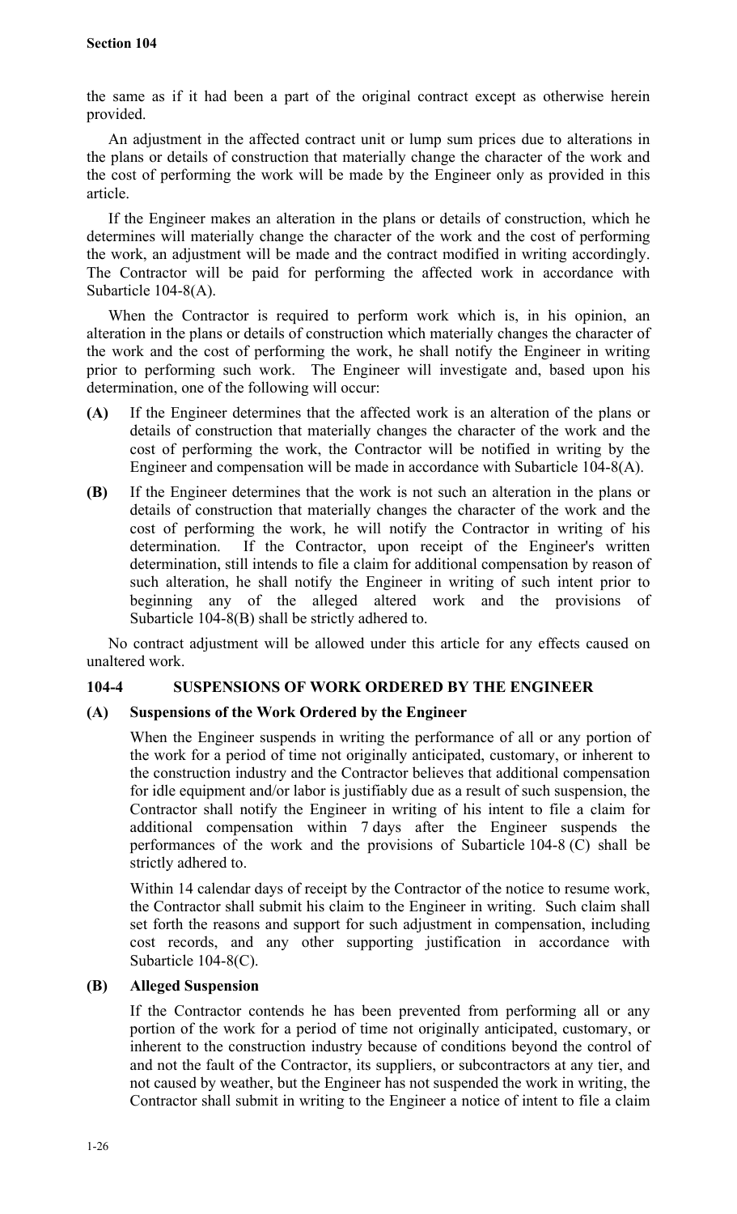the same as if it had been a part of the original contract except as otherwise herein provided.

An adjustment in the affected contract unit or lump sum prices due to alterations in the plans or details of construction that materially change the character of the work and the cost of performing the work will be made by the Engineer only as provided in this article.

If the Engineer makes an alteration in the plans or details of construction, which he determines will materially change the character of the work and the cost of performing the work, an adjustment will be made and the contract modified in writing accordingly. The Contractor will be paid for performing the affected work in accordance with Subarticle 104-8(A).

When the Contractor is required to perform work which is, in his opinion, an alteration in the plans or details of construction which materially changes the character of the work and the cost of performing the work, he shall notify the Engineer in writing prior to performing such work. The Engineer will investigate and, based upon his determination, one of the following will occur:

**(A)** If the Engineer determines that the affected work is an alteration of the plans or details of construction that materially changes the character of the work and the cost of performing the work, the Contractor will be notified in writing by the Engineer and compensation will be made in accordance with Subarticle 104-8(A).

**(B)** If the Engineer determines that the work is not such an alteration in the plans or details of construction that materially changes the character of the work and the cost of performing the work, he will notify the Contractor in writing of his determination. If the Contractor, upon receipt of the Engineer's written determination, still intends to file a claim for additional compensation by reason of such alteration, he shall notify the Engineer in writing of such intent prior to beginning any of the alleged altered work and the provisions of Subarticle 104-8(B) shall be strictly adhered to.

No contract adjustment will be allowed under this article for any effects caused on unaltered work.

## 104-4 SUSPENSIONS OF WORK ORDERED BY THE ENGINEER

### (A) Suspensions of the Work Ordered by the Engineer

When the Engineer suspends in writing the performance of all or any portion of the work for a period of time not originally anticipated, customary, or inherent to the construction industry and the Contractor believes that additional compensation for idle equipment and/or labor is justifiably due as a result of such suspension, the Contractor shall notify the Engineer in writing of his intent to file a claim for additional compensation within 7 days after the Engineer suspends the performances of the work and the provisions of Subarticle 104-8 (C) shall be strictly adhered to.

Within 14 calendar days of receipt by the Contractor of the notice to resume work, the Contractor shall submit his claim to the Engineer in writing. Such claim shall set forth the reasons and support for such adjustment in compensation, including cost records, and any other supporting justification in accordance with Subarticle 104-8(C).

### (B) Alleged Suspension

If the Contractor contends he has been prevented from performing all or any portion of the work for a period of time not originally anticipated, customary, or inherent to the construction industry because of conditions beyond the control of and not the fault of the Contractor, its suppliers, or subcontractors at any tier, and not caused by weather, but the Engineer has not suspended the work in writing, the Contractor shall submit in writing to the Engineer a notice of intent to file a claim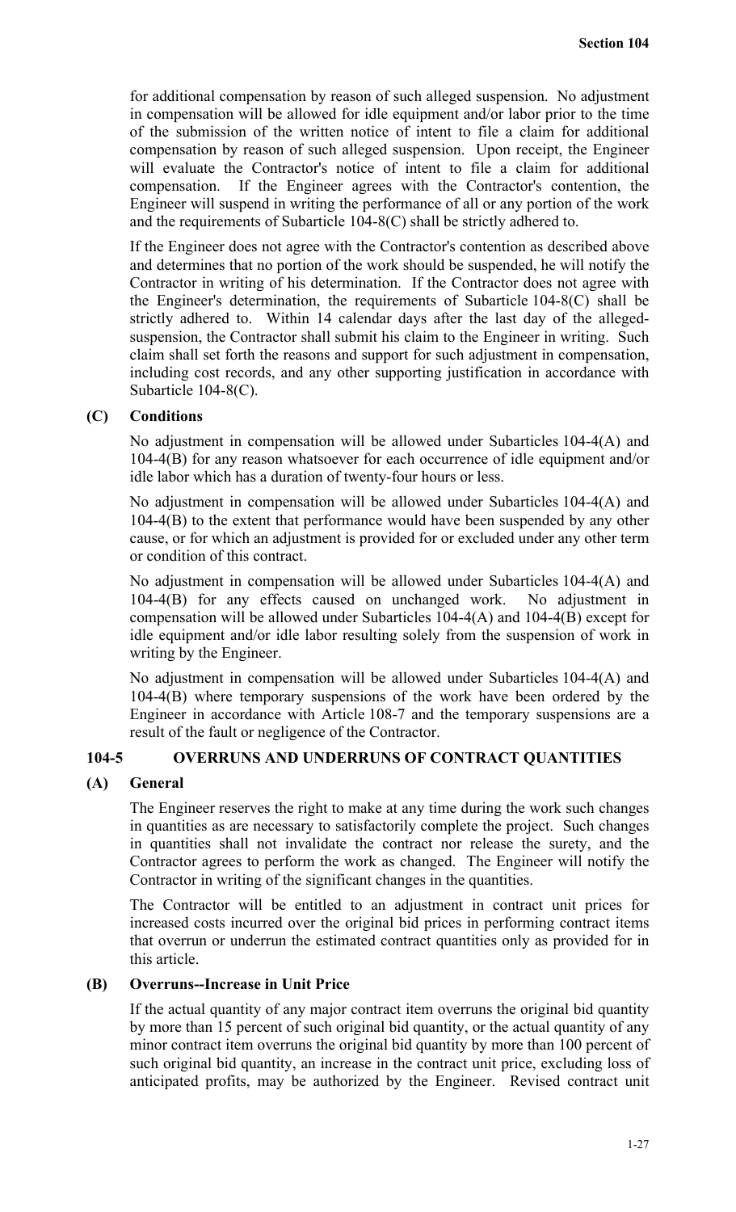for additional compensation by reason of such alleged suspension. No adjustment in compensation will be allowed for idle equipment and/or labor prior to the time of the submission of the written notice of intent to file a claim for additional compensation by reason of such alleged suspension. Upon receipt, the Engineer will evaluate the Contractor's notice of intent to file a claim for additional compensation. If the Engineer agrees with the Contractor's contention, the Engineer will suspend in writing the performance of all or any portion of the work and the requirements of Subarticle 104-8(C) shall be strictly adhered to.

If the Engineer does not agree with the Contractor's contention as described above and determines that no portion of the work should be suspended, he will notify the Contractor in writing of his determination. If the Contractor does not agree with the Engineer's determination, the requirements of Subarticle 104-8(C) shall be strictly adhered to. Within 14 calendar days after the last day of the alleged-suspension, the Contractor shall submit his claim to the Engineer in writing. Such claim shall set forth the reasons and support for such adjustment in compensation, including cost records, and any other supporting justification in accordance with Subarticle 104-8(C).

### (C) Conditions

No adjustment in compensation will be allowed under Subarticles 104-4(A) and 104-4(B) for any reason whatsoever for each occurrence of idle equipment and/or idle labor which has a duration of twenty-four hours or less.

No adjustment in compensation will be allowed under Subarticles 104-4(A) and 104-4(B) to the extent that performance would have been suspended by any other cause, or for which an adjustment is provided for or excluded under any other term or condition of this contract.

No adjustment in compensation will be allowed under Subarticles 104-4(A) and 104-4(B) for any effects caused on unchanged work. No adjustment in compensation will be allowed under Subarticles 104-4(A) and 104-4(B) except for idle equipment and/or idle labor resulting solely from the suspension of work in writing by the Engineer.

No adjustment in compensation will be allowed under Subarticles 104-4(A) and 104-4(B) where temporary suspensions of the work have been ordered by the Engineer in accordance with Article 108-7 and the temporary suspensions are a result of the fault or negligence of the Contractor.

## 104-5 OVERRUNS AND UNDERRUNS OF CONTRACT QUANTITIES

### (A) General

The Engineer reserves the right to make at any time during the work such changes in quantities as are necessary to satisfactorily complete the project. Such changes in quantities shall not invalidate the contract nor release the surety, and the Contractor agrees to perform the work as changed. The Engineer will notify the Contractor in writing of the significant changes in the quantities.

The Contractor will be entitled to an adjustment in contract unit prices for increased costs incurred over the original bid prices in performing contract items that overrun or underrun the estimated contract quantities only as provided for in this article.

### (B) Overruns--Increase in Unit Price

If the actual quantity of any major contract item overruns the original bid quantity by more than 15 percent of such original bid quantity, or the actual quantity of any minor contract item overruns the original bid quantity by more than 100 percent of such original bid quantity, an increase in the contract unit price, excluding loss of anticipated profits, may be authorized by the Engineer. Revised contract unit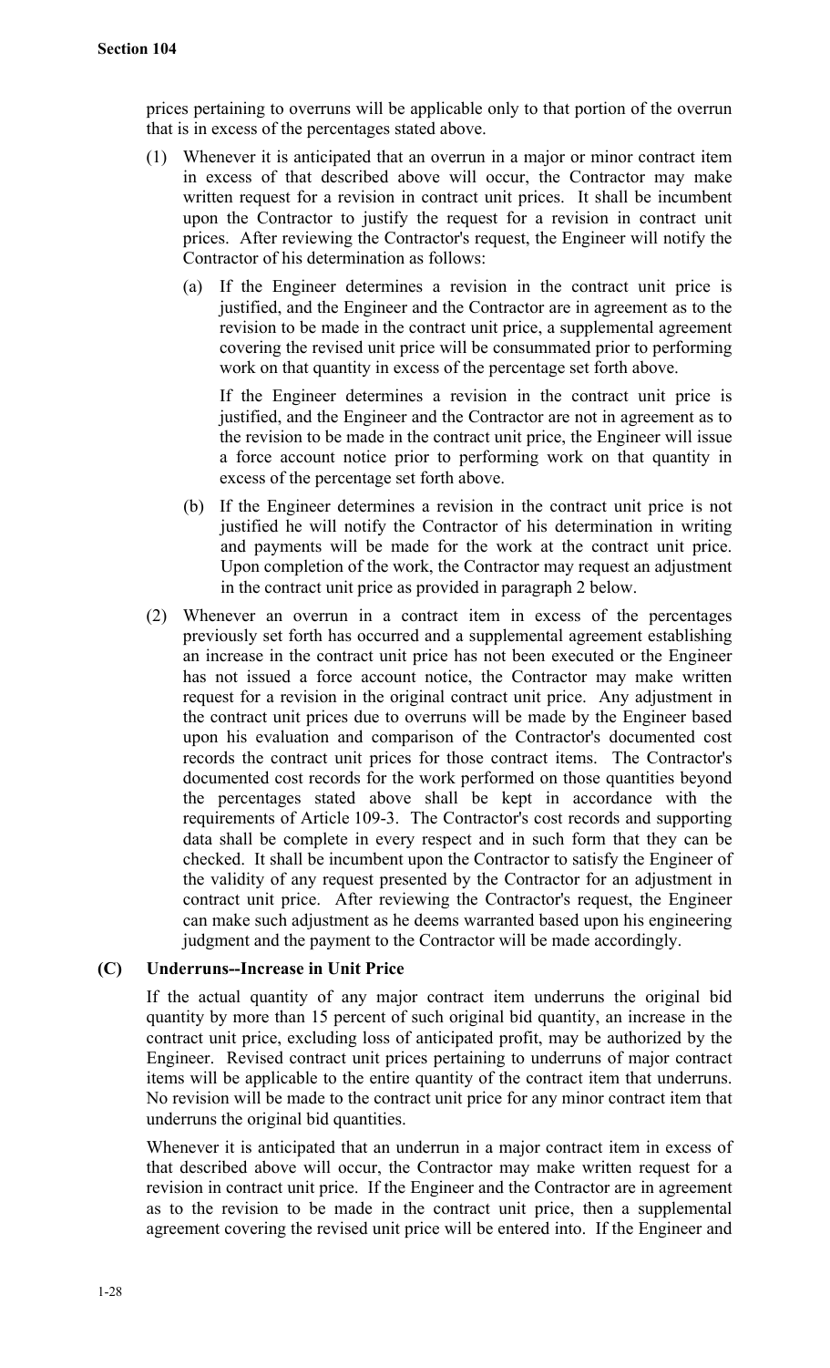prices pertaining to overruns will be applicable only to that portion of the overrun that is in excess of the percentages stated above.

(1) Whenever it is anticipated that an overrun in a major or minor contract item in excess of that described above will occur, the Contractor may make written request for a revision in contract unit prices. It shall be incumbent upon the Contractor to justify the request for a revision in contract unit prices. After reviewing the Contractor's request, the Engineer will notify the Contractor of his determination as follows:

   (a) If the Engineer determines a revision in the contract unit price is justified, and the Engineer and the Contractor are in agreement as to the revision to be made in the contract unit price, a supplemental agreement covering the revised unit price will be consummated prior to performing work on that quantity in excess of the percentage set forth above.

   If the Engineer determines a revision in the contract unit price is justified, and the Engineer and the Contractor are not in agreement as to the revision to be made in the contract unit price, the Engineer will issue a force account notice prior to performing work on that quantity in excess of the percentage set forth above.

   (b) If the Engineer determines a revision in the contract unit price is not justified he will notify the Contractor of his determination in writing and payments will be made for the work at the contract unit price. Upon completion of the work, the Contractor may request an adjustment in the contract unit price as provided in paragraph 2 below.

(2) Whenever an overrun in a contract item in excess of the percentages previously set forth has occurred and a supplemental agreement establishing an increase in the contract unit price has not been executed or the Engineer has not issued a force account notice, the Contractor may make written request for a revision in the original contract unit price. Any adjustment in the contract unit prices due to overruns will be made by the Engineer based upon his evaluation and comparison of the Contractor's documented cost records the contract unit prices for those contract items. The Contractor's documented cost records for the work performed on those quantities beyond the percentages stated above shall be kept in accordance with the requirements of Article 109-3. The Contractor's cost records and supporting data shall be complete in every respect and in such form that they can be checked. It shall be incumbent upon the Contractor to satisfy the Engineer of the validity of any request presented by the Contractor for an adjustment in contract unit price. After reviewing the Contractor's request, the Engineer can make such adjustment as he deems warranted based upon his engineering judgment and the payment to the Contractor will be made accordingly.

### (C) Underruns--Increase in Unit Price

If the actual quantity of any major contract item underruns the original bid quantity by more than 15 percent of such original bid quantity, an increase in the contract unit price, excluding loss of anticipated profit, may be authorized by the Engineer. Revised contract unit prices pertaining to underruns of major contract items will be applicable to the entire quantity of the contract item that underruns. No revision will be made to the contract unit price for any minor contract item that underruns the original bid quantities.

Whenever it is anticipated that an underrun in a major contract item in excess of that described above will occur, the Contractor may make written request for a revision in contract unit price. If the Engineer and the Contractor are in agreement as to the revision to be made in the contract unit price, then a supplemental agreement covering the revised unit price will be entered into. If the Engineer and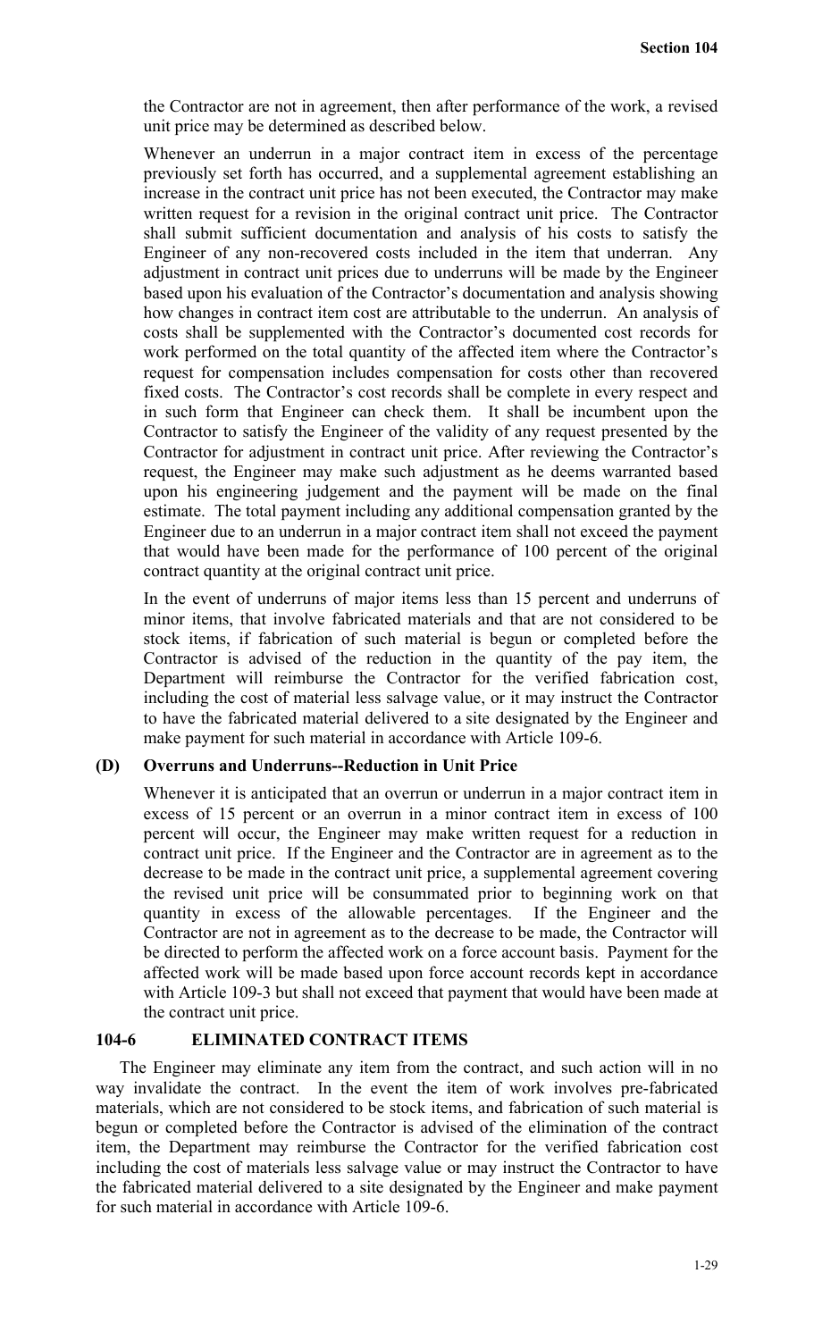the Contractor are not in agreement, then after performance of the work, a revised unit price may be determined as described below.

Whenever an underrun in a major contract item in excess of the percentage previously set forth has occurred, and a supplemental agreement establishing an increase in the contract unit price has not been executed, the Contractor may make written request for a revision in the original contract unit price. The Contractor shall submit sufficient documentation and analysis of his costs to satisfy the Engineer of any non-recovered costs included in the item that underran. Any adjustment in contract unit prices due to underruns will be made by the Engineer based upon his evaluation of the Contractor's documentation and analysis showing how changes in contract item cost are attributable to the underrun. An analysis of costs shall be supplemented with the Contractor's documented cost records for work performed on the total quantity of the affected item where the Contractor's request for compensation includes compensation for costs other than recovered fixed costs. The Contractor's cost records shall be complete in every respect and in such form that Engineer can check them. It shall be incumbent upon the Contractor to satisfy the Engineer of the validity of any request presented by the Contractor for adjustment in contract unit price. After reviewing the Contractor's request, the Engineer may make such adjustment as he deems warranted based upon his engineering judgement and the payment will be made on the final estimate. The total payment including any additional compensation granted by the Engineer due to an underrun in a major contract item shall not exceed the payment that would have been made for the performance of 100 percent of the original contract quantity at the original contract unit price.

In the event of underruns of major items less than 15 percent and underruns of minor items, that involve fabricated materials and that are not considered to be stock items, if fabrication of such material is begun or completed before the Contractor is advised of the reduction in the quantity of the pay item, the Department will reimburse the Contractor for the verified fabrication cost, including the cost of material less salvage value, or it may instruct the Contractor to have the fabricated material delivered to a site designated by the Engineer and make payment for such material in accordance with Article 109-6.

### (D) Overruns and Underruns--Reduction in Unit Price

Whenever it is anticipated that an overrun or underrun in a major contract item in excess of 15 percent or an overrun in a minor contract item in excess of 100 percent will occur, the Engineer may make written request for a reduction in contract unit price. If the Engineer and the Contractor are in agreement as to the decrease to be made in the contract unit price, a supplemental agreement covering the revised unit price will be consummated prior to beginning work on that quantity in excess of the allowable percentages. If the Engineer and the Contractor are not in agreement as to the decrease to be made, the Contractor will be directed to perform the affected work on a force account basis. Payment for the affected work will be made based upon force account records kept in accordance with Article 109-3 but shall not exceed that payment that would have been made at the contract unit price.

## 104-6 ELIMINATED CONTRACT ITEMS

The Engineer may eliminate any item from the contract, and such action will in no way invalidate the contract. In the event the item of work involves pre-fabricated materials, which are not considered to be stock items, and fabrication of such material is begun or completed before the Contractor is advised of the elimination of the contract item, the Department may reimburse the Contractor for the verified fabrication cost including the cost of materials less salvage value or may instruct the Contractor to have the fabricated material delivered to a site designated by the Engineer and make payment for such material in accordance with Article 109-6.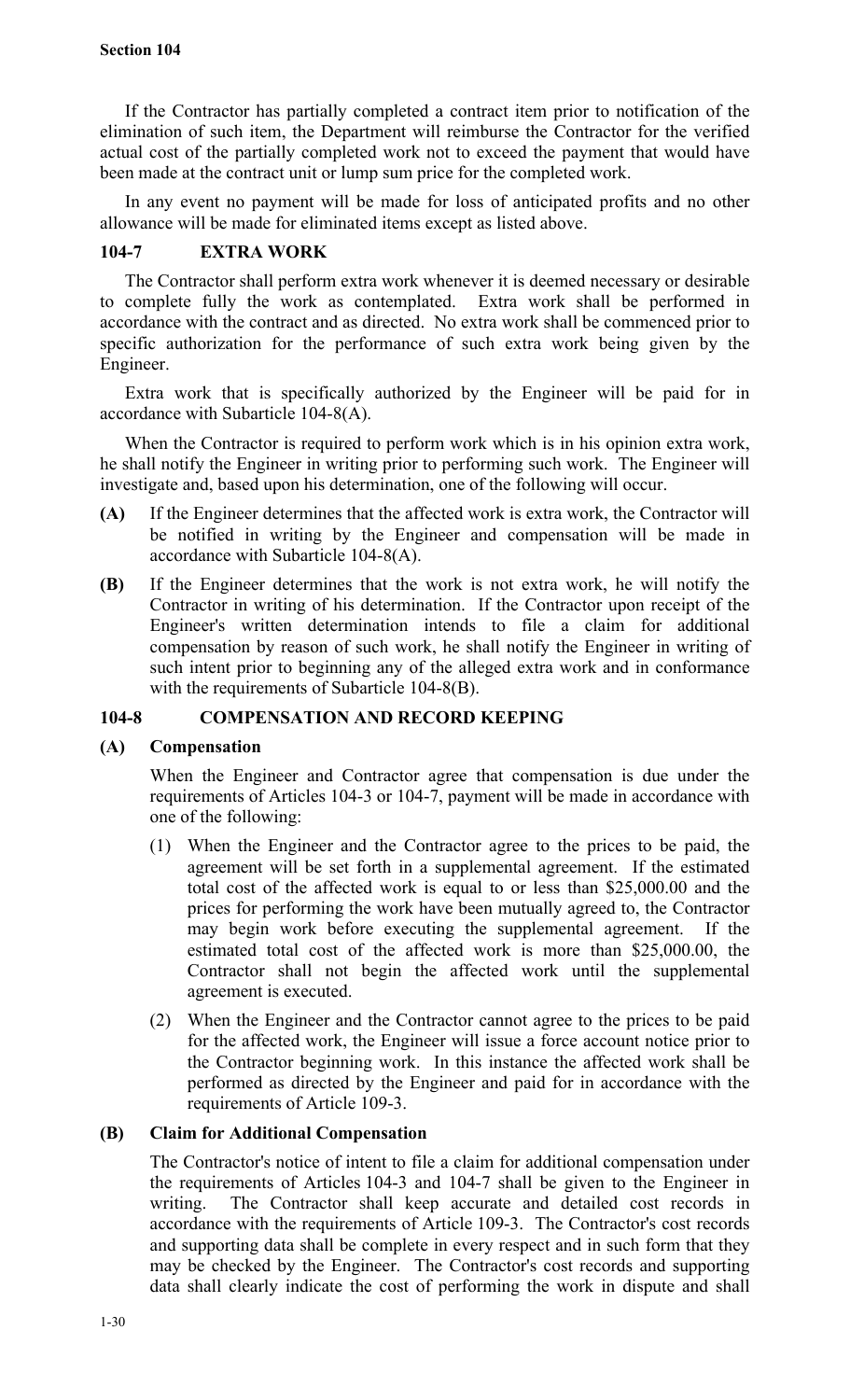If the Contractor has partially completed a contract item prior to notification of the elimination of such item, the Department will reimburse the Contractor for the verified actual cost of the partially completed work not to exceed the payment that would have been made at the contract unit or lump sum price for the completed work.

In any event no payment will be made for loss of anticipated profits and no other allowance will be made for eliminated items except as listed above.

## 104-7 EXTRA WORK

The Contractor shall perform extra work whenever it is deemed necessary or desirable to complete fully the work as contemplated. Extra work shall be performed in accordance with the contract and as directed. No extra work shall be commenced prior to specific authorization for the performance of such extra work being given by the Engineer.

Extra work that is specifically authorized by the Engineer will be paid for in accordance with Subarticle 104-8(A).

When the Contractor is required to perform work which is in his opinion extra work, he shall notify the Engineer in writing prior to performing such work. The Engineer will investigate and, based upon his determination, one of the following will occur.

**(A)** If the Engineer determines that the affected work is extra work, the Contractor will be notified in writing by the Engineer and compensation will be made in accordance with Subarticle 104-8(A).

**(B)** If the Engineer determines that the work is not extra work, he will notify the Contractor in writing of his determination. If the Contractor upon receipt of the Engineer's written determination intends to file a claim for additional compensation by reason of such work, he shall notify the Engineer in writing of such intent prior to beginning any of the alleged extra work and in conformance with the requirements of Subarticle 104-8(B).

## 104-8 COMPENSATION AND RECORD KEEPING

### (A) Compensation

When the Engineer and Contractor agree that compensation is due under the requirements of Articles 104-3 or 104-7, payment will be made in accordance with one of the following:

(1) When the Engineer and the Contractor agree to the prices to be paid, the agreement will be set forth in a supplemental agreement. If the estimated total cost of the affected work is equal to or less than $25,000.00 and the prices for performing the work have been mutually agreed to, the Contractor may begin work before executing the supplemental agreement. If the estimated total cost of the affected work is more than $25,000.00, the Contractor shall not begin the affected work until the supplemental agreement is executed.

(2) When the Engineer and the Contractor cannot agree to the prices to be paid for the affected work, the Engineer will issue a force account notice prior to the Contractor beginning work. In this instance the affected work shall be performed as directed by the Engineer and paid for in accordance with the requirements of Article 109-3.

### (B) Claim for Additional Compensation

The Contractor's notice of intent to file a claim for additional compensation under the requirements of Articles 104-3 and 104-7 shall be given to the Engineer in writing. The Contractor shall keep accurate and detailed cost records in accordance with the requirements of Article 109-3. The Contractor's cost records and supporting data shall be complete in every respect and in such form that they may be checked by the Engineer. The Contractor's cost records and supporting data shall clearly indicate the cost of performing the work in dispute and shall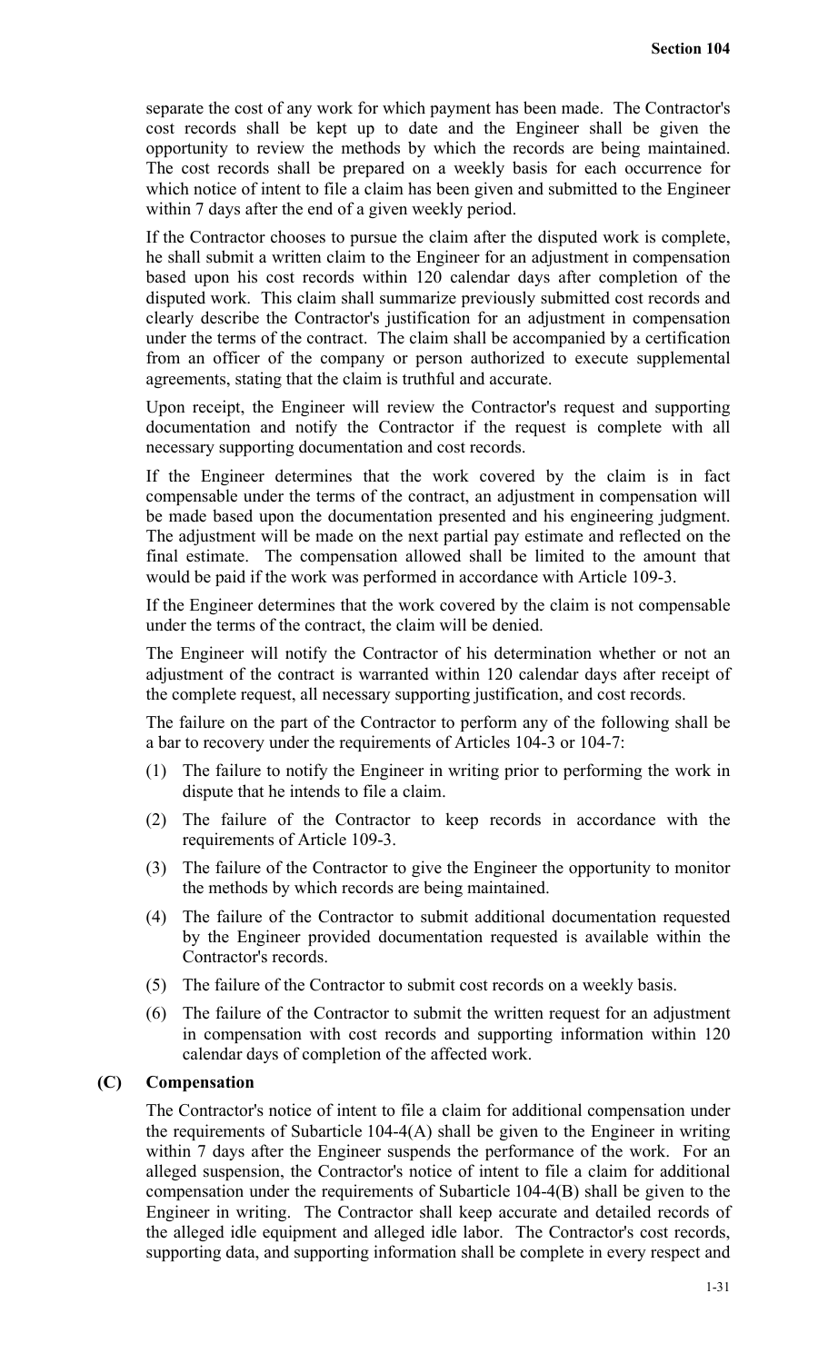separate the cost of any work for which payment has been made. The Contractor's cost records shall be kept up to date and the Engineer shall be given the opportunity to review the methods by which the records are being maintained. The cost records shall be prepared on a weekly basis for each occurrence for which notice of intent to file a claim has been given and submitted to the Engineer within 7 days after the end of a given weekly period.

If the Contractor chooses to pursue the claim after the disputed work is complete, he shall submit a written claim to the Engineer for an adjustment in compensation based upon his cost records within 120 calendar days after completion of the disputed work. This claim shall summarize previously submitted cost records and clearly describe the Contractor's justification for an adjustment in compensation under the terms of the contract. The claim shall be accompanied by a certification from an officer of the company or person authorized to execute supplemental agreements, stating that the claim is truthful and accurate.

Upon receipt, the Engineer will review the Contractor's request and supporting documentation and notify the Contractor if the request is complete with all necessary supporting documentation and cost records.

If the Engineer determines that the work covered by the claim is in fact compensable under the terms of the contract, an adjustment in compensation will be made based upon the documentation presented and his engineering judgment. The adjustment will be made on the next partial pay estimate and reflected on the final estimate. The compensation allowed shall be limited to the amount that would be paid if the work was performed in accordance with Article 109-3.

If the Engineer determines that the work covered by the claim is not compensable under the terms of the contract, the claim will be denied.

The Engineer will notify the Contractor of his determination whether or not an adjustment of the contract is warranted within 120 calendar days after receipt of the complete request, all necessary supporting justification, and cost records.

The failure on the part of the Contractor to perform any of the following shall be a bar to recovery under the requirements of Articles 104-3 or 104-7:

(1) The failure to notify the Engineer in writing prior to performing the work in dispute that he intends to file a claim.

(2) The failure of the Contractor to keep records in accordance with the requirements of Article 109-3.

(3) The failure of the Contractor to give the Engineer the opportunity to monitor the methods by which records are being maintained.

(4) The failure of the Contractor to submit additional documentation requested by the Engineer provided documentation requested is available within the Contractor's records.

(5) The failure of the Contractor to submit cost records on a weekly basis.

(6) The failure of the Contractor to submit the written request for an adjustment in compensation with cost records and supporting information within 120 calendar days of completion of the affected work.

### (C) Compensation

The Contractor's notice of intent to file a claim for additional compensation under the requirements of Subarticle 104-4(A) shall be given to the Engineer in writing within 7 days after the Engineer suspends the performance of the work. For an alleged suspension, the Contractor's notice of intent to file a claim for additional compensation under the requirements of Subarticle 104-4(B) shall be given to the Engineer in writing. The Contractor shall keep accurate and detailed records of the alleged idle equipment and alleged idle labor. The Contractor's cost records, supporting data, and supporting information shall be complete in every respect and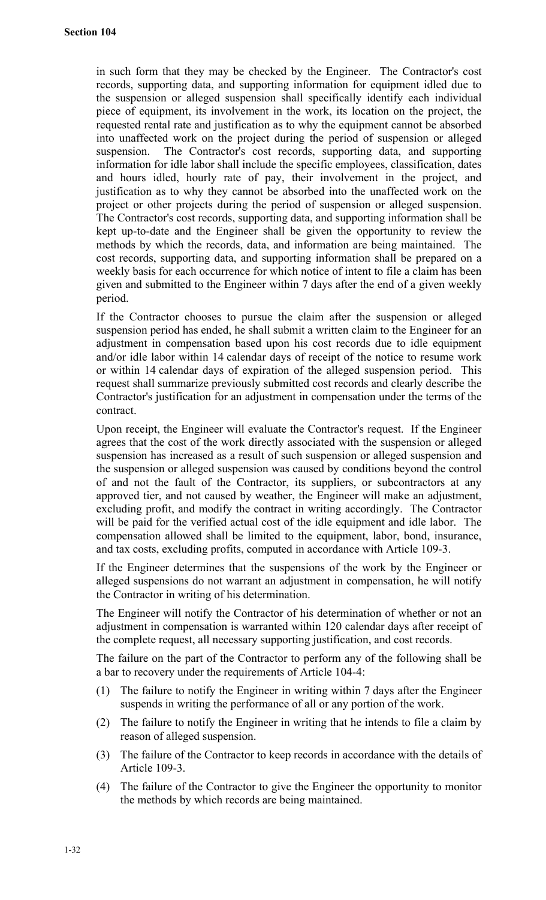in such form that they may be checked by the Engineer. The Contractor's cost records, supporting data, and supporting information for equipment idled due to the suspension or alleged suspension shall specifically identify each individual piece of equipment, its involvement in the work, its location on the project, the requested rental rate and justification as to why the equipment cannot be absorbed into unaffected work on the project during the period of suspension or alleged suspension. The Contractor's cost records, supporting data, and supporting information for idle labor shall include the specific employees, classification, dates and hours idled, hourly rate of pay, their involvement in the project, and justification as to why they cannot be absorbed into the unaffected work on the project or other projects during the period of suspension or alleged suspension. The Contractor's cost records, supporting data, and supporting information shall be kept up-to-date and the Engineer shall be given the opportunity to review the methods by which the records, data, and information are being maintained. The cost records, supporting data, and supporting information shall be prepared on a weekly basis for each occurrence for which notice of intent to file a claim has been given and submitted to the Engineer within 7 days after the end of a given weekly period.

If the Contractor chooses to pursue the claim after the suspension or alleged suspension period has ended, he shall submit a written claim to the Engineer for an adjustment in compensation based upon his cost records due to idle equipment and/or idle labor within 14 calendar days of receipt of the notice to resume work or within 14 calendar days of expiration of the alleged suspension period. This request shall summarize previously submitted cost records and clearly describe the Contractor's justification for an adjustment in compensation under the terms of the contract.

Upon receipt, the Engineer will evaluate the Contractor's request. If the Engineer agrees that the cost of the work directly associated with the suspension or alleged suspension has increased as a result of such suspension or alleged suspension and the suspension or alleged suspension was caused by conditions beyond the control of and not the fault of the Contractor, its suppliers, or subcontractors at any approved tier, and not caused by weather, the Engineer will make an adjustment, excluding profit, and modify the contract in writing accordingly. The Contractor will be paid for the verified actual cost of the idle equipment and idle labor. The compensation allowed shall be limited to the equipment, labor, bond, insurance, and tax costs, excluding profits, computed in accordance with Article 109-3.

If the Engineer determines that the suspensions of the work by the Engineer or alleged suspensions do not warrant an adjustment in compensation, he will notify the Contractor in writing of his determination.

The Engineer will notify the Contractor of his determination of whether or not an adjustment in compensation is warranted within 120 calendar days after receipt of the complete request, all necessary supporting justification, and cost records.

The failure on the part of the Contractor to perform any of the following shall be a bar to recovery under the requirements of Article 104-4:

(1) The failure to notify the Engineer in writing within 7 days after the Engineer suspends in writing the performance of all or any portion of the work.

(2) The failure to notify the Engineer in writing that he intends to file a claim by reason of alleged suspension.

(3) The failure of the Contractor to keep records in accordance with the details of Article 109-3.

(4) The failure of the Contractor to give the Engineer the opportunity to monitor the methods by which records are being maintained.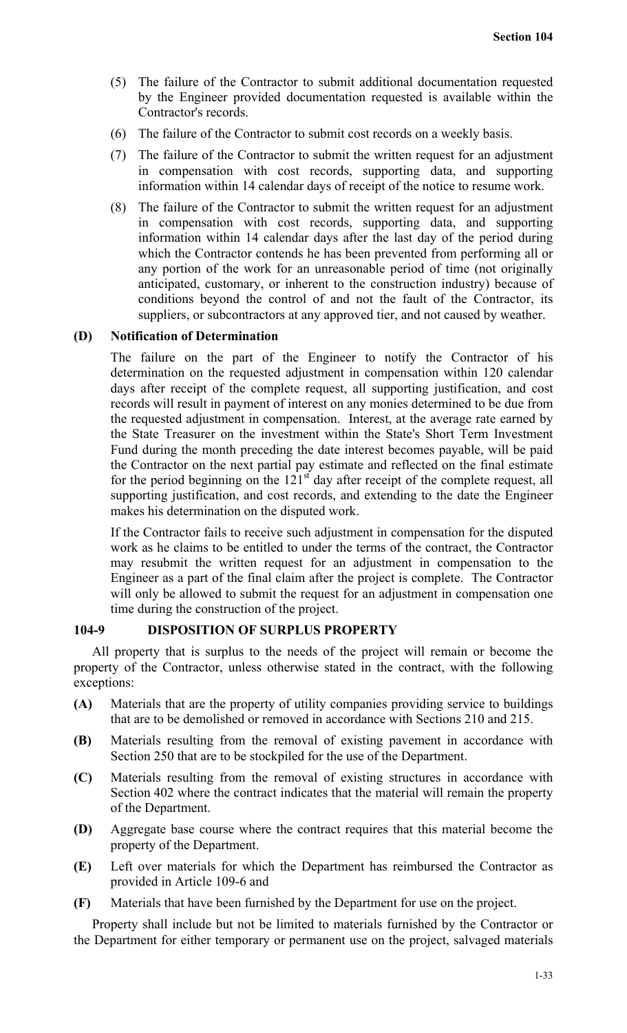(5) The failure of the Contractor to submit additional documentation requested by the Engineer provided documentation requested is available within the Contractor's records.

(6) The failure of the Contractor to submit cost records on a weekly basis.

(7) The failure of the Contractor to submit the written request for an adjustment in compensation with cost records, supporting data, and supporting information within 14 calendar days of receipt of the notice to resume work.

(8) The failure of the Contractor to submit the written request for an adjustment in compensation with cost records, supporting data, and supporting information within 14 calendar days after the last day of the period during which the Contractor contends he has been prevented from performing all or any portion of the work for an unreasonable period of time (not originally anticipated, customary, or inherent to the construction industry) because of conditions beyond the control of and not the fault of the Contractor, its suppliers, or subcontractors at any approved tier, and not caused by weather.

**(D) Notification of Determination**

The failure on the part of the Engineer to notify the Contractor of his determination on the requested adjustment in compensation within 120 calendar days after receipt of the complete request, all supporting justification, and cost records will result in payment of interest on any monies determined to be due from the requested adjustment in compensation. Interest, at the average rate earned by the State Treasurer on the investment within the State's Short Term Investment Fund during the month preceding the date interest becomes payable, will be paid the Contractor on the next partial pay estimate and reflected on the final estimate for the period beginning on the 121st day after receipt of the complete request, all supporting justification, and cost records, and extending to the date the Engineer makes his determination on the disputed work.

If the Contractor fails to receive such adjustment in compensation for the disputed work as he claims to be entitled to under the terms of the contract, the Contractor may resubmit the written request for an adjustment in compensation to the Engineer as a part of the final claim after the project is complete. The Contractor will only be allowed to submit the request for an adjustment in compensation one time during the construction of the project.

## 104-9 DISPOSITION OF SURPLUS PROPERTY

All property that is surplus to the needs of the project will remain or become the property of the Contractor, unless otherwise stated in the contract, with the following exceptions:

**(A)** Materials that are the property of utility companies providing service to buildings that are to be demolished or removed in accordance with Sections 210 and 215.

**(B)** Materials resulting from the removal of existing pavement in accordance with Section 250 that are to be stockpiled for the use of the Department.

**(C)** Materials resulting from the removal of existing structures in accordance with Section 402 where the contract indicates that the material will remain the property of the Department.

**(D)** Aggregate base course where the contract requires that this material become the property of the Department.

**(E)** Left over materials for which the Department has reimbursed the Contractor as provided in Article 109-6 and

**(F)** Materials that have been furnished by the Department for use on the project.

Property shall include but not be limited to materials furnished by the Contractor or the Department for either temporary or permanent use on the project, salvaged materials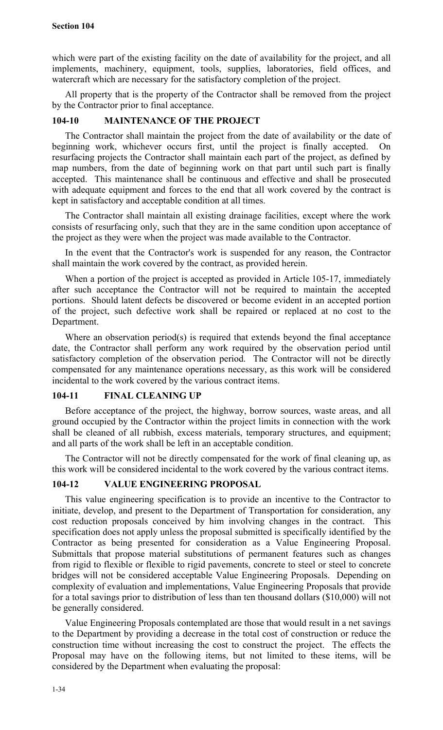which were part of the existing facility on the date of availability for the project, and all implements, machinery, equipment, tools, supplies, laboratories, field offices, and watercraft which are necessary for the satisfactory completion of the project.

All property that is the property of the Contractor shall be removed from the project by the Contractor prior to final acceptance.

### 104-10 MAINTENANCE OF THE PROJECT

The Contractor shall maintain the project from the date of availability or the date of beginning work, whichever occurs first, until the project is finally accepted. On resurfacing projects the Contractor shall maintain each part of the project, as defined by map numbers, from the date of beginning work on that part until such part is finally accepted. This maintenance shall be continuous and effective and shall be prosecuted with adequate equipment and forces to the end that all work covered by the contract is kept in satisfactory and acceptable condition at all times.

The Contractor shall maintain all existing drainage facilities, except where the work consists of resurfacing only, such that they are in the same condition upon acceptance of the project as they were when the project was made available to the Contractor.

In the event that the Contractor's work is suspended for any reason, the Contractor shall maintain the work covered by the contract, as provided herein.

When a portion of the project is accepted as provided in Article 105-17, immediately after such acceptance the Contractor will not be required to maintain the accepted portions. Should latent defects be discovered or become evident in an accepted portion of the project, such defective work shall be repaired or replaced at no cost to the Department.

Where an observation period(s) is required that extends beyond the final acceptance date, the Contractor shall perform any work required by the observation period until satisfactory completion of the observation period. The Contractor will not be directly compensated for any maintenance operations necessary, as this work will be considered incidental to the work covered by the various contract items.

### 104-11 FINAL CLEANING UP

Before acceptance of the project, the highway, borrow sources, waste areas, and all ground occupied by the Contractor within the project limits in connection with the work shall be cleaned of all rubbish, excess materials, temporary structures, and equipment; and all parts of the work shall be left in an acceptable condition.

The Contractor will not be directly compensated for the work of final cleaning up, as this work will be considered incidental to the work covered by the various contract items.

### 104-12 VALUE ENGINEERING PROPOSAL

This value engineering specification is to provide an incentive to the Contractor to initiate, develop, and present to the Department of Transportation for consideration, any cost reduction proposals conceived by him involving changes in the contract. This specification does not apply unless the proposal submitted is specifically identified by the Contractor as being presented for consideration as a Value Engineering Proposal. Submittals that propose material substitutions of permanent features such as changes from rigid to flexible or flexible to rigid pavements, concrete to steel or steel to concrete bridges will not be considered acceptable Value Engineering Proposals. Depending on complexity of evaluation and implementations, Value Engineering Proposals that provide for a total savings prior to distribution of less than ten thousand dollars ($10,000) will not be generally considered.

Value Engineering Proposals contemplated are those that would result in a net savings to the Department by providing a decrease in the total cost of construction or reduce the construction time without increasing the cost to construct the project. The effects the Proposal may have on the following items, but not limited to these items, will be considered by the Department when evaluating the proposal: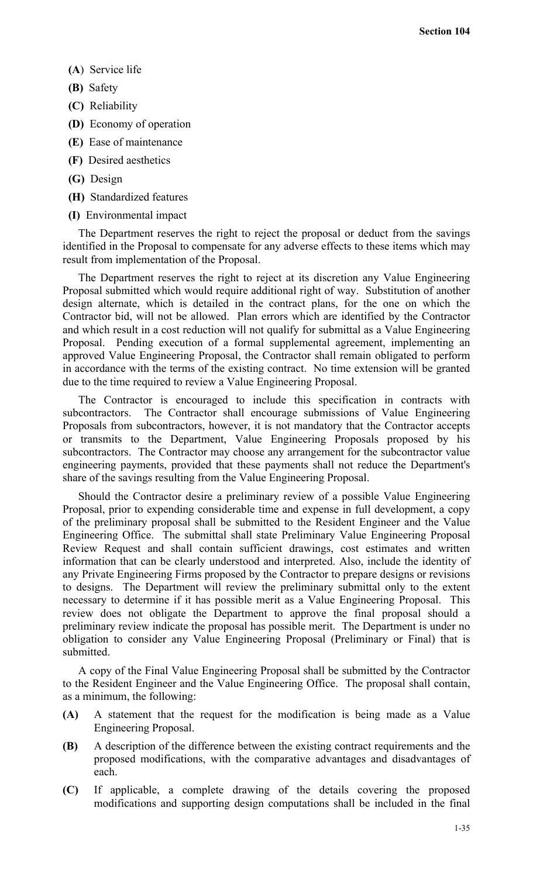**(A)** Service life

**(B)** Safety

**(C)** Reliability

**(D)** Economy of operation

**(E)** Ease of maintenance

**(F)** Desired aesthetics

**(G)** Design

**(H)** Standardized features

**(I)** Environmental impact

The Department reserves the right to reject the proposal or deduct from the savings identified in the Proposal to compensate for any adverse effects to these items which may result from implementation of the Proposal.

The Department reserves the right to reject at its discretion any Value Engineering Proposal submitted which would require additional right of way. Substitution of another design alternate, which is detailed in the contract plans, for the one on which the Contractor bid, will not be allowed. Plan errors which are identified by the Contractor and which result in a cost reduction will not qualify for submittal as a Value Engineering Proposal. Pending execution of a formal supplemental agreement, implementing an approved Value Engineering Proposal, the Contractor shall remain obligated to perform in accordance with the terms of the existing contract. No time extension will be granted due to the time required to review a Value Engineering Proposal.

The Contractor is encouraged to include this specification in contracts with subcontractors. The Contractor shall encourage submissions of Value Engineering Proposals from subcontractors, however, it is not mandatory that the Contractor accepts or transmits to the Department, Value Engineering Proposals proposed by his subcontractors. The Contractor may choose any arrangement for the subcontractor value engineering payments, provided that these payments shall not reduce the Department's share of the savings resulting from the Value Engineering Proposal.

Should the Contractor desire a preliminary review of a possible Value Engineering Proposal, prior to expending considerable time and expense in full development, a copy of the preliminary proposal shall be submitted to the Resident Engineer and the Value Engineering Office. The submittal shall state Preliminary Value Engineering Proposal Review Request and shall contain sufficient drawings, cost estimates and written information that can be clearly understood and interpreted. Also, include the identity of any Private Engineering Firms proposed by the Contractor to prepare designs or revisions to designs. The Department will review the preliminary submittal only to the extent necessary to determine if it has possible merit as a Value Engineering Proposal. This review does not obligate the Department to approve the final proposal should a preliminary review indicate the proposal has possible merit. The Department is under no obligation to consider any Value Engineering Proposal (Preliminary or Final) that is submitted.

A copy of the Final Value Engineering Proposal shall be submitted by the Contractor to the Resident Engineer and the Value Engineering Office. The proposal shall contain, as a minimum, the following:

**(A)** A statement that the request for the modification is being made as a Value Engineering Proposal.

**(B)** A description of the difference between the existing contract requirements and the proposed modifications, with the comparative advantages and disadvantages of each.

**(C)** If applicable, a complete drawing of the details covering the proposed modifications and supporting design computations shall be included in the final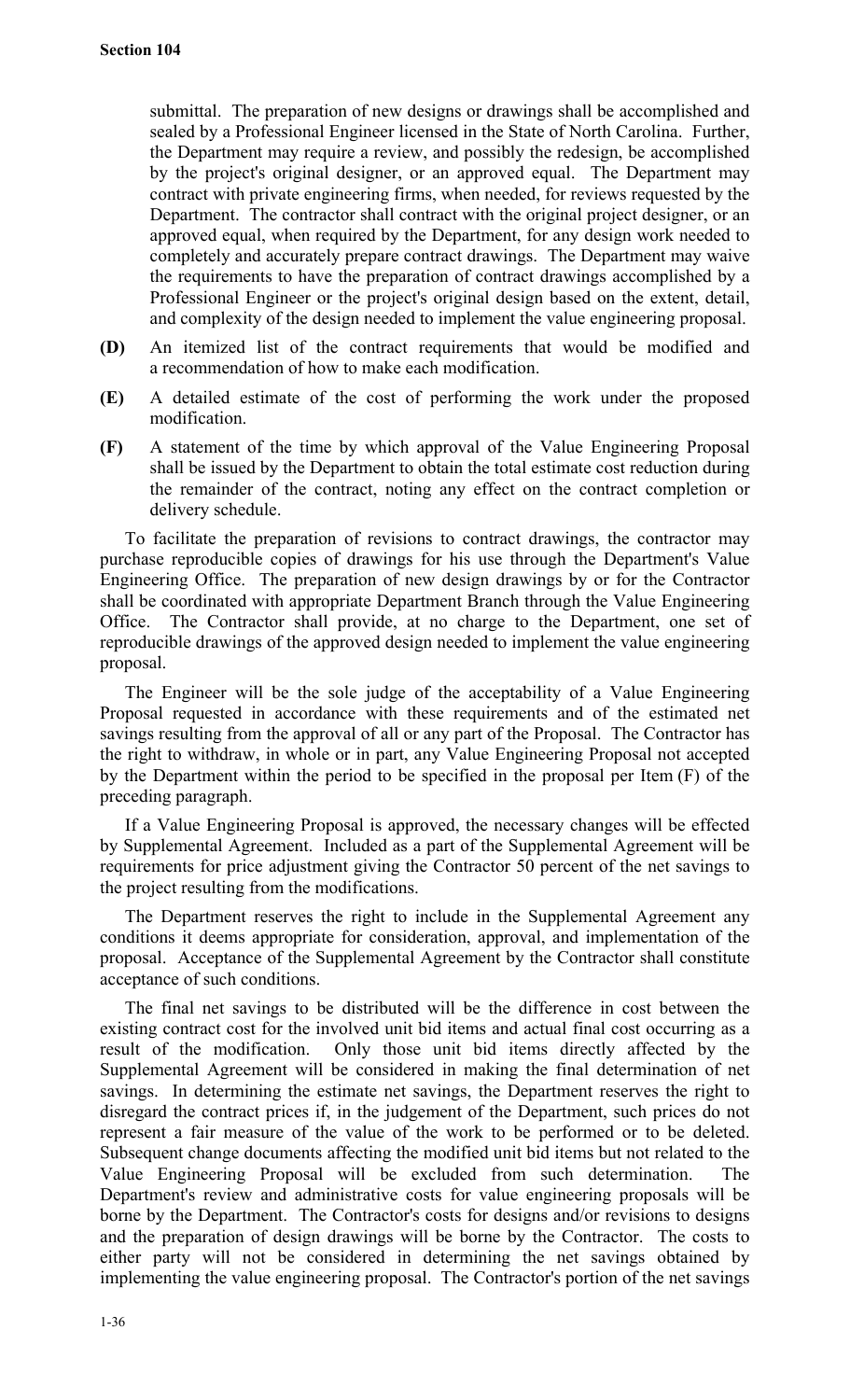submittal. The preparation of new designs or drawings shall be accomplished and sealed by a Professional Engineer licensed in the State of North Carolina. Further, the Department may require a review, and possibly the redesign, be accomplished by the project's original designer, or an approved equal. The Department may contract with private engineering firms, when needed, for reviews requested by the Department. The contractor shall contract with the original project designer, or an approved equal, when required by the Department, for any design work needed to completely and accurately prepare contract drawings. The Department may waive the requirements to have the preparation of contract drawings accomplished by a Professional Engineer or the project's original design based on the extent, detail, and complexity of the design needed to implement the value engineering proposal.

**(D)** An itemized list of the contract requirements that would be modified and a recommendation of how to make each modification.

**(E)** A detailed estimate of the cost of performing the work under the proposed modification.

**(F)** A statement of the time by which approval of the Value Engineering Proposal shall be issued by the Department to obtain the total estimate cost reduction during the remainder of the contract, noting any effect on the contract completion or delivery schedule.

To facilitate the preparation of revisions to contract drawings, the contractor may purchase reproducible copies of drawings for his use through the Department's Value Engineering Office. The preparation of new design drawings by or for the Contractor shall be coordinated with appropriate Department Branch through the Value Engineering Office. The Contractor shall provide, at no charge to the Department, one set of reproducible drawings of the approved design needed to implement the value engineering proposal.

The Engineer will be the sole judge of the acceptability of a Value Engineering Proposal requested in accordance with these requirements and of the estimated net savings resulting from the approval of all or any part of the Proposal. The Contractor has the right to withdraw, in whole or in part, any Value Engineering Proposal not accepted by the Department within the period to be specified in the proposal per Item (F) of the preceding paragraph.

If a Value Engineering Proposal is approved, the necessary changes will be effected by Supplemental Agreement. Included as a part of the Supplemental Agreement will be requirements for price adjustment giving the Contractor 50 percent of the net savings to the project resulting from the modifications.

The Department reserves the right to include in the Supplemental Agreement any conditions it deems appropriate for consideration, approval, and implementation of the proposal. Acceptance of the Supplemental Agreement by the Contractor shall constitute acceptance of such conditions.

The final net savings to be distributed will be the difference in cost between the existing contract cost for the involved unit bid items and actual final cost occurring as a result of the modification. Only those unit bid items directly affected by the Supplemental Agreement will be considered in making the final determination of net savings. In determining the estimate net savings, the Department reserves the right to disregard the contract prices if, in the judgement of the Department, such prices do not represent a fair measure of the value of the work to be performed or to be deleted. Subsequent change documents affecting the modified unit bid items but not related to the Value Engineering Proposal will be excluded from such determination. The Department's review and administrative costs for value engineering proposals will be borne by the Department. The Contractor's costs for designs and/or revisions to designs and the preparation of design drawings will be borne by the Contractor. The costs to either party will not be considered in determining the net savings obtained by implementing the value engineering proposal. The Contractor's portion of the net savings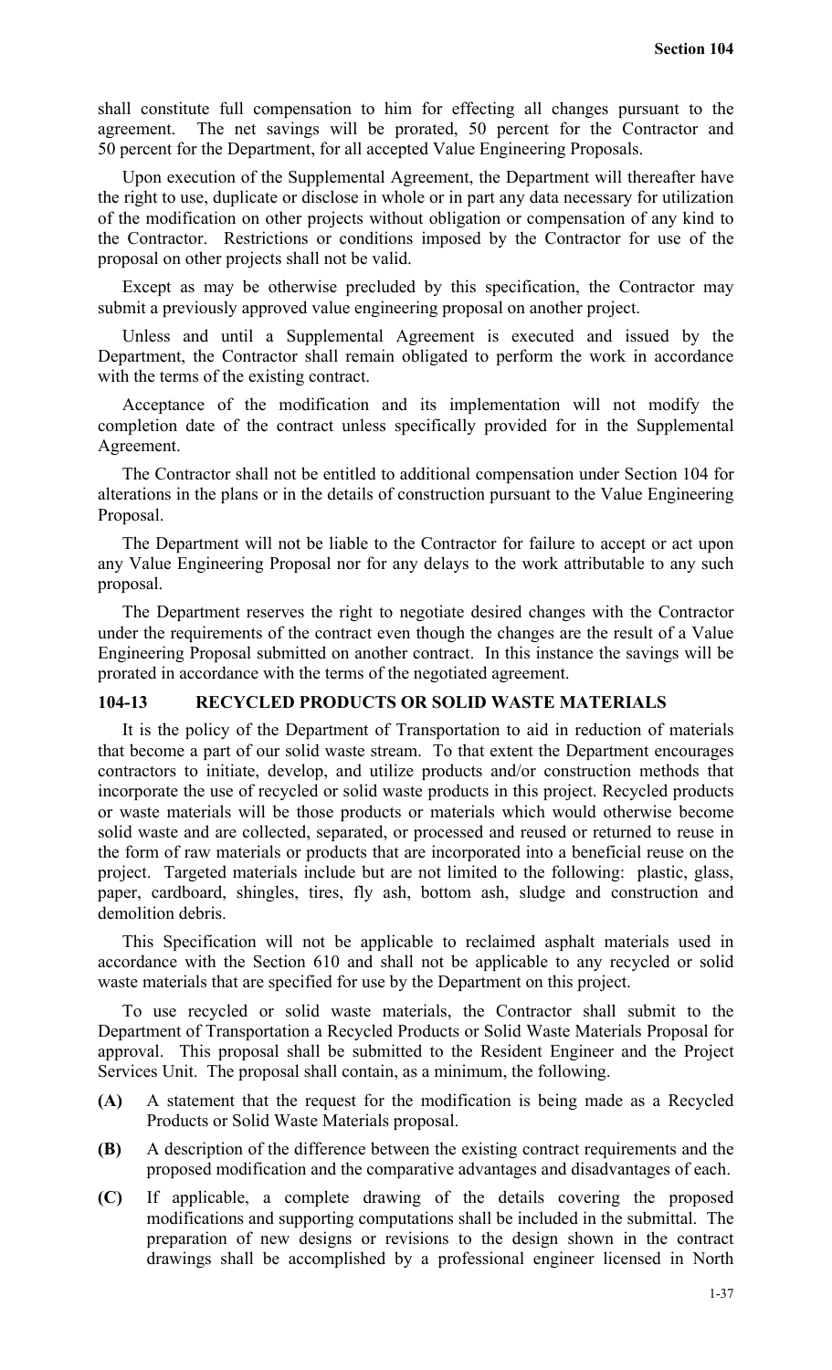shall constitute full compensation to him for effecting all changes pursuant to the agreement. The net savings will be prorated, 50 percent for the Contractor and 50 percent for the Department, for all accepted Value Engineering Proposals.

Upon execution of the Supplemental Agreement, the Department will thereafter have the right to use, duplicate or disclose in whole or in part any data necessary for utilization of the modification on other projects without obligation or compensation of any kind to the Contractor. Restrictions or conditions imposed by the Contractor for use of the proposal on other projects shall not be valid.

Except as may be otherwise precluded by this specification, the Contractor may submit a previously approved value engineering proposal on another project.

Unless and until a Supplemental Agreement is executed and issued by the Department, the Contractor shall remain obligated to perform the work in accordance with the terms of the existing contract.

Acceptance of the modification and its implementation will not modify the completion date of the contract unless specifically provided for in the Supplemental Agreement.

The Contractor shall not be entitled to additional compensation under Section 104 for alterations in the plans or in the details of construction pursuant to the Value Engineering Proposal.

The Department will not be liable to the Contractor for failure to accept or act upon any Value Engineering Proposal nor for any delays to the work attributable to any such proposal.

The Department reserves the right to negotiate desired changes with the Contractor under the requirements of the contract even though the changes are the result of a Value Engineering Proposal submitted on another contract. In this instance the savings will be prorated in accordance with the terms of the negotiated agreement.

## 104-13 RECYCLED PRODUCTS OR SOLID WASTE MATERIALS

It is the policy of the Department of Transportation to aid in reduction of materials that become a part of our solid waste stream. To that extent the Department encourages contractors to initiate, develop, and utilize products and/or construction methods that incorporate the use of recycled or solid waste products in this project. Recycled products or waste materials will be those products or materials which would otherwise become solid waste and are collected, separated, or processed and reused or returned to reuse in the form of raw materials or products that are incorporated into a beneficial reuse on the project. Targeted materials include but are not limited to the following: plastic, glass, paper, cardboard, shingles, tires, fly ash, bottom ash, sludge and construction and demolition debris.

This Specification will not be applicable to reclaimed asphalt materials used in accordance with the Section 610 and shall not be applicable to any recycled or solid waste materials that are specified for use by the Department on this project.

To use recycled or solid waste materials, the Contractor shall submit to the Department of Transportation a Recycled Products or Solid Waste Materials Proposal for approval. This proposal shall be submitted to the Resident Engineer and the Project Services Unit. The proposal shall contain, as a minimum, the following.

**(A)** A statement that the request for the modification is being made as a Recycled Products or Solid Waste Materials proposal.

**(B)** A description of the difference between the existing contract requirements and the proposed modification and the comparative advantages and disadvantages of each.

**(C)** If applicable, a complete drawing of the details covering the proposed modifications and supporting computations shall be included in the submittal. The preparation of new designs or revisions to the design shown in the contract drawings shall be accomplished by a professional engineer licensed in North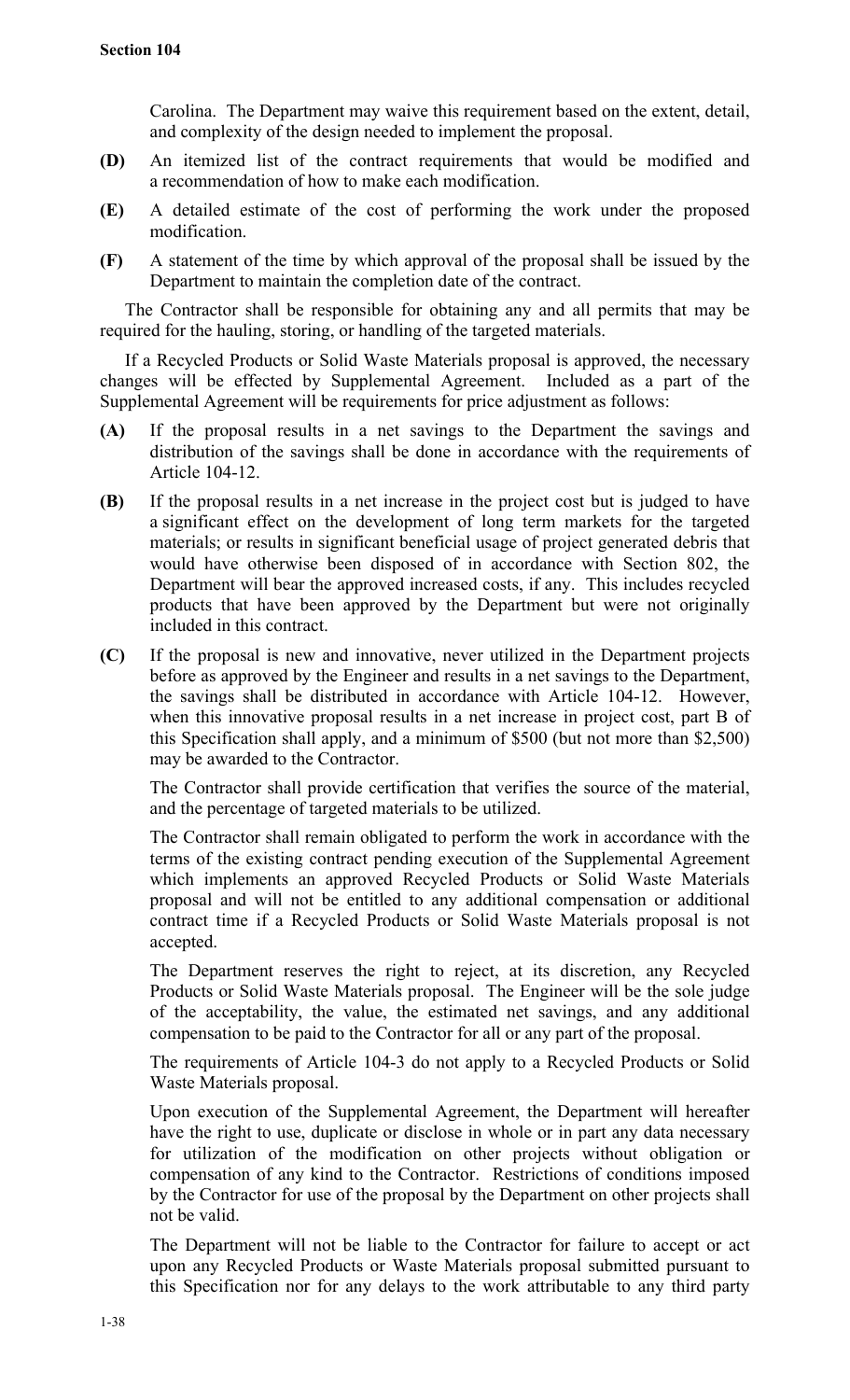Carolina. The Department may waive this requirement based on the extent, detail, and complexity of the design needed to implement the proposal.

**(D)** An itemized list of the contract requirements that would be modified and a recommendation of how to make each modification.

**(E)** A detailed estimate of the cost of performing the work under the proposed modification.

**(F)** A statement of the time by which approval of the proposal shall be issued by the Department to maintain the completion date of the contract.

The Contractor shall be responsible for obtaining any and all permits that may be required for the hauling, storing, or handling of the targeted materials.

If a Recycled Products or Solid Waste Materials proposal is approved, the necessary changes will be effected by Supplemental Agreement. Included as a part of the Supplemental Agreement will be requirements for price adjustment as follows:

**(A)** If the proposal results in a net savings to the Department the savings and distribution of the savings shall be done in accordance with the requirements of Article 104-12.

**(B)** If the proposal results in a net increase in the project cost but is judged to have a significant effect on the development of long term markets for the targeted materials; or results in significant beneficial usage of project generated debris that would have otherwise been disposed of in accordance with Section 802, the Department will bear the approved increased costs, if any. This includes recycled products that have been approved by the Department but were not originally included in this contract.

**(C)** If the proposal is new and innovative, never utilized in the Department projects before as approved by the Engineer and results in a net savings to the Department, the savings shall be distributed in accordance with Article 104-12. However, when this innovative proposal results in a net increase in project cost, part B of this Specification shall apply, and a minimum of $500 (but not more than $2,500) may be awarded to the Contractor.

The Contractor shall provide certification that verifies the source of the material, and the percentage of targeted materials to be utilized.

The Contractor shall remain obligated to perform the work in accordance with the terms of the existing contract pending execution of the Supplemental Agreement which implements an approved Recycled Products or Solid Waste Materials proposal and will not be entitled to any additional compensation or additional contract time if a Recycled Products or Solid Waste Materials proposal is not accepted.

The Department reserves the right to reject, at its discretion, any Recycled Products or Solid Waste Materials proposal. The Engineer will be the sole judge of the acceptability, the value, the estimated net savings, and any additional compensation to be paid to the Contractor for all or any part of the proposal.

The requirements of Article 104-3 do not apply to a Recycled Products or Solid Waste Materials proposal.

Upon execution of the Supplemental Agreement, the Department will hereafter have the right to use, duplicate or disclose in whole or in part any data necessary for utilization of the modification on other projects without obligation or compensation of any kind to the Contractor. Restrictions of conditions imposed by the Contractor for use of the proposal by the Department on other projects shall not be valid.

The Department will not be liable to the Contractor for failure to accept or act upon any Recycled Products or Waste Materials proposal submitted pursuant to this Specification nor for any delays to the work attributable to any third party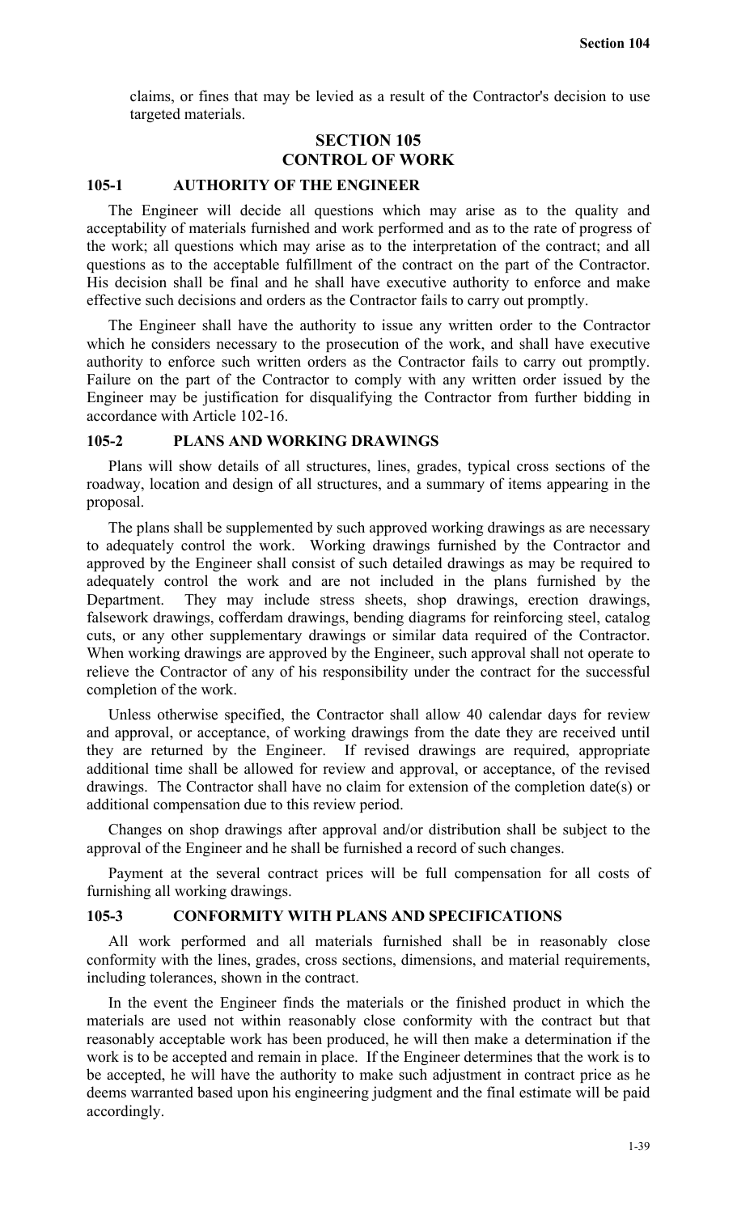claims, or fines that may be levied as a result of the Contractor's decision to use targeted materials.

# SECTION 105
# CONTROL OF WORK

## 105-1 AUTHORITY OF THE ENGINEER

The Engineer will decide all questions which may arise as to the quality and acceptability of materials furnished and work performed and as to the rate of progress of the work; all questions which may arise as to the interpretation of the contract; and all questions as to the acceptable fulfillment of the contract on the part of the Contractor. His decision shall be final and he shall have executive authority to enforce and make effective such decisions and orders as the Contractor fails to carry out promptly.

The Engineer shall have the authority to issue any written order to the Contractor which he considers necessary to the prosecution of the work, and shall have executive authority to enforce such written orders as the Contractor fails to carry out promptly. Failure on the part of the Contractor to comply with any written order issued by the Engineer may be justification for disqualifying the Contractor from further bidding in accordance with Article 102-16.

## 105-2 PLANS AND WORKING DRAWINGS

Plans will show details of all structures, lines, grades, typical cross sections of the roadway, location and design of all structures, and a summary of items appearing in the proposal.

The plans shall be supplemented by such approved working drawings as are necessary to adequately control the work. Working drawings furnished by the Contractor and approved by the Engineer shall consist of such detailed drawings as may be required to adequately control the work and are not included in the plans furnished by the Department. They may include stress sheets, shop drawings, erection drawings, falsework drawings, cofferdam drawings, bending diagrams for reinforcing steel, catalog cuts, or any other supplementary drawings or similar data required of the Contractor. When working drawings are approved by the Engineer, such approval shall not operate to relieve the Contractor of any of his responsibility under the contract for the successful completion of the work.

Unless otherwise specified, the Contractor shall allow 40 calendar days for review and approval, or acceptance, of working drawings from the date they are received until they are returned by the Engineer. If revised drawings are required, appropriate additional time shall be allowed for review and approval, or acceptance, of the revised drawings. The Contractor shall have no claim for extension of the completion date(s) or additional compensation due to this review period.

Changes on shop drawings after approval and/or distribution shall be subject to the approval of the Engineer and he shall be furnished a record of such changes.

Payment at the several contract prices will be full compensation for all costs of furnishing all working drawings.

## 105-3 CONFORMITY WITH PLANS AND SPECIFICATIONS

All work performed and all materials furnished shall be in reasonably close conformity with the lines, grades, cross sections, dimensions, and material requirements, including tolerances, shown in the contract.

In the event the Engineer finds the materials or the finished product in which the materials are used not within reasonably close conformity with the contract but that reasonably acceptable work has been produced, he will then make a determination if the work is to be accepted and remain in place. If the Engineer determines that the work is to be accepted, he will have the authority to make such adjustment in contract price as he deems warranted based upon his engineering judgment and the final estimate will be paid accordingly.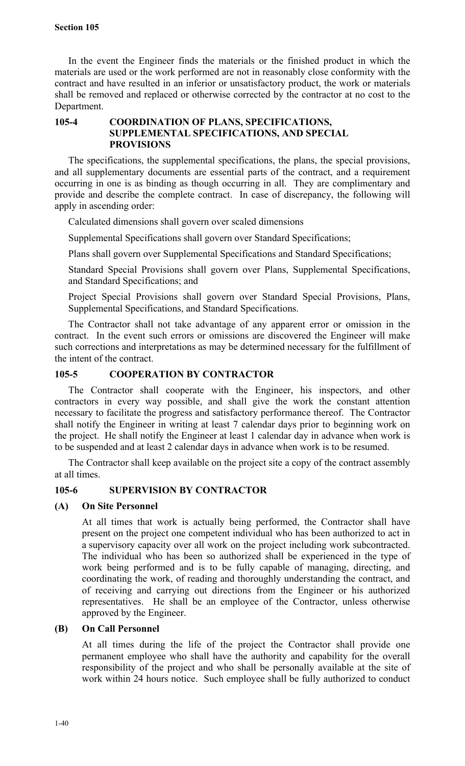In the event the Engineer finds the materials or the finished product in which the materials are used or the work performed are not in reasonably close conformity with the contract and have resulted in an inferior or unsatisfactory product, the work or materials shall be removed and replaced or otherwise corrected by the contractor at no cost to the Department.

## 105-4 COORDINATION OF PLANS, SPECIFICATIONS, SUPPLEMENTAL SPECIFICATIONS, AND SPECIAL PROVISIONS

The specifications, the supplemental specifications, the plans, the special provisions, and all supplementary documents are essential parts of the contract, and a requirement occurring in one is as binding as though occurring in all. They are complimentary and provide and describe the complete contract. In case of discrepancy, the following will apply in ascending order:

Calculated dimensions shall govern over scaled dimensions

Supplemental Specifications shall govern over Standard Specifications;

Plans shall govern over Supplemental Specifications and Standard Specifications;

Standard Special Provisions shall govern over Plans, Supplemental Specifications, and Standard Specifications; and

Project Special Provisions shall govern over Standard Special Provisions, Plans, Supplemental Specifications, and Standard Specifications.

The Contractor shall not take advantage of any apparent error or omission in the contract. In the event such errors or omissions are discovered the Engineer will make such corrections and interpretations as may be determined necessary for the fulfillment of the intent of the contract.

## 105-5 COOPERATION BY CONTRACTOR

The Contractor shall cooperate with the Engineer, his inspectors, and other contractors in every way possible, and shall give the work the constant attention necessary to facilitate the progress and satisfactory performance thereof. The Contractor shall notify the Engineer in writing at least 7 calendar days prior to beginning work on the project. He shall notify the Engineer at least 1 calendar day in advance when work is to be suspended and at least 2 calendar days in advance when work is to be resumed.

The Contractor shall keep available on the project site a copy of the contract assembly at all times.

## 105-6 SUPERVISION BY CONTRACTOR

### (A) On Site Personnel

At all times that work is actually being performed, the Contractor shall have present on the project one competent individual who has been authorized to act in a supervisory capacity over all work on the project including work subcontracted. The individual who has been so authorized shall be experienced in the type of work being performed and is to be fully capable of managing, directing, and coordinating the work, of reading and thoroughly understanding the contract, and of receiving and carrying out directions from the Engineer or his authorized representatives. He shall be an employee of the Contractor, unless otherwise approved by the Engineer.

### (B) On Call Personnel

At all times during the life of the project the Contractor shall provide one permanent employee who shall have the authority and capability for the overall responsibility of the project and who shall be personally available at the site of work within 24 hours notice. Such employee shall be fully authorized to conduct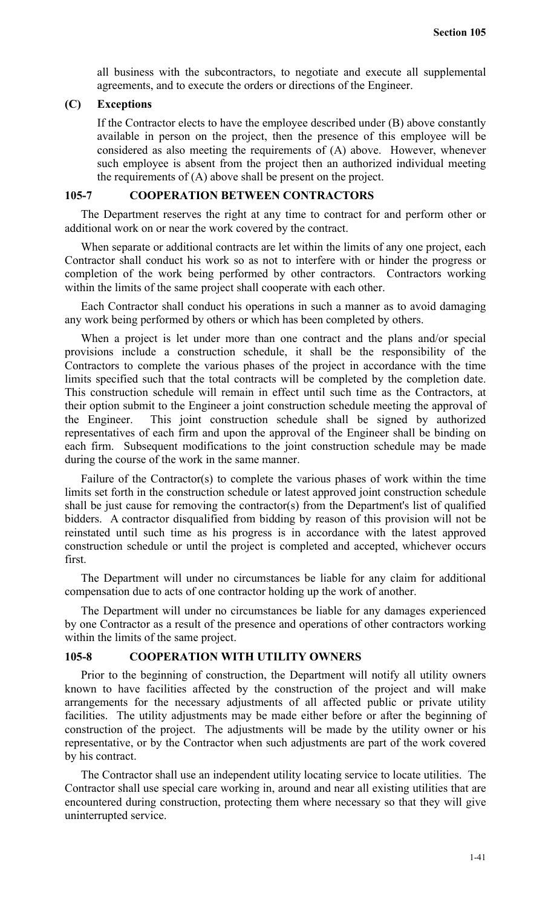all business with the subcontractors, to negotiate and execute all supplemental agreements, and to execute the orders or directions of the Engineer.

**(C) Exceptions**

If the Contractor elects to have the employee described under (B) above constantly available in person on the project, then the presence of this employee will be considered as also meeting the requirements of (A) above. However, whenever such employee is absent from the project then an authorized individual meeting the requirements of (A) above shall be present on the project.

## 105-7 COOPERATION BETWEEN CONTRACTORS

The Department reserves the right at any time to contract for and perform other or additional work on or near the work covered by the contract.

When separate or additional contracts are let within the limits of any one project, each Contractor shall conduct his work so as not to interfere with or hinder the progress or completion of the work being performed by other contractors. Contractors working within the limits of the same project shall cooperate with each other.

Each Contractor shall conduct his operations in such a manner as to avoid damaging any work being performed by others or which has been completed by others.

When a project is let under more than one contract and the plans and/or special provisions include a construction schedule, it shall be the responsibility of the Contractors to complete the various phases of the project in accordance with the time limits specified such that the total contracts will be completed by the completion date. This construction schedule will remain in effect until such time as the Contractors, at their option submit to the Engineer a joint construction schedule meeting the approval of the Engineer. This joint construction schedule shall be signed by authorized representatives of each firm and upon the approval of the Engineer shall be binding on each firm. Subsequent modifications to the joint construction schedule may be made during the course of the work in the same manner.

Failure of the Contractor(s) to complete the various phases of work within the time limits set forth in the construction schedule or latest approved joint construction schedule shall be just cause for removing the contractor(s) from the Department's list of qualified bidders. A contractor disqualified from bidding by reason of this provision will not be reinstated until such time as his progress is in accordance with the latest approved construction schedule or until the project is completed and accepted, whichever occurs first.

The Department will under no circumstances be liable for any claim for additional compensation due to acts of one contractor holding up the work of another.

The Department will under no circumstances be liable for any damages experienced by one Contractor as a result of the presence and operations of other contractors working within the limits of the same project.

## 105-8 COOPERATION WITH UTILITY OWNERS

Prior to the beginning of construction, the Department will notify all utility owners known to have facilities affected by the construction of the project and will make arrangements for the necessary adjustments of all affected public or private utility facilities. The utility adjustments may be made either before or after the beginning of construction of the project. The adjustments will be made by the utility owner or his representative, or by the Contractor when such adjustments are part of the work covered by his contract.

The Contractor shall use an independent utility locating service to locate utilities. The Contractor shall use special care working in, around and near all existing utilities that are encountered during construction, protecting them where necessary so that they will give uninterrupted service.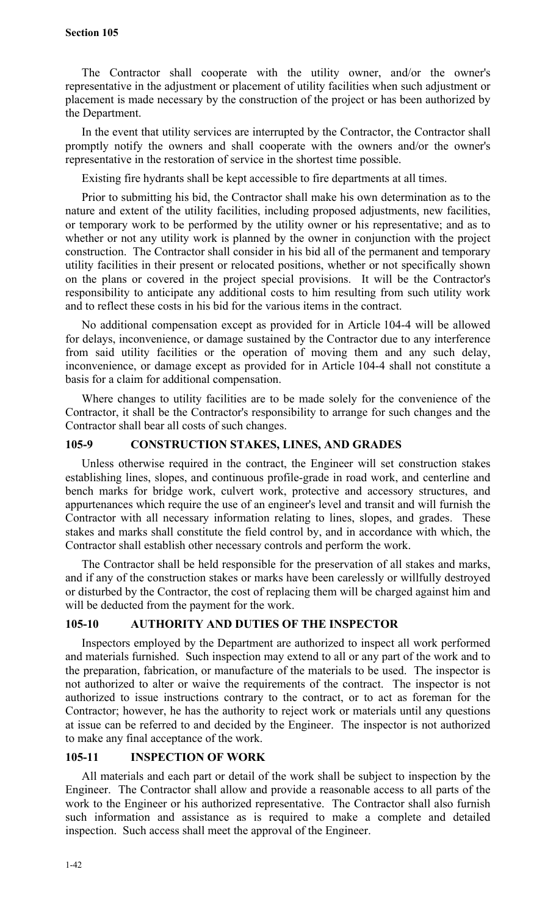The Contractor shall cooperate with the utility owner, and/or the owner's representative in the adjustment or placement of utility facilities when such adjustment or placement is made necessary by the construction of the project or has been authorized by the Department.

In the event that utility services are interrupted by the Contractor, the Contractor shall promptly notify the owners and shall cooperate with the owners and/or the owner's representative in the restoration of service in the shortest time possible.

Existing fire hydrants shall be kept accessible to fire departments at all times.

Prior to submitting his bid, the Contractor shall make his own determination as to the nature and extent of the utility facilities, including proposed adjustments, new facilities, or temporary work to be performed by the utility owner or his representative; and as to whether or not any utility work is planned by the owner in conjunction with the project construction. The Contractor shall consider in his bid all of the permanent and temporary utility facilities in their present or relocated positions, whether or not specifically shown on the plans or covered in the project special provisions. It will be the Contractor's responsibility to anticipate any additional costs to him resulting from such utility work and to reflect these costs in his bid for the various items in the contract.

No additional compensation except as provided for in Article 104-4 will be allowed for delays, inconvenience, or damage sustained by the Contractor due to any interference from said utility facilities or the operation of moving them and any such delay, inconvenience, or damage except as provided for in Article 104-4 shall not constitute a basis for a claim for additional compensation.

Where changes to utility facilities are to be made solely for the convenience of the Contractor, it shall be the Contractor's responsibility to arrange for such changes and the Contractor shall bear all costs of such changes.

### 105-9 CONSTRUCTION STAKES, LINES, AND GRADES

Unless otherwise required in the contract, the Engineer will set construction stakes establishing lines, slopes, and continuous profile-grade in road work, and centerline and bench marks for bridge work, culvert work, protective and accessory structures, and appurtenances which require the use of an engineer's level and transit and will furnish the Contractor with all necessary information relating to lines, slopes, and grades. These stakes and marks shall constitute the field control by, and in accordance with which, the Contractor shall establish other necessary controls and perform the work.

The Contractor shall be held responsible for the preservation of all stakes and marks, and if any of the construction stakes or marks have been carelessly or willfully destroyed or disturbed by the Contractor, the cost of replacing them will be charged against him and will be deducted from the payment for the work.

### 105-10 AUTHORITY AND DUTIES OF THE INSPECTOR

Inspectors employed by the Department are authorized to inspect all work performed and materials furnished. Such inspection may extend to all or any part of the work and to the preparation, fabrication, or manufacture of the materials to be used. The inspector is not authorized to alter or waive the requirements of the contract. The inspector is not authorized to issue instructions contrary to the contract, or to act as foreman for the Contractor; however, he has the authority to reject work or materials until any questions at issue can be referred to and decided by the Engineer. The inspector is not authorized to make any final acceptance of the work.

### 105-11 INSPECTION OF WORK

All materials and each part or detail of the work shall be subject to inspection by the Engineer. The Contractor shall allow and provide a reasonable access to all parts of the work to the Engineer or his authorized representative. The Contractor shall also furnish such information and assistance as is required to make a complete and detailed inspection. Such access shall meet the approval of the Engineer.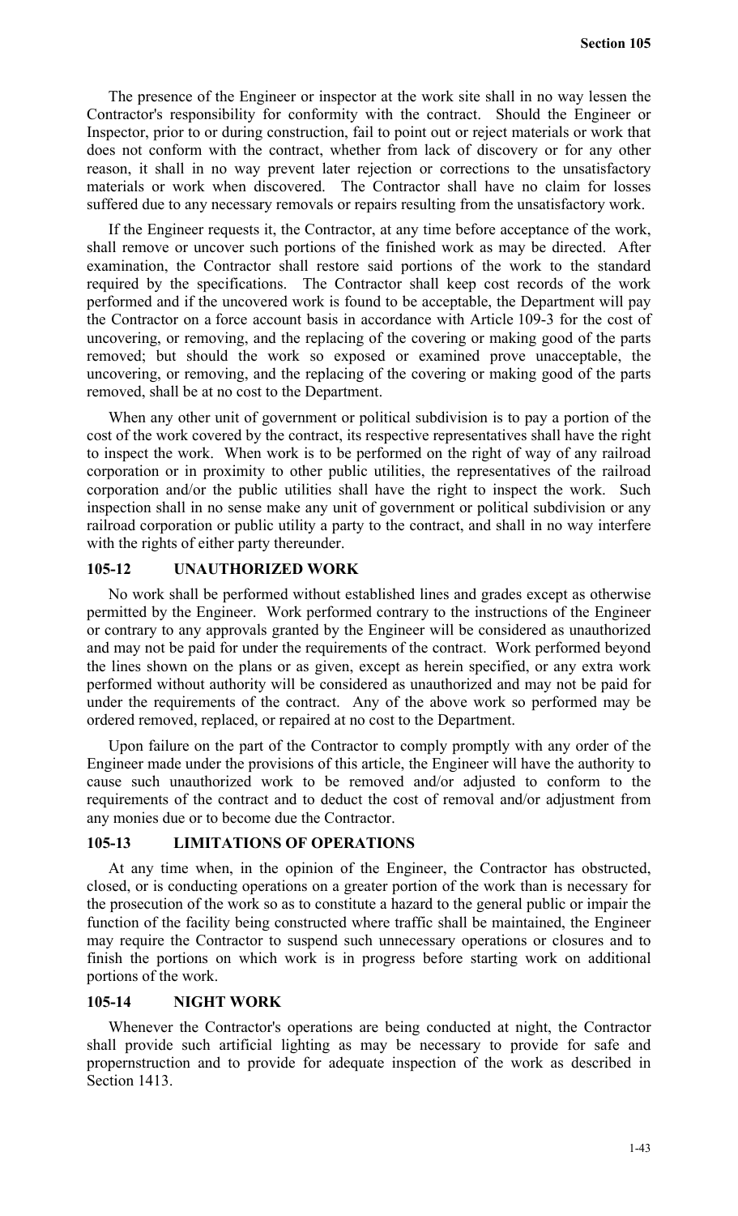The presence of the Engineer or inspector at the work site shall in no way lessen the Contractor's responsibility for conformity with the contract. Should the Engineer or Inspector, prior to or during construction, fail to point out or reject materials or work that does not conform with the contract, whether from lack of discovery or for any other reason, it shall in no way prevent later rejection or corrections to the unsatisfactory materials or work when discovered. The Contractor shall have no claim for losses suffered due to any necessary removals or repairs resulting from the unsatisfactory work.

If the Engineer requests it, the Contractor, at any time before acceptance of the work, shall remove or uncover such portions of the finished work as may be directed. After examination, the Contractor shall restore said portions of the work to the standard required by the specifications. The Contractor shall keep cost records of the work performed and if the uncovered work is found to be acceptable, the Department will pay the Contractor on a force account basis in accordance with Article 109-3 for the cost of uncovering, or removing, and the replacing of the covering or making good of the parts removed; but should the work so exposed or examined prove unacceptable, the uncovering, or removing, and the replacing of the covering or making good of the parts removed, shall be at no cost to the Department.

When any other unit of government or political subdivision is to pay a portion of the cost of the work covered by the contract, its respective representatives shall have the right to inspect the work. When work is to be performed on the right of way of any railroad corporation or in proximity to other public utilities, the representatives of the railroad corporation and/or the public utilities shall have the right to inspect the work. Such inspection shall in no sense make any unit of government or political subdivision or any railroad corporation or public utility a party to the contract, and shall in no way interfere with the rights of either party thereunder.

## 105-12 UNAUTHORIZED WORK

No work shall be performed without established lines and grades except as otherwise permitted by the Engineer. Work performed contrary to the instructions of the Engineer or contrary to any approvals granted by the Engineer will be considered as unauthorized and may not be paid for under the requirements of the contract. Work performed beyond the lines shown on the plans or as given, except as herein specified, or any extra work performed without authority will be considered as unauthorized and may not be paid for under the requirements of the contract. Any of the above work so performed may be ordered removed, replaced, or repaired at no cost to the Department.

Upon failure on the part of the Contractor to comply promptly with any order of the Engineer made under the provisions of this article, the Engineer will have the authority to cause such unauthorized work to be removed and/or adjusted to conform to the requirements of the contract and to deduct the cost of removal and/or adjustment from any monies due or to become due the Contractor.

## 105-13 LIMITATIONS OF OPERATIONS

At any time when, in the opinion of the Engineer, the Contractor has obstructed, closed, or is conducting operations on a greater portion of the work than is necessary for the prosecution of the work so as to constitute a hazard to the general public or impair the function of the facility being constructed where traffic shall be maintained, the Engineer may require the Contractor to suspend such unnecessary operations or closures and to finish the portions on which work is in progress before starting work on additional portions of the work.

## 105-14 NIGHT WORK

Whenever the Contractor's operations are being conducted at night, the Contractor shall provide such artificial lighting as may be necessary to provide for safe and propernstruction and to provide for adequate inspection of the work as described in Section 1413.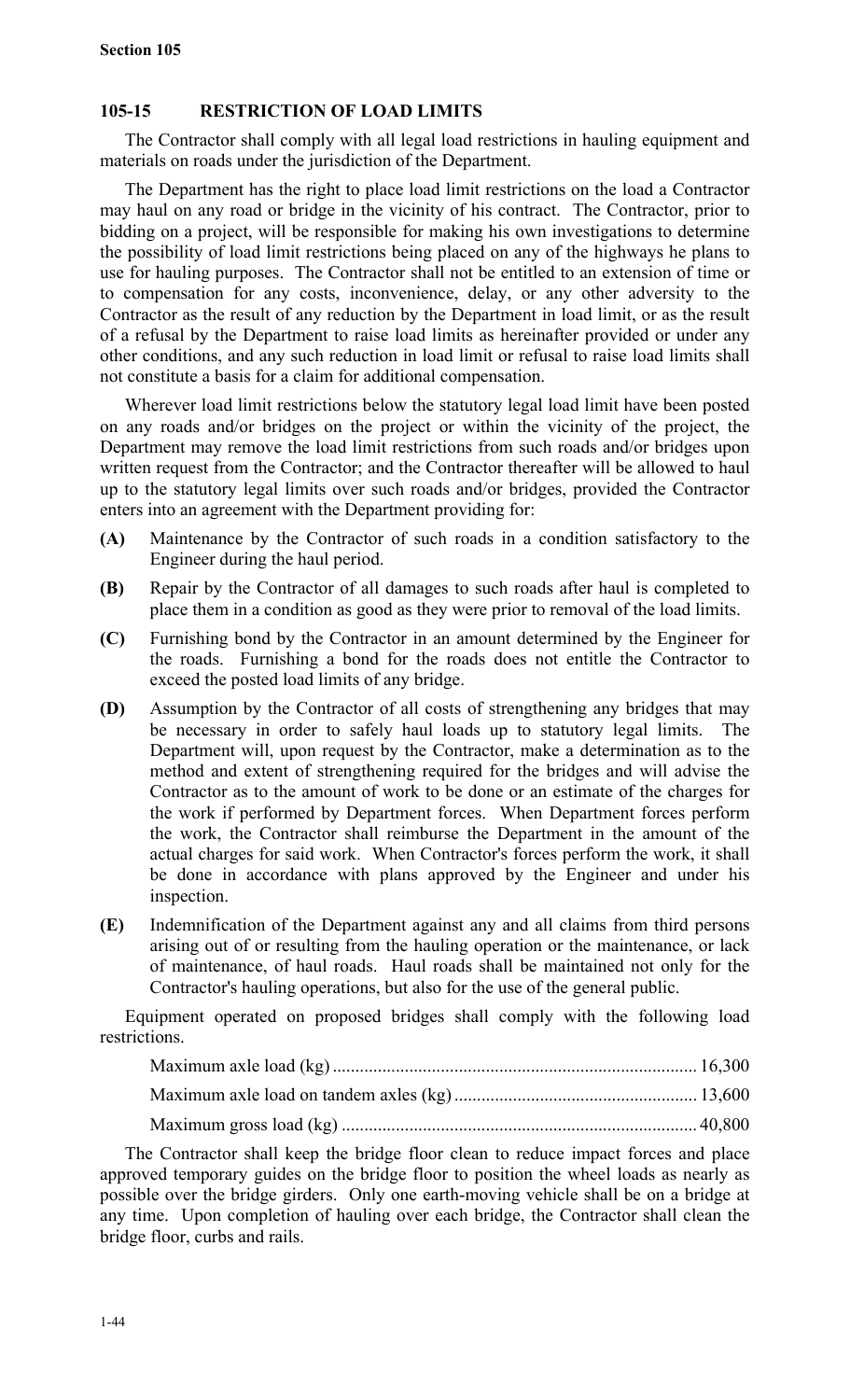## 105-15 RESTRICTION OF LOAD LIMITS

The Contractor shall comply with all legal load restrictions in hauling equipment and materials on roads under the jurisdiction of the Department.

The Department has the right to place load limit restrictions on the load a Contractor may haul on any road or bridge in the vicinity of his contract. The Contractor, prior to bidding on a project, will be responsible for making his own investigations to determine the possibility of load limit restrictions being placed on any of the highways he plans to use for hauling purposes. The Contractor shall not be entitled to an extension of time or to compensation for any costs, inconvenience, delay, or any other adversity to the Contractor as the result of any reduction by the Department in load limit, or as the result of a refusal by the Department to raise load limits as hereinafter provided or under any other conditions, and any such reduction in load limit or refusal to raise load limits shall not constitute a basis for a claim for additional compensation.

Wherever load limit restrictions below the statutory legal load limit have been posted on any roads and/or bridges on the project or within the vicinity of the project, the Department may remove the load limit restrictions from such roads and/or bridges upon written request from the Contractor; and the Contractor thereafter will be allowed to haul up to the statutory legal limits over such roads and/or bridges, provided the Contractor enters into an agreement with the Department providing for:

**(A)** Maintenance by the Contractor of such roads in a condition satisfactory to the Engineer during the haul period.

**(B)** Repair by the Contractor of all damages to such roads after haul is completed to place them in a condition as good as they were prior to removal of the load limits.

**(C)** Furnishing bond by the Contractor in an amount determined by the Engineer for the roads. Furnishing a bond for the roads does not entitle the Contractor to exceed the posted load limits of any bridge.

**(D)** Assumption by the Contractor of all costs of strengthening any bridges that may be necessary in order to safely haul loads up to statutory legal limits. The Department will, upon request by the Contractor, make a determination as to the method and extent of strengthening required for the bridges and will advise the Contractor as to the amount of work to be done or an estimate of the charges for the work if performed by Department forces. When Department forces perform the work, the Contractor shall reimburse the Department in the amount of the actual charges for said work. When Contractor's forces perform the work, it shall be done in accordance with plans approved by the Engineer and under his inspection.

**(E)** Indemnification of the Department against any and all claims from third persons arising out of or resulting from the hauling operation or the maintenance, or lack of maintenance, of haul roads. Haul roads shall be maintained not only for the Contractor's hauling operations, but also for the use of the general public.

Equipment operated on proposed bridges shall comply with the following load restrictions.

| | |
|---|---|
| Maximum axle load (kg) | 16,300 |
| Maximum axle load on tandem axles (kg) | 13,600 |
| Maximum gross load (kg) | 40,800 |

The Contractor shall keep the bridge floor clean to reduce impact forces and place approved temporary guides on the bridge floor to position the wheel loads as nearly as possible over the bridge girders. Only one earth-moving vehicle shall be on a bridge at any time. Upon completion of hauling over each bridge, the Contractor shall clean the bridge floor, curbs and rails.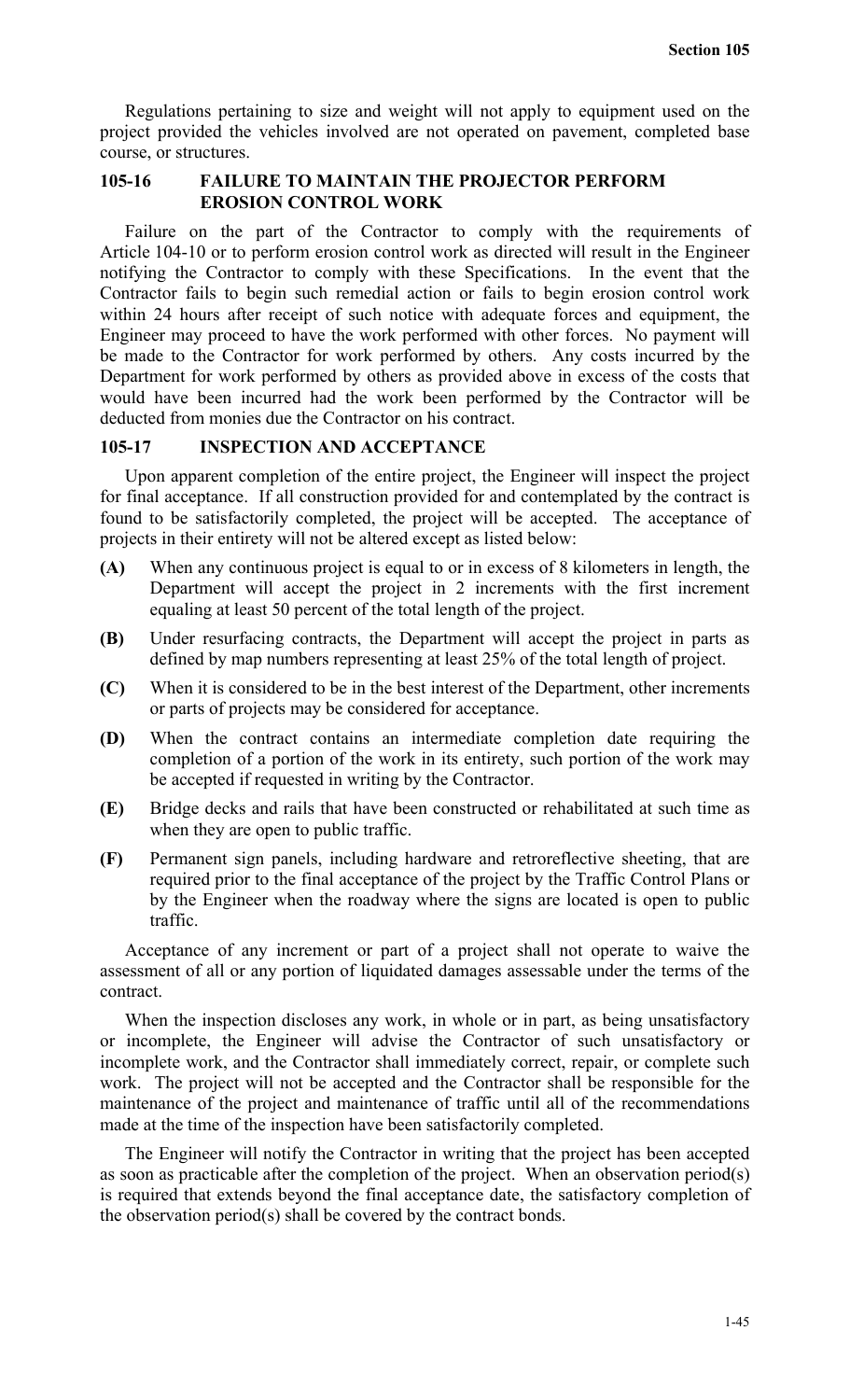Regulations pertaining to size and weight will not apply to equipment used on the project provided the vehicles involved are not operated on pavement, completed base course, or structures.

### 105-16 FAILURE TO MAINTAIN THE PROJECTOR PERFORM EROSION CONTROL WORK

Failure on the part of the Contractor to comply with the requirements of Article 104-10 or to perform erosion control work as directed will result in the Engineer notifying the Contractor to comply with these Specifications. In the event that the Contractor fails to begin such remedial action or fails to begin erosion control work within 24 hours after receipt of such notice with adequate forces and equipment, the Engineer may proceed to have the work performed with other forces. No payment will be made to the Contractor for work performed by others. Any costs incurred by the Department for work performed by others as provided above in excess of the costs that would have been incurred had the work been performed by the Contractor will be deducted from monies due the Contractor on his contract.

### 105-17 INSPECTION AND ACCEPTANCE

Upon apparent completion of the entire project, the Engineer will inspect the project for final acceptance. If all construction provided for and contemplated by the contract is found to be satisfactorily completed, the project will be accepted. The acceptance of projects in their entirety will not be altered except as listed below:

- **(A)** When any continuous project is equal to or in excess of 8 kilometers in length, the Department will accept the project in 2 increments with the first increment equaling at least 50 percent of the total length of the project.
- **(B)** Under resurfacing contracts, the Department will accept the project in parts as defined by map numbers representing at least 25% of the total length of project.
- **(C)** When it is considered to be in the best interest of the Department, other increments or parts of projects may be considered for acceptance.
- **(D)** When the contract contains an intermediate completion date requiring the completion of a portion of the work in its entirety, such portion of the work may be accepted if requested in writing by the Contractor.
- **(E)** Bridge decks and rails that have been constructed or rehabilitated at such time as when they are open to public traffic.
- **(F)** Permanent sign panels, including hardware and retroreflective sheeting, that are required prior to the final acceptance of the project by the Traffic Control Plans or by the Engineer when the roadway where the signs are located is open to public traffic.

Acceptance of any increment or part of a project shall not operate to waive the assessment of all or any portion of liquidated damages assessable under the terms of the contract.

When the inspection discloses any work, in whole or in part, as being unsatisfactory or incomplete, the Engineer will advise the Contractor of such unsatisfactory or incomplete work, and the Contractor shall immediately correct, repair, or complete such work. The project will not be accepted and the Contractor shall be responsible for the maintenance of the project and maintenance of traffic until all of the recommendations made at the time of the inspection have been satisfactorily completed.

The Engineer will notify the Contractor in writing that the project has been accepted as soon as practicable after the completion of the project. When an observation period(s) is required that extends beyond the final acceptance date, the satisfactory completion of the observation period(s) shall be covered by the contract bonds.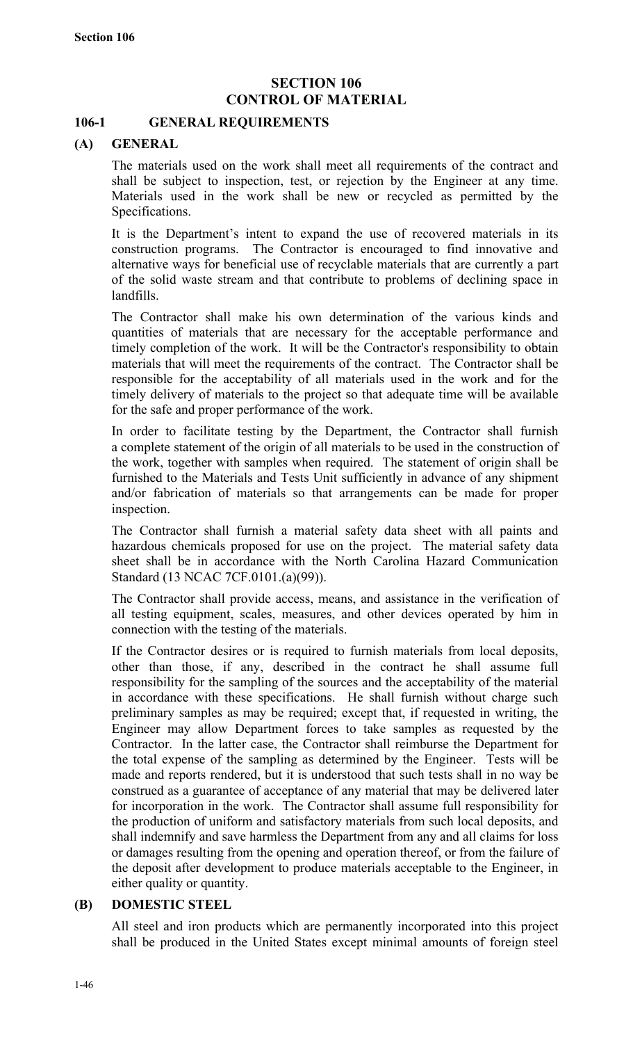# SECTION 106
# CONTROL OF MATERIAL

## 106-1 GENERAL REQUIREMENTS

### (A) GENERAL

The materials used on the work shall meet all requirements of the contract and shall be subject to inspection, test, or rejection by the Engineer at any time. Materials used in the work shall be new or recycled as permitted by the Specifications.

It is the Department's intent to expand the use of recovered materials in its construction programs. The Contractor is encouraged to find innovative and alternative ways for beneficial use of recyclable materials that are currently a part of the solid waste stream and that contribute to problems of declining space in landfills.

The Contractor shall make his own determination of the various kinds and quantities of materials that are necessary for the acceptable performance and timely completion of the work. It will be the Contractor's responsibility to obtain materials that will meet the requirements of the contract. The Contractor shall be responsible for the acceptability of all materials used in the work and for the timely delivery of materials to the project so that adequate time will be available for the safe and proper performance of the work.

In order to facilitate testing by the Department, the Contractor shall furnish a complete statement of the origin of all materials to be used in the construction of the work, together with samples when required. The statement of origin shall be furnished to the Materials and Tests Unit sufficiently in advance of any shipment and/or fabrication of materials so that arrangements can be made for proper inspection.

The Contractor shall furnish a material safety data sheet with all paints and hazardous chemicals proposed for use on the project. The material safety data sheet shall be in accordance with the North Carolina Hazard Communication Standard (13 NCAC 7CF.0101.(a)(99)).

The Contractor shall provide access, means, and assistance in the verification of all testing equipment, scales, measures, and other devices operated by him in connection with the testing of the materials.

If the Contractor desires or is required to furnish materials from local deposits, other than those, if any, described in the contract he shall assume full responsibility for the sampling of the sources and the acceptability of the material in accordance with these specifications. He shall furnish without charge such preliminary samples as may be required; except that, if requested in writing, the Engineer may allow Department forces to take samples as requested by the Contractor. In the latter case, the Contractor shall reimburse the Department for the total expense of the sampling as determined by the Engineer. Tests will be made and reports rendered, but it is understood that such tests shall in no way be construed as a guarantee of acceptance of any material that may be delivered later for incorporation in the work. The Contractor shall assume full responsibility for the production of uniform and satisfactory materials from such local deposits, and shall indemnify and save harmless the Department from any and all claims for loss or damages resulting from the opening and operation thereof, or from the failure of the deposit after development to produce materials acceptable to the Engineer, in either quality or quantity.

### (B) DOMESTIC STEEL

All steel and iron products which are permanently incorporated into this project shall be produced in the United States except minimal amounts of foreign steel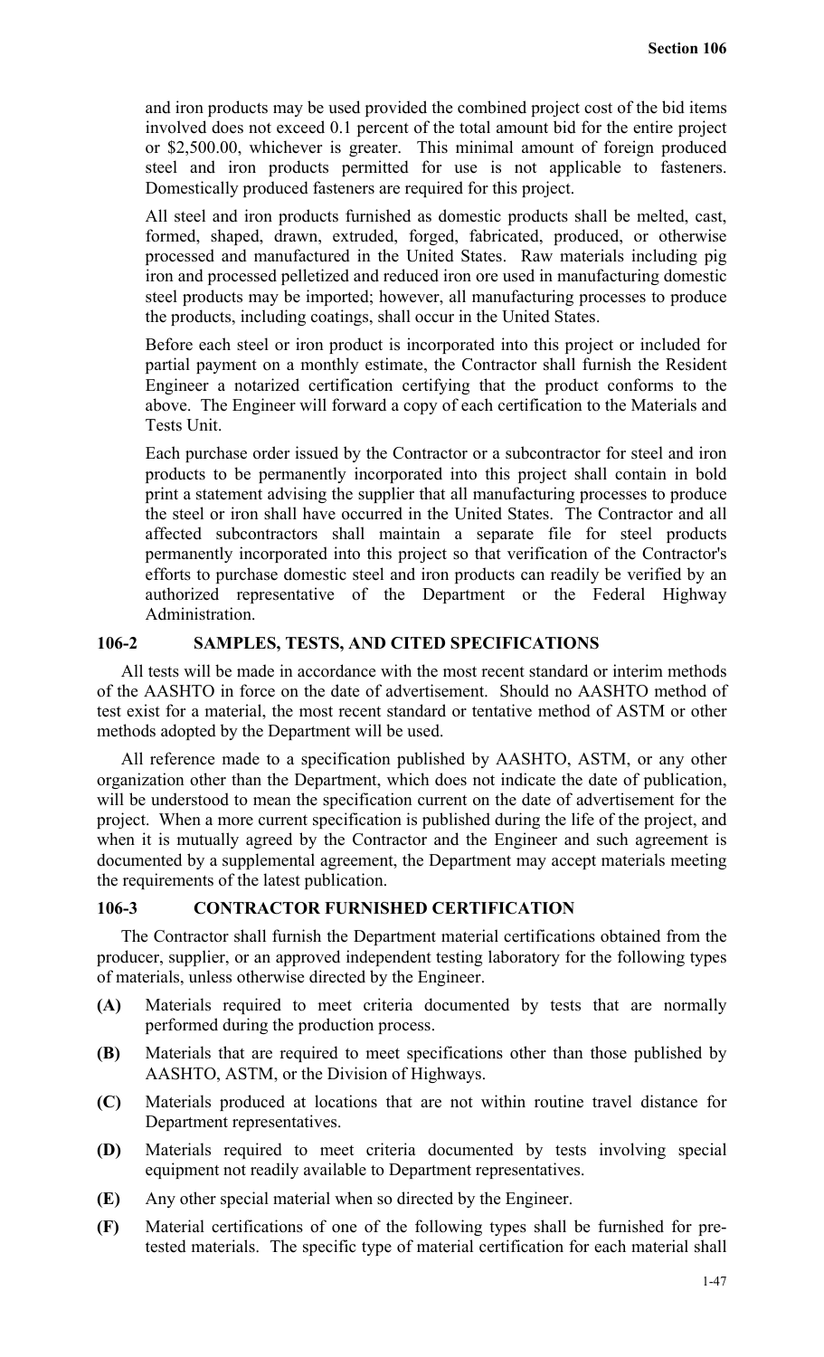and iron products may be used provided the combined project cost of the bid items involved does not exceed 0.1 percent of the total amount bid for the entire project or $2,500.00, whichever is greater. This minimal amount of foreign produced steel and iron products permitted for use is not applicable to fasteners. Domestically produced fasteners are required for this project.

All steel and iron products furnished as domestic products shall be melted, cast, formed, shaped, drawn, extruded, forged, fabricated, produced, or otherwise processed and manufactured in the United States. Raw materials including pig iron and processed pelletized and reduced iron ore used in manufacturing domestic steel products may be imported; however, all manufacturing processes to produce the products, including coatings, shall occur in the United States.

Before each steel or iron product is incorporated into this project or included for partial payment on a monthly estimate, the Contractor shall furnish the Resident Engineer a notarized certification certifying that the product conforms to the above. The Engineer will forward a copy of each certification to the Materials and Tests Unit.

Each purchase order issued by the Contractor or a subcontractor for steel and iron products to be permanently incorporated into this project shall contain in bold print a statement advising the supplier that all manufacturing processes to produce the steel or iron shall have occurred in the United States. The Contractor and all affected subcontractors shall maintain a separate file for steel products permanently incorporated into this project so that verification of the Contractor's efforts to purchase domestic steel and iron products can readily be verified by an authorized representative of the Department or the Federal Highway Administration.

## 106-2 SAMPLES, TESTS, AND CITED SPECIFICATIONS

All tests will be made in accordance with the most recent standard or interim methods of the AASHTO in force on the date of advertisement. Should no AASHTO method of test exist for a material, the most recent standard or tentative method of ASTM or other methods adopted by the Department will be used.

All reference made to a specification published by AASHTO, ASTM, or any other organization other than the Department, which does not indicate the date of publication, will be understood to mean the specification current on the date of advertisement for the project. When a more current specification is published during the life of the project, and when it is mutually agreed by the Contractor and the Engineer and such agreement is documented by a supplemental agreement, the Department may accept materials meeting the requirements of the latest publication.

## 106-3 CONTRACTOR FURNISHED CERTIFICATION

The Contractor shall furnish the Department material certifications obtained from the producer, supplier, or an approved independent testing laboratory for the following types of materials, unless otherwise directed by the Engineer.

**(A)** Materials required to meet criteria documented by tests that are normally performed during the production process.

**(B)** Materials that are required to meet specifications other than those published by AASHTO, ASTM, or the Division of Highways.

**(C)** Materials produced at locations that are not within routine travel distance for Department representatives.

**(D)** Materials required to meet criteria documented by tests involving special equipment not readily available to Department representatives.

**(E)** Any other special material when so directed by the Engineer.

**(F)** Material certifications of one of the following types shall be furnished for pre-tested materials. The specific type of material certification for each material shall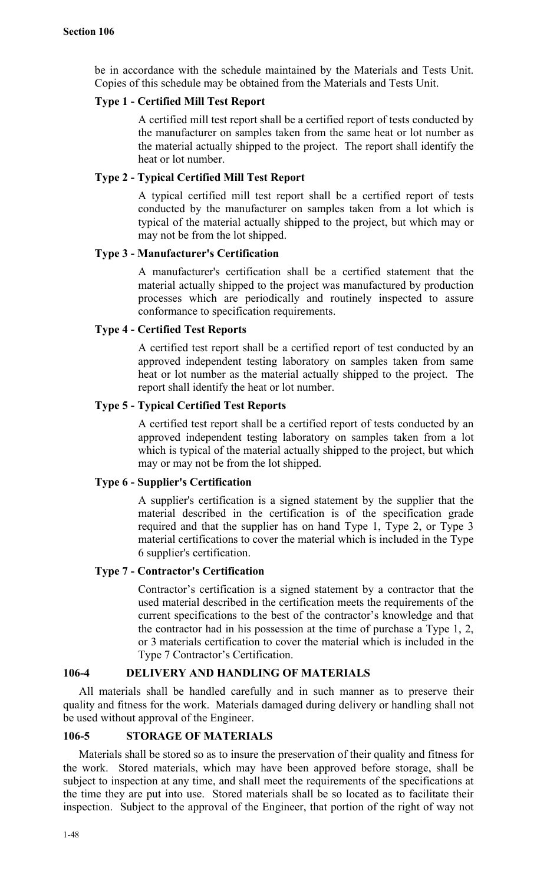be in accordance with the schedule maintained by the Materials and Tests Unit. Copies of this schedule may be obtained from the Materials and Tests Unit.

**Type 1 - Certified Mill Test Report**

A certified mill test report shall be a certified report of tests conducted by the manufacturer on samples taken from the same heat or lot number as the material actually shipped to the project. The report shall identify the heat or lot number.

**Type 2 - Typical Certified Mill Test Report**

A typical certified mill test report shall be a certified report of tests conducted by the manufacturer on samples taken from a lot which is typical of the material actually shipped to the project, but which may or may not be from the lot shipped.

**Type 3 - Manufacturer's Certification**

A manufacturer's certification shall be a certified statement that the material actually shipped to the project was manufactured by production processes which are periodically and routinely inspected to assure conformance to specification requirements.

**Type 4 - Certified Test Reports**

A certified test report shall be a certified report of test conducted by an approved independent testing laboratory on samples taken from same heat or lot number as the material actually shipped to the project. The report shall identify the heat or lot number.

**Type 5 - Typical Certified Test Reports**

A certified test report shall be a certified report of tests conducted by an approved independent testing laboratory on samples taken from a lot which is typical of the material actually shipped to the project, but which may or may not be from the lot shipped.

**Type 6 - Supplier's Certification**

A supplier's certification is a signed statement by the supplier that the material described in the certification is of the specification grade required and that the supplier has on hand Type 1, Type 2, or Type 3 material certifications to cover the material which is included in the Type 6 supplier's certification.

**Type 7 - Contractor's Certification**

Contractor's certification is a signed statement by a contractor that the used material described in the certification meets the requirements of the current specifications to the best of the contractor's knowledge and that the contractor had in his possession at the time of purchase a Type 1, 2, or 3 materials certification to cover the material which is included in the Type 7 Contractor's Certification.

## 106-4 DELIVERY AND HANDLING OF MATERIALS

All materials shall be handled carefully and in such manner as to preserve their quality and fitness for the work. Materials damaged during delivery or handling shall not be used without approval of the Engineer.

## 106-5 STORAGE OF MATERIALS

Materials shall be stored so as to insure the preservation of their quality and fitness for the work. Stored materials, which may have been approved before storage, shall be subject to inspection at any time, and shall meet the requirements of the specifications at the time they are put into use. Stored materials shall be so located as to facilitate their inspection. Subject to the approval of the Engineer, that portion of the right of way not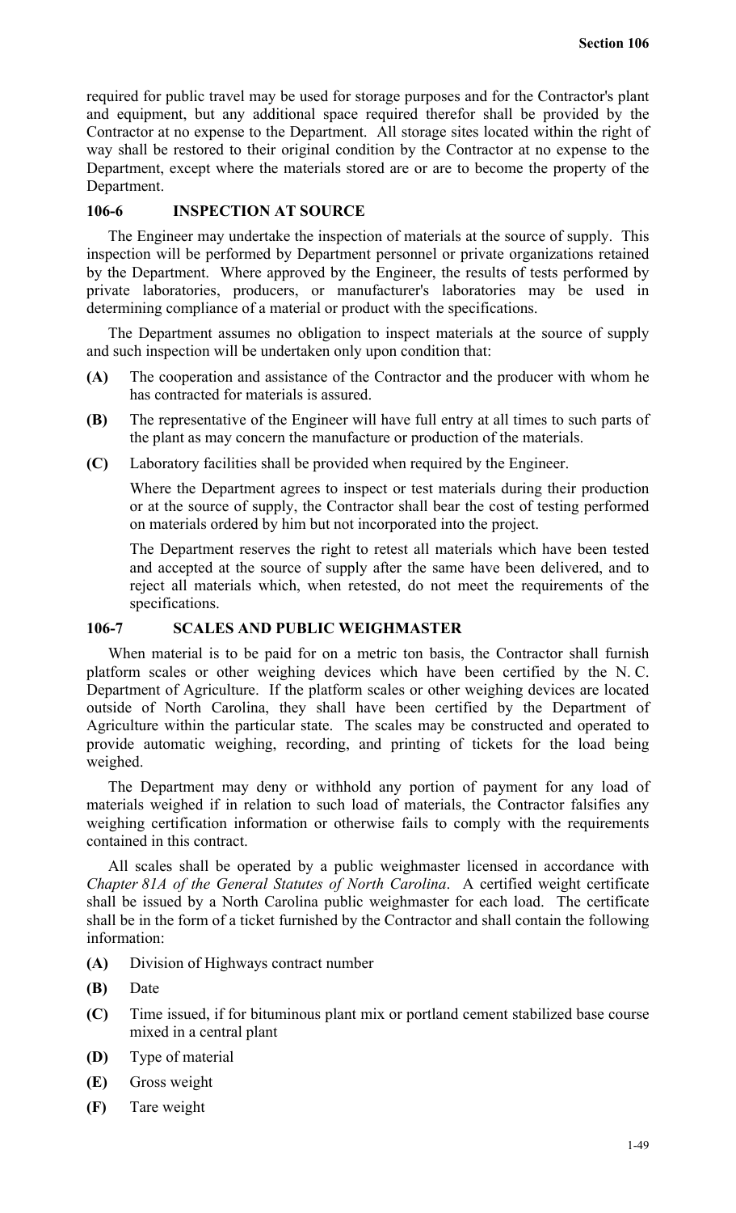required for public travel may be used for storage purposes and for the Contractor's plant and equipment, but any additional space required therefor shall be provided by the Contractor at no expense to the Department. All storage sites located within the right of way shall be restored to their original condition by the Contractor at no expense to the Department, except where the materials stored are or are to become the property of the Department.

## 106-6 INSPECTION AT SOURCE

The Engineer may undertake the inspection of materials at the source of supply. This inspection will be performed by Department personnel or private organizations retained by the Department. Where approved by the Engineer, the results of tests performed by private laboratories, producers, or manufacturer's laboratories may be used in determining compliance of a material or product with the specifications.

The Department assumes no obligation to inspect materials at the source of supply and such inspection will be undertaken only upon condition that:

**(A)** The cooperation and assistance of the Contractor and the producer with whom he has contracted for materials is assured.

**(B)** The representative of the Engineer will have full entry at all times to such parts of the plant as may concern the manufacture or production of the materials.

**(C)** Laboratory facilities shall be provided when required by the Engineer.

Where the Department agrees to inspect or test materials during their production or at the source of supply, the Contractor shall bear the cost of testing performed on materials ordered by him but not incorporated into the project.

The Department reserves the right to retest all materials which have been tested and accepted at the source of supply after the same have been delivered, and to reject all materials which, when retested, do not meet the requirements of the specifications.

## 106-7 SCALES AND PUBLIC WEIGHMASTER

When material is to be paid for on a metric ton basis, the Contractor shall furnish platform scales or other weighing devices which have been certified by the N. C. Department of Agriculture. If the platform scales or other weighing devices are located outside of North Carolina, they shall have been certified by the Department of Agriculture within the particular state. The scales may be constructed and operated to provide automatic weighing, recording, and printing of tickets for the load being weighed.

The Department may deny or withhold any portion of payment for any load of materials weighed if in relation to such load of materials, the Contractor falsifies any weighing certification information or otherwise fails to comply with the requirements contained in this contract.

All scales shall be operated by a public weighmaster licensed in accordance with *Chapter 81A of the General Statutes of North Carolina*. A certified weight certificate shall be issued by a North Carolina public weighmaster for each load. The certificate shall be in the form of a ticket furnished by the Contractor and shall contain the following information:

**(A)** Division of Highways contract number

**(B)** Date

**(C)** Time issued, if for bituminous plant mix or portland cement stabilized base course mixed in a central plant

**(D)** Type of material

**(E)** Gross weight

**(F)** Tare weight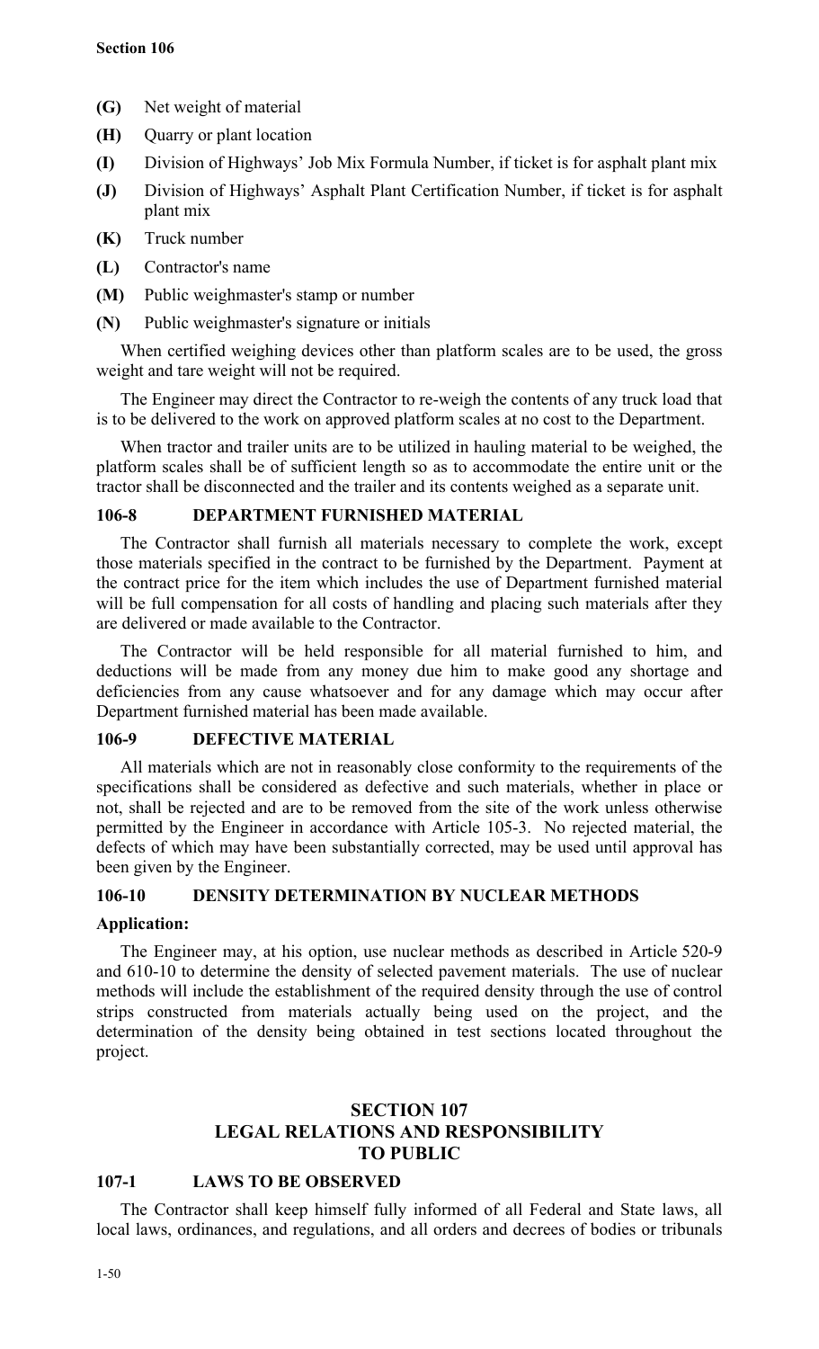- **(G)** Net weight of material
- **(H)** Quarry or plant location
- **(I)** Division of Highways' Job Mix Formula Number, if ticket is for asphalt plant mix
- **(J)** Division of Highways' Asphalt Plant Certification Number, if ticket is for asphalt plant mix
- **(K)** Truck number
- **(L)** Contractor's name
- **(M)** Public weighmaster's stamp or number
- **(N)** Public weighmaster's signature or initials

When certified weighing devices other than platform scales are to be used, the gross weight and tare weight will not be required.

The Engineer may direct the Contractor to re-weigh the contents of any truck load that is to be delivered to the work on approved platform scales at no cost to the Department.

When tractor and trailer units are to be utilized in hauling material to be weighed, the platform scales shall be of sufficient length so as to accommodate the entire unit or the tractor shall be disconnected and the trailer and its contents weighed as a separate unit.

### 106-8 DEPARTMENT FURNISHED MATERIAL

The Contractor shall furnish all materials necessary to complete the work, except those materials specified in the contract to be furnished by the Department. Payment at the contract price for the item which includes the use of Department furnished material will be full compensation for all costs of handling and placing such materials after they are delivered or made available to the Contractor.

The Contractor will be held responsible for all material furnished to him, and deductions will be made from any money due him to make good any shortage and deficiencies from any cause whatsoever and for any damage which may occur after Department furnished material has been made available.

### 106-9 DEFECTIVE MATERIAL

All materials which are not in reasonably close conformity to the requirements of the specifications shall be considered as defective and such materials, whether in place or not, shall be rejected and are to be removed from the site of the work unless otherwise permitted by the Engineer in accordance with Article 105-3. No rejected material, the defects of which may have been substantially corrected, may be used until approval has been given by the Engineer.

### 106-10 DENSITY DETERMINATION BY NUCLEAR METHODS

**Application:**

The Engineer may, at his option, use nuclear methods as described in Article 520-9 and 610-10 to determine the density of selected pavement materials. The use of nuclear methods will include the establishment of the required density through the use of control strips constructed from materials actually being used on the project, and the determination of the density being obtained in test sections located throughout the project.

## SECTION 107 LEGAL RELATIONS AND RESPONSIBILITY TO PUBLIC

### 107-1 LAWS TO BE OBSERVED

The Contractor shall keep himself fully informed of all Federal and State laws, all local laws, ordinances, and regulations, and all orders and decrees of bodies or tribunals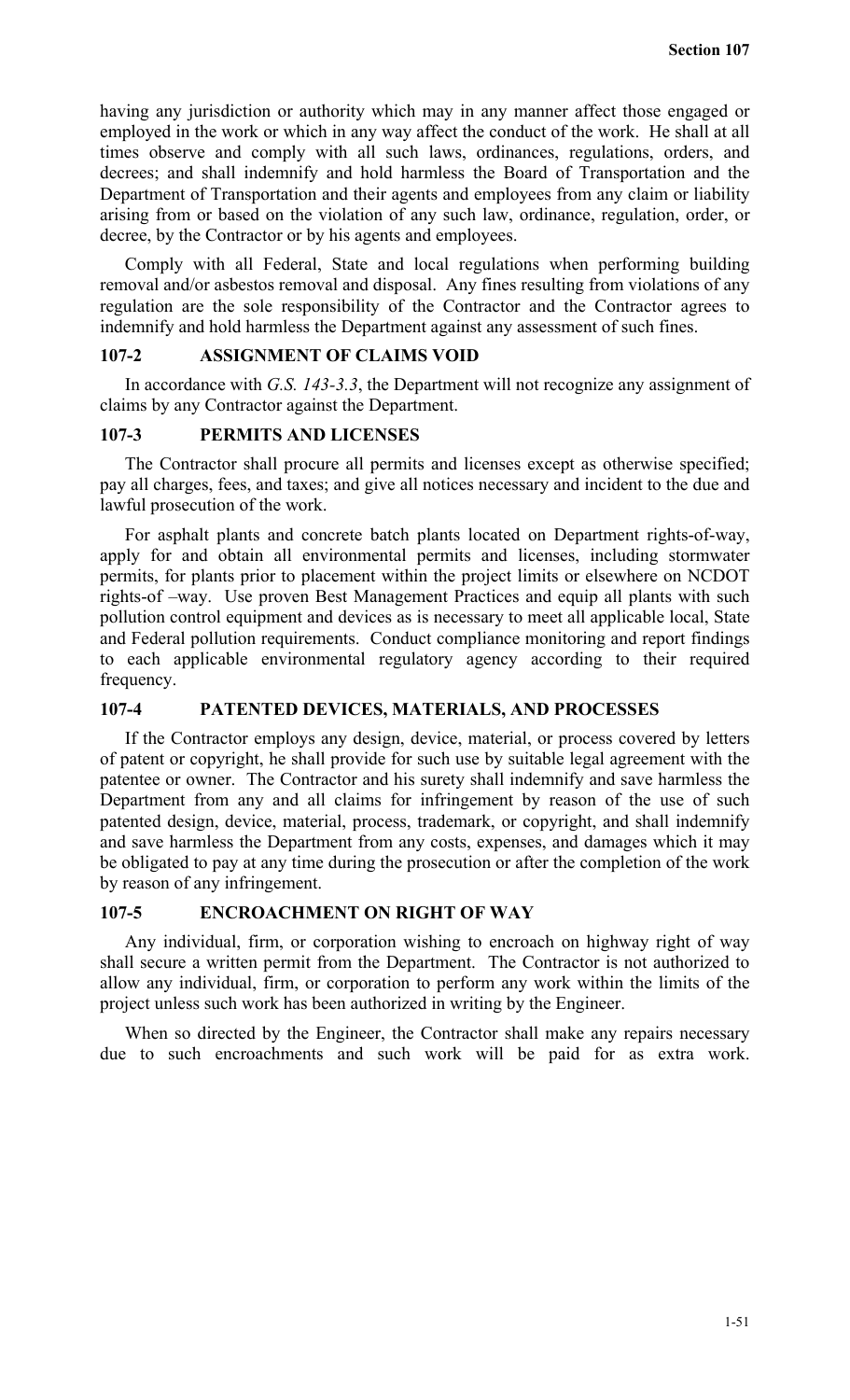having any jurisdiction or authority which may in any manner affect those engaged or employed in the work or which in any way affect the conduct of the work. He shall at all times observe and comply with all such laws, ordinances, regulations, orders, and decrees; and shall indemnify and hold harmless the Board of Transportation and the Department of Transportation and their agents and employees from any claim or liability arising from or based on the violation of any such law, ordinance, regulation, order, or decree, by the Contractor or by his agents and employees.

Comply with all Federal, State and local regulations when performing building removal and/or asbestos removal and disposal. Any fines resulting from violations of any regulation are the sole responsibility of the Contractor and the Contractor agrees to indemnify and hold harmless the Department against any assessment of such fines.

### 107-2 ASSIGNMENT OF CLAIMS VOID

In accordance with *G.S. 143-3.3*, the Department will not recognize any assignment of claims by any Contractor against the Department.

### 107-3 PERMITS AND LICENSES

The Contractor shall procure all permits and licenses except as otherwise specified; pay all charges, fees, and taxes; and give all notices necessary and incident to the due and lawful prosecution of the work.

For asphalt plants and concrete batch plants located on Department rights-of-way, apply for and obtain all environmental permits and licenses, including stormwater permits, for plants prior to placement within the project limits or elsewhere on NCDOT rights-of –way. Use proven Best Management Practices and equip all plants with such pollution control equipment and devices as is necessary to meet all applicable local, State and Federal pollution requirements. Conduct compliance monitoring and report findings to each applicable environmental regulatory agency according to their required frequency.

### 107-4 PATENTED DEVICES, MATERIALS, AND PROCESSES

If the Contractor employs any design, device, material, or process covered by letters of patent or copyright, he shall provide for such use by suitable legal agreement with the patentee or owner. The Contractor and his surety shall indemnify and save harmless the Department from any and all claims for infringement by reason of the use of such patented design, device, material, process, trademark, or copyright, and shall indemnify and save harmless the Department from any costs, expenses, and damages which it may be obligated to pay at any time during the prosecution or after the completion of the work by reason of any infringement.

### 107-5 ENCROACHMENT ON RIGHT OF WAY

Any individual, firm, or corporation wishing to encroach on highway right of way shall secure a written permit from the Department. The Contractor is not authorized to allow any individual, firm, or corporation to perform any work within the limits of the project unless such work has been authorized in writing by the Engineer.

When so directed by the Engineer, the Contractor shall make any repairs necessary due to such encroachments and such work will be paid for as extra work.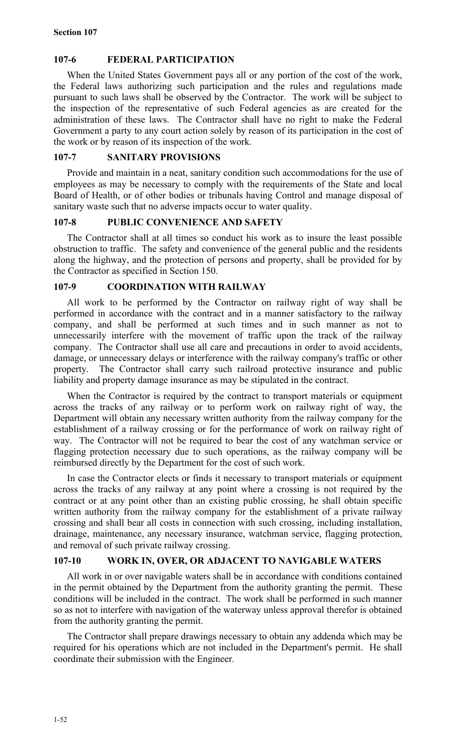## 107-6 FEDERAL PARTICIPATION

When the United States Government pays all or any portion of the cost of the work, the Federal laws authorizing such participation and the rules and regulations made pursuant to such laws shall be observed by the Contractor. The work will be subject to the inspection of the representative of such Federal agencies as are created for the administration of these laws. The Contractor shall have no right to make the Federal Government a party to any court action solely by reason of its participation in the cost of the work or by reason of its inspection of the work.

## 107-7 SANITARY PROVISIONS

Provide and maintain in a neat, sanitary condition such accommodations for the use of employees as may be necessary to comply with the requirements of the State and local Board of Health, or of other bodies or tribunals having Control and manage disposal of sanitary waste such that no adverse impacts occur to water quality.

## 107-8 PUBLIC CONVENIENCE AND SAFETY

The Contractor shall at all times so conduct his work as to insure the least possible obstruction to traffic. The safety and convenience of the general public and the residents along the highway, and the protection of persons and property, shall be provided for by the Contractor as specified in Section 150.

## 107-9 COORDINATION WITH RAILWAY

All work to be performed by the Contractor on railway right of way shall be performed in accordance with the contract and in a manner satisfactory to the railway company, and shall be performed at such times and in such manner as not to unnecessarily interfere with the movement of traffic upon the track of the railway company. The Contractor shall use all care and precautions in order to avoid accidents, damage, or unnecessary delays or interference with the railway company's traffic or other property. The Contractor shall carry such railroad protective insurance and public liability and property damage insurance as may be stipulated in the contract.

When the Contractor is required by the contract to transport materials or equipment across the tracks of any railway or to perform work on railway right of way, the Department will obtain any necessary written authority from the railway company for the establishment of a railway crossing or for the performance of work on railway right of way. The Contractor will not be required to bear the cost of any watchman service or flagging protection necessary due to such operations, as the railway company will be reimbursed directly by the Department for the cost of such work.

In case the Contractor elects or finds it necessary to transport materials or equipment across the tracks of any railway at any point where a crossing is not required by the contract or at any point other than an existing public crossing, he shall obtain specific written authority from the railway company for the establishment of a private railway crossing and shall bear all costs in connection with such crossing, including installation, drainage, maintenance, any necessary insurance, watchman service, flagging protection, and removal of such private railway crossing.

## 107-10 WORK IN, OVER, OR ADJACENT TO NAVIGABLE WATERS

All work in or over navigable waters shall be in accordance with conditions contained in the permit obtained by the Department from the authority granting the permit. These conditions will be included in the contract. The work shall be performed in such manner so as not to interfere with navigation of the waterway unless approval therefor is obtained from the authority granting the permit.

The Contractor shall prepare drawings necessary to obtain any addenda which may be required for his operations which are not included in the Department's permit. He shall coordinate their submission with the Engineer.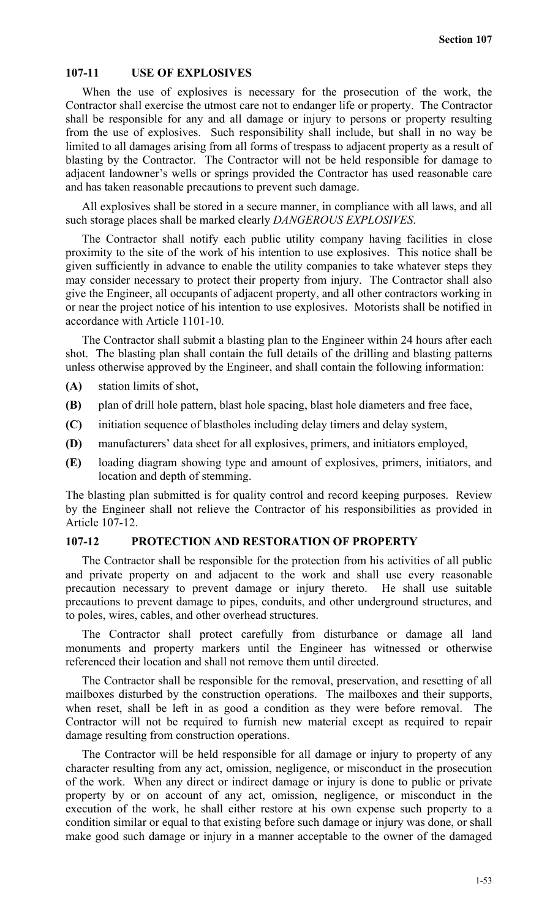## 107-11 USE OF EXPLOSIVES

When the use of explosives is necessary for the prosecution of the work, the Contractor shall exercise the utmost care not to endanger life or property. The Contractor shall be responsible for any and all damage or injury to persons or property resulting from the use of explosives. Such responsibility shall include, but shall in no way be limited to all damages arising from all forms of trespass to adjacent property as a result of blasting by the Contractor. The Contractor will not be held responsible for damage to adjacent landowner's wells or springs provided the Contractor has used reasonable care and has taken reasonable precautions to prevent such damage.

All explosives shall be stored in a secure manner, in compliance with all laws, and all such storage places shall be marked clearly *DANGEROUS EXPLOSIVES*.

The Contractor shall notify each public utility company having facilities in close proximity to the site of the work of his intention to use explosives. This notice shall be given sufficiently in advance to enable the utility companies to take whatever steps they may consider necessary to protect their property from injury. The Contractor shall also give the Engineer, all occupants of adjacent property, and all other contractors working in or near the project notice of his intention to use explosives. Motorists shall be notified in accordance with Article 1101-10.

The Contractor shall submit a blasting plan to the Engineer within 24 hours after each shot. The blasting plan shall contain the full details of the drilling and blasting patterns unless otherwise approved by the Engineer, and shall contain the following information:

**(A)** station limits of shot,

**(B)** plan of drill hole pattern, blast hole spacing, blast hole diameters and free face,

**(C)** initiation sequence of blastholes including delay timers and delay system,

**(D)** manufacturers' data sheet for all explosives, primers, and initiators employed,

**(E)** loading diagram showing type and amount of explosives, primers, initiators, and location and depth of stemming.

The blasting plan submitted is for quality control and record keeping purposes. Review by the Engineer shall not relieve the Contractor of his responsibilities as provided in Article 107-12.

## 107-12 PROTECTION AND RESTORATION OF PROPERTY

The Contractor shall be responsible for the protection from his activities of all public and private property on and adjacent to the work and shall use every reasonable precaution necessary to prevent damage or injury thereto. He shall use suitable precautions to prevent damage to pipes, conduits, and other underground structures, and to poles, wires, cables, and other overhead structures.

The Contractor shall protect carefully from disturbance or damage all land monuments and property markers until the Engineer has witnessed or otherwise referenced their location and shall not remove them until directed.

The Contractor shall be responsible for the removal, preservation, and resetting of all mailboxes disturbed by the construction operations. The mailboxes and their supports, when reset, shall be left in as good a condition as they were before removal. The Contractor will not be required to furnish new material except as required to repair damage resulting from construction operations.

The Contractor will be held responsible for all damage or injury to property of any character resulting from any act, omission, negligence, or misconduct in the prosecution of the work. When any direct or indirect damage or injury is done to public or private property by or on account of any act, omission, negligence, or misconduct in the execution of the work, he shall either restore at his own expense such property to a condition similar or equal to that existing before such damage or injury was done, or shall make good such damage or injury in a manner acceptable to the owner of the damaged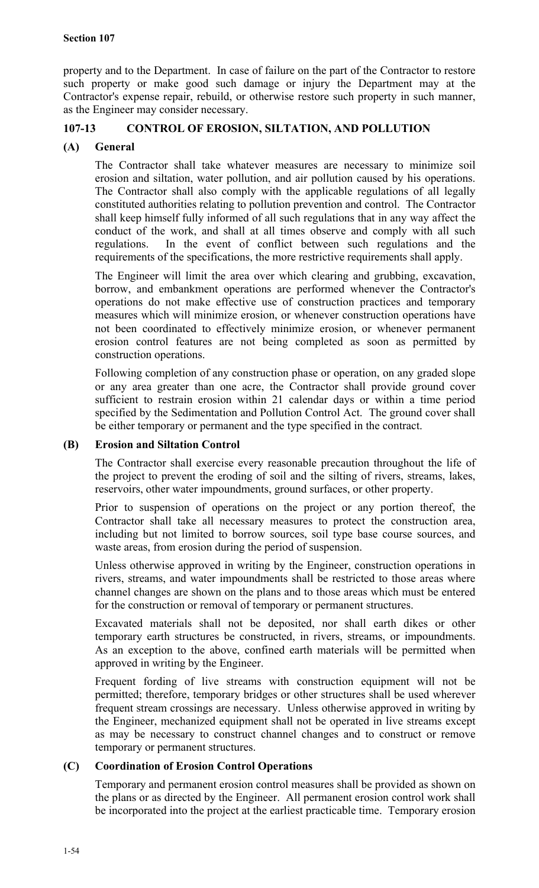property and to the Department. In case of failure on the part of the Contractor to restore such property or make good such damage or injury the Department may at the Contractor's expense repair, rebuild, or otherwise restore such property in such manner, as the Engineer may consider necessary.

## 107-13 CONTROL OF EROSION, SILTATION, AND POLLUTION

### (A) General

The Contractor shall take whatever measures are necessary to minimize soil erosion and siltation, water pollution, and air pollution caused by his operations. The Contractor shall also comply with the applicable regulations of all legally constituted authorities relating to pollution prevention and control. The Contractor shall keep himself fully informed of all such regulations that in any way affect the conduct of the work, and shall at all times observe and comply with all such regulations. In the event of conflict between such regulations and the requirements of the specifications, the more restrictive requirements shall apply.

The Engineer will limit the area over which clearing and grubbing, excavation, borrow, and embankment operations are performed whenever the Contractor's operations do not make effective use of construction practices and temporary measures which will minimize erosion, or whenever construction operations have not been coordinated to effectively minimize erosion, or whenever permanent erosion control features are not being completed as soon as permitted by construction operations.

Following completion of any construction phase or operation, on any graded slope or any area greater than one acre, the Contractor shall provide ground cover sufficient to restrain erosion within 21 calendar days or within a time period specified by the Sedimentation and Pollution Control Act. The ground cover shall be either temporary or permanent and the type specified in the contract.

### (B) Erosion and Siltation Control

The Contractor shall exercise every reasonable precaution throughout the life of the project to prevent the eroding of soil and the silting of rivers, streams, lakes, reservoirs, other water impoundments, ground surfaces, or other property.

Prior to suspension of operations on the project or any portion thereof, the Contractor shall take all necessary measures to protect the construction area, including but not limited to borrow sources, soil type base course sources, and waste areas, from erosion during the period of suspension.

Unless otherwise approved in writing by the Engineer, construction operations in rivers, streams, and water impoundments shall be restricted to those areas where channel changes are shown on the plans and to those areas which must be entered for the construction or removal of temporary or permanent structures.

Excavated materials shall not be deposited, nor shall earth dikes or other temporary earth structures be constructed, in rivers, streams, or impoundments. As an exception to the above, confined earth materials will be permitted when approved in writing by the Engineer.

Frequent fording of live streams with construction equipment will not be permitted; therefore, temporary bridges or other structures shall be used wherever frequent stream crossings are necessary. Unless otherwise approved in writing by the Engineer, mechanized equipment shall not be operated in live streams except as may be necessary to construct channel changes and to construct or remove temporary or permanent structures.

### (C) Coordination of Erosion Control Operations

Temporary and permanent erosion control measures shall be provided as shown on the plans or as directed by the Engineer. All permanent erosion control work shall be incorporated into the project at the earliest practicable time. Temporary erosion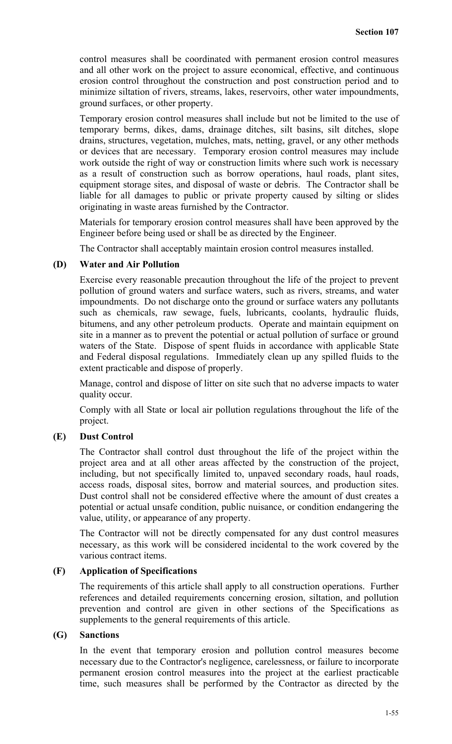control measures shall be coordinated with permanent erosion control measures and all other work on the project to assure economical, effective, and continuous erosion control throughout the construction and post construction period and to minimize siltation of rivers, streams, lakes, reservoirs, other water impoundments, ground surfaces, or other property.

Temporary erosion control measures shall include but not be limited to the use of temporary berms, dikes, dams, drainage ditches, silt basins, silt ditches, slope drains, structures, vegetation, mulches, mats, netting, gravel, or any other methods or devices that are necessary. Temporary erosion control measures may include work outside the right of way or construction limits where such work is necessary as a result of construction such as borrow operations, haul roads, plant sites, equipment storage sites, and disposal of waste or debris. The Contractor shall be liable for all damages to public or private property caused by silting or slides originating in waste areas furnished by the Contractor.

Materials for temporary erosion control measures shall have been approved by the Engineer before being used or shall be as directed by the Engineer.

The Contractor shall acceptably maintain erosion control measures installed.

### (D) Water and Air Pollution

Exercise every reasonable precaution throughout the life of the project to prevent pollution of ground waters and surface waters, such as rivers, streams, and water impoundments. Do not discharge onto the ground or surface waters any pollutants such as chemicals, raw sewage, fuels, lubricants, coolants, hydraulic fluids, bitumens, and any other petroleum products. Operate and maintain equipment on site in a manner as to prevent the potential or actual pollution of surface or ground waters of the State. Dispose of spent fluids in accordance with applicable State and Federal disposal regulations. Immediately clean up any spilled fluids to the extent practicable and dispose of properly.

Manage, control and dispose of litter on site such that no adverse impacts to water quality occur.

Comply with all State or local air pollution regulations throughout the life of the project.

### (E) Dust Control

The Contractor shall control dust throughout the life of the project within the project area and at all other areas affected by the construction of the project, including, but not specifically limited to, unpaved secondary roads, haul roads, access roads, disposal sites, borrow and material sources, and production sites. Dust control shall not be considered effective where the amount of dust creates a potential or actual unsafe condition, public nuisance, or condition endangering the value, utility, or appearance of any property.

The Contractor will not be directly compensated for any dust control measures necessary, as this work will be considered incidental to the work covered by the various contract items.

### (F) Application of Specifications

The requirements of this article shall apply to all construction operations. Further references and detailed requirements concerning erosion, siltation, and pollution prevention and control are given in other sections of the Specifications as supplements to the general requirements of this article.

### (G) Sanctions

In the event that temporary erosion and pollution control measures become necessary due to the Contractor's negligence, carelessness, or failure to incorporate permanent erosion control measures into the project at the earliest practicable time, such measures shall be performed by the Contractor as directed by the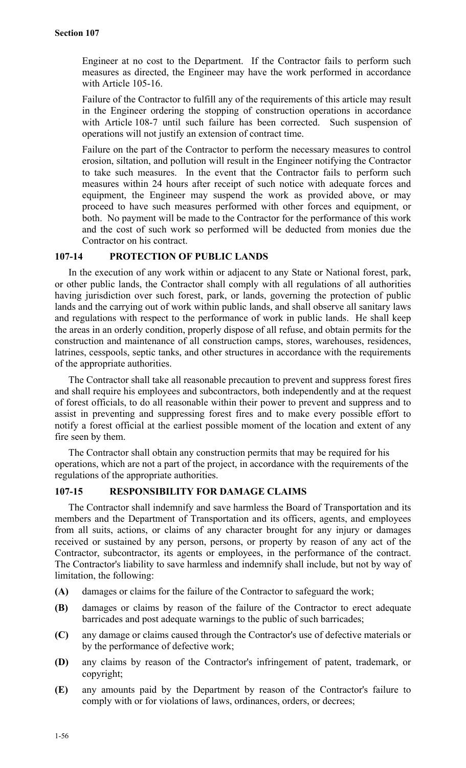Engineer at no cost to the Department. If the Contractor fails to perform such measures as directed, the Engineer may have the work performed in accordance with Article 105-16.

Failure of the Contractor to fulfill any of the requirements of this article may result in the Engineer ordering the stopping of construction operations in accordance with Article 108-7 until such failure has been corrected. Such suspension of operations will not justify an extension of contract time.

Failure on the part of the Contractor to perform the necessary measures to control erosion, siltation, and pollution will result in the Engineer notifying the Contractor to take such measures. In the event that the Contractor fails to perform such measures within 24 hours after receipt of such notice with adequate forces and equipment, the Engineer may suspend the work as provided above, or may proceed to have such measures performed with other forces and equipment, or both. No payment will be made to the Contractor for the performance of this work and the cost of such work so performed will be deducted from monies due the Contractor on his contract.

## 107-14 PROTECTION OF PUBLIC LANDS

In the execution of any work within or adjacent to any State or National forest, park, or other public lands, the Contractor shall comply with all regulations of all authorities having jurisdiction over such forest, park, or lands, governing the protection of public lands and the carrying out of work within public lands, and shall observe all sanitary laws and regulations with respect to the performance of work in public lands. He shall keep the areas in an orderly condition, properly dispose of all refuse, and obtain permits for the construction and maintenance of all construction camps, stores, warehouses, residences, latrines, cesspools, septic tanks, and other structures in accordance with the requirements of the appropriate authorities.

The Contractor shall take all reasonable precaution to prevent and suppress forest fires and shall require his employees and subcontractors, both independently and at the request of forest officials, to do all reasonable within their power to prevent and suppress and to assist in preventing and suppressing forest fires and to make every possible effort to notify a forest official at the earliest possible moment of the location and extent of any fire seen by them.

The Contractor shall obtain any construction permits that may be required for his operations, which are not a part of the project, in accordance with the requirements of the regulations of the appropriate authorities.

## 107-15 RESPONSIBILITY FOR DAMAGE CLAIMS

The Contractor shall indemnify and save harmless the Board of Transportation and its members and the Department of Transportation and its officers, agents, and employees from all suits, actions, or claims of any character brought for any injury or damages received or sustained by any person, persons, or property by reason of any act of the Contractor, subcontractor, its agents or employees, in the performance of the contract. The Contractor's liability to save harmless and indemnify shall include, but not by way of limitation, the following:

- **(A)** damages or claims for the failure of the Contractor to safeguard the work;
- **(B)** damages or claims by reason of the failure of the Contractor to erect adequate barricades and post adequate warnings to the public of such barricades;
- **(C)** any damage or claims caused through the Contractor's use of defective materials or by the performance of defective work;
- **(D)** any claims by reason of the Contractor's infringement of patent, trademark, or copyright;
- **(E)** any amounts paid by the Department by reason of the Contractor's failure to comply with or for violations of laws, ordinances, orders, or decrees;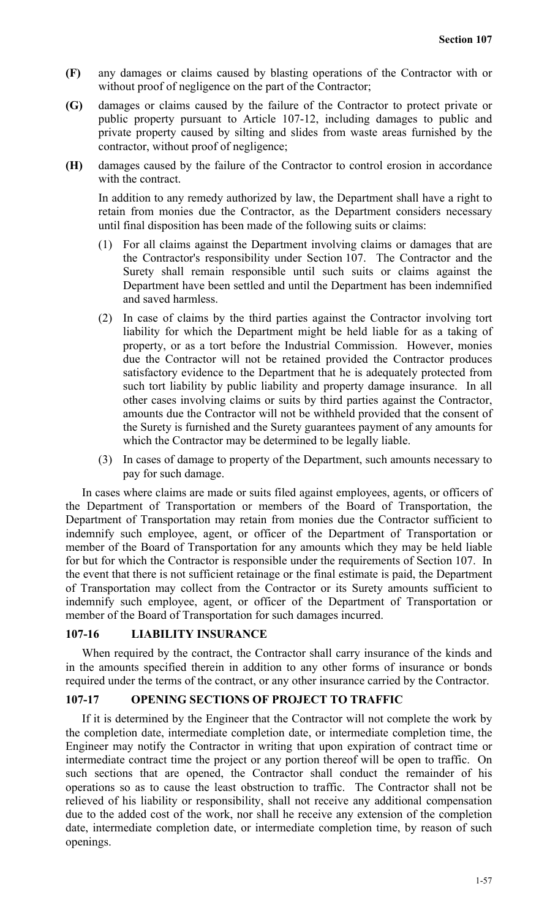**(F)** any damages or claims caused by blasting operations of the Contractor with or without proof of negligence on the part of the Contractor;

**(G)** damages or claims caused by the failure of the Contractor to protect private or public property pursuant to Article 107-12, including damages to public and private property caused by silting and slides from waste areas furnished by the contractor, without proof of negligence;

**(H)** damages caused by the failure of the Contractor to control erosion in accordance with the contract.

In addition to any remedy authorized by law, the Department shall have a right to retain from monies due the Contractor, as the Department considers necessary until final disposition has been made of the following suits or claims:

(1) For all claims against the Department involving claims or damages that are the Contractor's responsibility under Section 107. The Contractor and the Surety shall remain responsible until such suits or claims against the Department have been settled and until the Department has been indemnified and saved harmless.

(2) In case of claims by the third parties against the Contractor involving tort liability for which the Department might be held liable for as a taking of property, or as a tort before the Industrial Commission. However, monies due the Contractor will not be retained provided the Contractor produces satisfactory evidence to the Department that he is adequately protected from such tort liability by public liability and property damage insurance. In all other cases involving claims or suits by third parties against the Contractor, amounts due the Contractor will not be withheld provided that the consent of the Surety is furnished and the Surety guarantees payment of any amounts for which the Contractor may be determined to be legally liable.

(3) In cases of damage to property of the Department, such amounts necessary to pay for such damage.

In cases where claims are made or suits filed against employees, agents, or officers of the Department of Transportation or members of the Board of Transportation, the Department of Transportation may retain from monies due the Contractor sufficient to indemnify such employee, agent, or officer of the Department of Transportation or member of the Board of Transportation for any amounts which they may be held liable for but for which the Contractor is responsible under the requirements of Section 107. In the event that there is not sufficient retainage or the final estimate is paid, the Department of Transportation may collect from the Contractor or its Surety amounts sufficient to indemnify such employee, agent, or officer of the Department of Transportation or member of the Board of Transportation for such damages incurred.

## 107-16 LIABILITY INSURANCE

When required by the contract, the Contractor shall carry insurance of the kinds and in the amounts specified therein in addition to any other forms of insurance or bonds required under the terms of the contract, or any other insurance carried by the Contractor.

## 107-17 OPENING SECTIONS OF PROJECT TO TRAFFIC

If it is determined by the Engineer that the Contractor will not complete the work by the completion date, intermediate completion date, or intermediate completion time, the Engineer may notify the Contractor in writing that upon expiration of contract time or intermediate contract time the project or any portion thereof will be open to traffic. On such sections that are opened, the Contractor shall conduct the remainder of his operations so as to cause the least obstruction to traffic. The Contractor shall not be relieved of his liability or responsibility, shall not receive any additional compensation due to the added cost of the work, nor shall he receive any extension of the completion date, intermediate completion date, or intermediate completion time, by reason of such openings.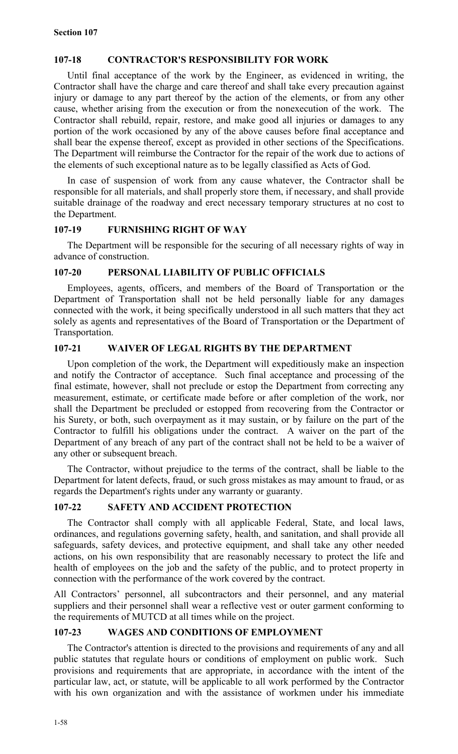## 107-18 CONTRACTOR'S RESPONSIBILITY FOR WORK

Until final acceptance of the work by the Engineer, as evidenced in writing, the Contractor shall have the charge and care thereof and shall take every precaution against injury or damage to any part thereof by the action of the elements, or from any other cause, whether arising from the execution or from the nonexecution of the work. The Contractor shall rebuild, repair, restore, and make good all injuries or damages to any portion of the work occasioned by any of the above causes before final acceptance and shall bear the expense thereof, except as provided in other sections of the Specifications. The Department will reimburse the Contractor for the repair of the work due to actions of the elements of such exceptional nature as to be legally classified as Acts of God.

In case of suspension of work from any cause whatever, the Contractor shall be responsible for all materials, and shall properly store them, if necessary, and shall provide suitable drainage of the roadway and erect necessary temporary structures at no cost to the Department.

## 107-19 FURNISHING RIGHT OF WAY

The Department will be responsible for the securing of all necessary rights of way in advance of construction.

## 107-20 PERSONAL LIABILITY OF PUBLIC OFFICIALS

Employees, agents, officers, and members of the Board of Transportation or the Department of Transportation shall not be held personally liable for any damages connected with the work, it being specifically understood in all such matters that they act solely as agents and representatives of the Board of Transportation or the Department of Transportation.

## 107-21 WAIVER OF LEGAL RIGHTS BY THE DEPARTMENT

Upon completion of the work, the Department will expeditiously make an inspection and notify the Contractor of acceptance. Such final acceptance and processing of the final estimate, however, shall not preclude or estop the Department from correcting any measurement, estimate, or certificate made before or after completion of the work, nor shall the Department be precluded or estopped from recovering from the Contractor or his Surety, or both, such overpayment as it may sustain, or by failure on the part of the Contractor to fulfill his obligations under the contract. A waiver on the part of the Department of any breach of any part of the contract shall not be held to be a waiver of any other or subsequent breach.

The Contractor, without prejudice to the terms of the contract, shall be liable to the Department for latent defects, fraud, or such gross mistakes as may amount to fraud, or as regards the Department's rights under any warranty or guaranty.

## 107-22 SAFETY AND ACCIDENT PROTECTION

The Contractor shall comply with all applicable Federal, State, and local laws, ordinances, and regulations governing safety, health, and sanitation, and shall provide all safeguards, safety devices, and protective equipment, and shall take any other needed actions, on his own responsibility that are reasonably necessary to protect the life and health of employees on the job and the safety of the public, and to protect property in connection with the performance of the work covered by the contract.

All Contractors' personnel, all subcontractors and their personnel, and any material suppliers and their personnel shall wear a reflective vest or outer garment conforming to the requirements of MUTCD at all times while on the project.

## 107-23 WAGES AND CONDITIONS OF EMPLOYMENT

The Contractor's attention is directed to the provisions and requirements of any and all public statutes that regulate hours or conditions of employment on public work. Such provisions and requirements that are appropriate, in accordance with the intent of the particular law, act, or statute, will be applicable to all work performed by the Contractor with his own organization and with the assistance of workmen under his immediate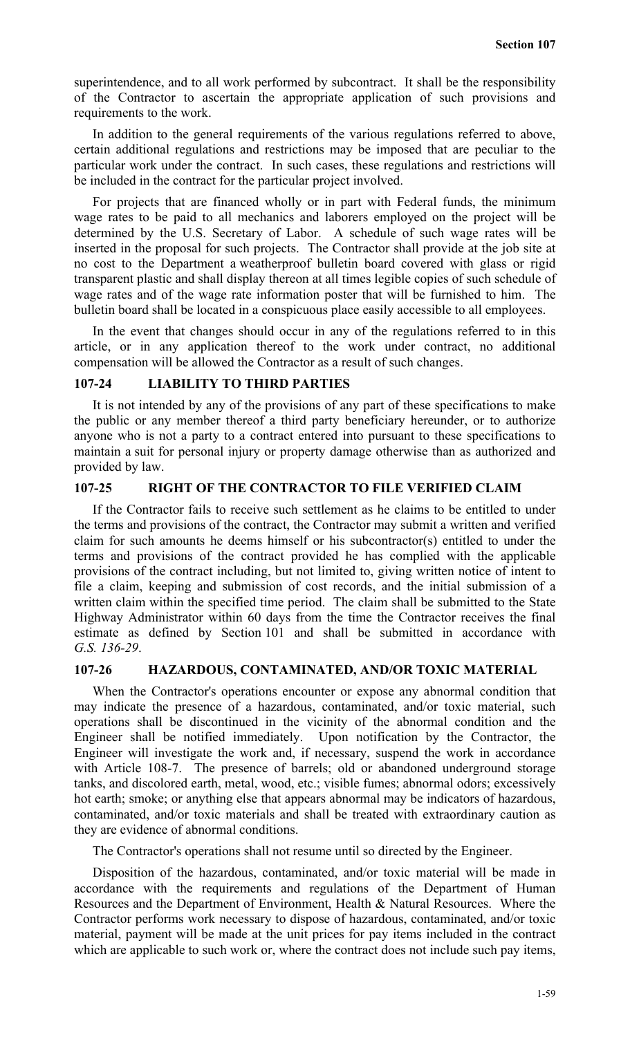superintendence, and to all work performed by subcontract. It shall be the responsibility of the Contractor to ascertain the appropriate application of such provisions and requirements to the work.

In addition to the general requirements of the various regulations referred to above, certain additional regulations and restrictions may be imposed that are peculiar to the particular work under the contract. In such cases, these regulations and restrictions will be included in the contract for the particular project involved.

For projects that are financed wholly or in part with Federal funds, the minimum wage rates to be paid to all mechanics and laborers employed on the project will be determined by the U.S. Secretary of Labor. A schedule of such wage rates will be inserted in the proposal for such projects. The Contractor shall provide at the job site at no cost to the Department a weatherproof bulletin board covered with glass or rigid transparent plastic and shall display thereon at all times legible copies of such schedule of wage rates and of the wage rate information poster that will be furnished to him. The bulletin board shall be located in a conspicuous place easily accessible to all employees.

In the event that changes should occur in any of the regulations referred to in this article, or in any application thereof to the work under contract, no additional compensation will be allowed the Contractor as a result of such changes.

### 107-24 LIABILITY TO THIRD PARTIES

It is not intended by any of the provisions of any part of these specifications to make the public or any member thereof a third party beneficiary hereunder, or to authorize anyone who is not a party to a contract entered into pursuant to these specifications to maintain a suit for personal injury or property damage otherwise than as authorized and provided by law.

### 107-25 RIGHT OF THE CONTRACTOR TO FILE VERIFIED CLAIM

If the Contractor fails to receive such settlement as he claims to be entitled to under the terms and provisions of the contract, the Contractor may submit a written and verified claim for such amounts he deems himself or his subcontractor(s) entitled to under the terms and provisions of the contract provided he has complied with the applicable provisions of the contract including, but not limited to, giving written notice of intent to file a claim, keeping and submission of cost records, and the initial submission of a written claim within the specified time period. The claim shall be submitted to the State Highway Administrator within 60 days from the time the Contractor receives the final estimate as defined by Section 101 and shall be submitted in accordance with *G.S. 136-29*.

### 107-26 HAZARDOUS, CONTAMINATED, AND/OR TOXIC MATERIAL

When the Contractor's operations encounter or expose any abnormal condition that may indicate the presence of a hazardous, contaminated, and/or toxic material, such operations shall be discontinued in the vicinity of the abnormal condition and the Engineer shall be notified immediately. Upon notification by the Contractor, the Engineer will investigate the work and, if necessary, suspend the work in accordance with Article 108-7. The presence of barrels; old or abandoned underground storage tanks, and discolored earth, metal, wood, etc.; visible fumes; abnormal odors; excessively hot earth; smoke; or anything else that appears abnormal may be indicators of hazardous, contaminated, and/or toxic materials and shall be treated with extraordinary caution as they are evidence of abnormal conditions.

The Contractor's operations shall not resume until so directed by the Engineer.

Disposition of the hazardous, contaminated, and/or toxic material will be made in accordance with the requirements and regulations of the Department of Human Resources and the Department of Environment, Health & Natural Resources. Where the Contractor performs work necessary to dispose of hazardous, contaminated, and/or toxic material, payment will be made at the unit prices for pay items included in the contract which are applicable to such work or, where the contract does not include such pay items,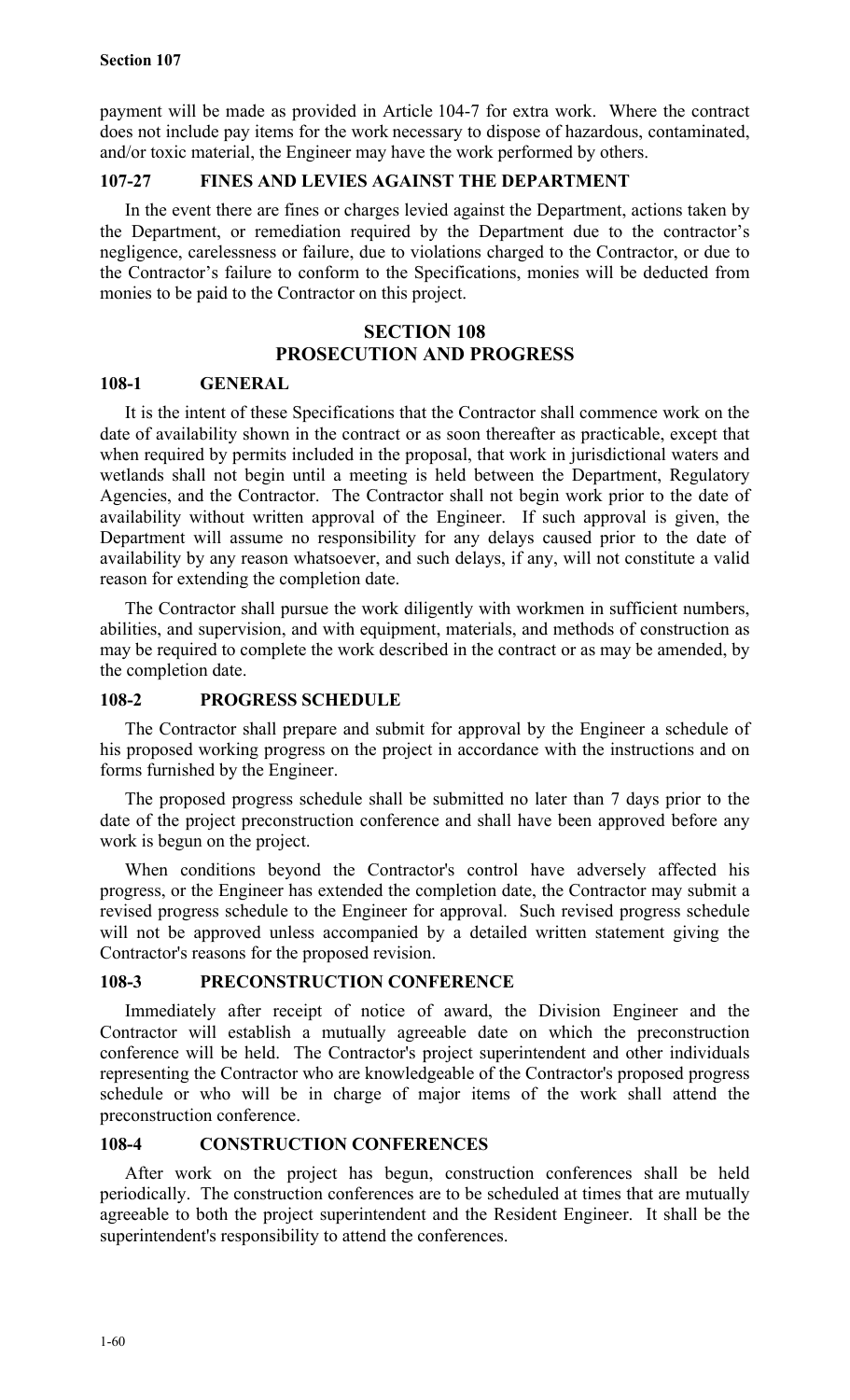payment will be made as provided in Article 104-7 for extra work. Where the contract does not include pay items for the work necessary to dispose of hazardous, contaminated, and/or toxic material, the Engineer may have the work performed by others.

### 107-27 FINES AND LEVIES AGAINST THE DEPARTMENT

In the event there are fines or charges levied against the Department, actions taken by the Department, or remediation required by the Department due to the contractor's negligence, carelessness or failure, due to violations charged to the Contractor, or due to the Contractor's failure to conform to the Specifications, monies will be deducted from monies to be paid to the Contractor on this project.

## SECTION 108
## PROSECUTION AND PROGRESS

### 108-1 GENERAL

It is the intent of these Specifications that the Contractor shall commence work on the date of availability shown in the contract or as soon thereafter as practicable, except that when required by permits included in the proposal, that work in jurisdictional waters and wetlands shall not begin until a meeting is held between the Department, Regulatory Agencies, and the Contractor. The Contractor shall not begin work prior to the date of availability without written approval of the Engineer. If such approval is given, the Department will assume no responsibility for any delays caused prior to the date of availability by any reason whatsoever, and such delays, if any, will not constitute a valid reason for extending the completion date.

The Contractor shall pursue the work diligently with workmen in sufficient numbers, abilities, and supervision, and with equipment, materials, and methods of construction as may be required to complete the work described in the contract or as may be amended, by the completion date.

### 108-2 PROGRESS SCHEDULE

The Contractor shall prepare and submit for approval by the Engineer a schedule of his proposed working progress on the project in accordance with the instructions and on forms furnished by the Engineer.

The proposed progress schedule shall be submitted no later than 7 days prior to the date of the project preconstruction conference and shall have been approved before any work is begun on the project.

When conditions beyond the Contractor's control have adversely affected his progress, or the Engineer has extended the completion date, the Contractor may submit a revised progress schedule to the Engineer for approval. Such revised progress schedule will not be approved unless accompanied by a detailed written statement giving the Contractor's reasons for the proposed revision.

### 108-3 PRECONSTRUCTION CONFERENCE

Immediately after receipt of notice of award, the Division Engineer and the Contractor will establish a mutually agreeable date on which the preconstruction conference will be held. The Contractor's project superintendent and other individuals representing the Contractor who are knowledgeable of the Contractor's proposed progress schedule or who will be in charge of major items of the work shall attend the preconstruction conference.

### 108-4 CONSTRUCTION CONFERENCES

After work on the project has begun, construction conferences shall be held periodically. The construction conferences are to be scheduled at times that are mutually agreeable to both the project superintendent and the Resident Engineer. It shall be the superintendent's responsibility to attend the conferences.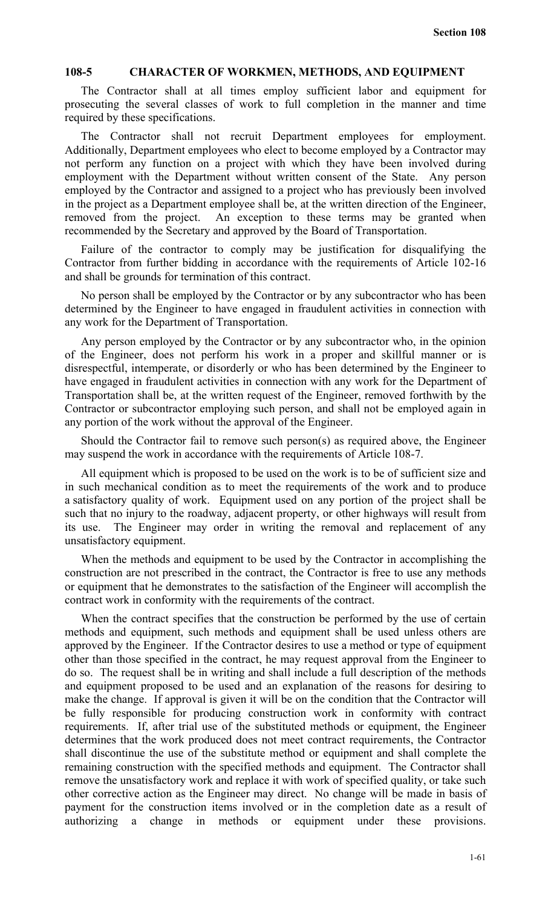## 108-5 CHARACTER OF WORKMEN, METHODS, AND EQUIPMENT

The Contractor shall at all times employ sufficient labor and equipment for prosecuting the several classes of work to full completion in the manner and time required by these specifications.

The Contractor shall not recruit Department employees for employment. Additionally, Department employees who elect to become employed by a Contractor may not perform any function on a project with which they have been involved during employment with the Department without written consent of the State. Any person employed by the Contractor and assigned to a project who has previously been involved in the project as a Department employee shall be, at the written direction of the Engineer, removed from the project. An exception to these terms may be granted when recommended by the Secretary and approved by the Board of Transportation.

Failure of the contractor to comply may be justification for disqualifying the Contractor from further bidding in accordance with the requirements of Article 102-16 and shall be grounds for termination of this contract.

No person shall be employed by the Contractor or by any subcontractor who has been determined by the Engineer to have engaged in fraudulent activities in connection with any work for the Department of Transportation.

Any person employed by the Contractor or by any subcontractor who, in the opinion of the Engineer, does not perform his work in a proper and skillful manner or is disrespectful, intemperate, or disorderly or who has been determined by the Engineer to have engaged in fraudulent activities in connection with any work for the Department of Transportation shall be, at the written request of the Engineer, removed forthwith by the Contractor or subcontractor employing such person, and shall not be employed again in any portion of the work without the approval of the Engineer.

Should the Contractor fail to remove such person(s) as required above, the Engineer may suspend the work in accordance with the requirements of Article 108-7.

All equipment which is proposed to be used on the work is to be of sufficient size and in such mechanical condition as to meet the requirements of the work and to produce a satisfactory quality of work. Equipment used on any portion of the project shall be such that no injury to the roadway, adjacent property, or other highways will result from its use. The Engineer may order in writing the removal and replacement of any unsatisfactory equipment.

When the methods and equipment to be used by the Contractor in accomplishing the construction are not prescribed in the contract, the Contractor is free to use any methods or equipment that he demonstrates to the satisfaction of the Engineer will accomplish the contract work in conformity with the requirements of the contract.

When the contract specifies that the construction be performed by the use of certain methods and equipment, such methods and equipment shall be used unless others are approved by the Engineer. If the Contractor desires to use a method or type of equipment other than those specified in the contract, he may request approval from the Engineer to do so. The request shall be in writing and shall include a full description of the methods and equipment proposed to be used and an explanation of the reasons for desiring to make the change. If approval is given it will be on the condition that the Contractor will be fully responsible for producing construction work in conformity with contract requirements. If, after trial use of the substituted methods or equipment, the Engineer determines that the work produced does not meet contract requirements, the Contractor shall discontinue the use of the substitute method or equipment and shall complete the remaining construction with the specified methods and equipment. The Contractor shall remove the unsatisfactory work and replace it with work of specified quality, or take such other corrective action as the Engineer may direct. No change will be made in basis of payment for the construction items involved or in the completion date as a result of authorizing a change in methods or equipment under these provisions.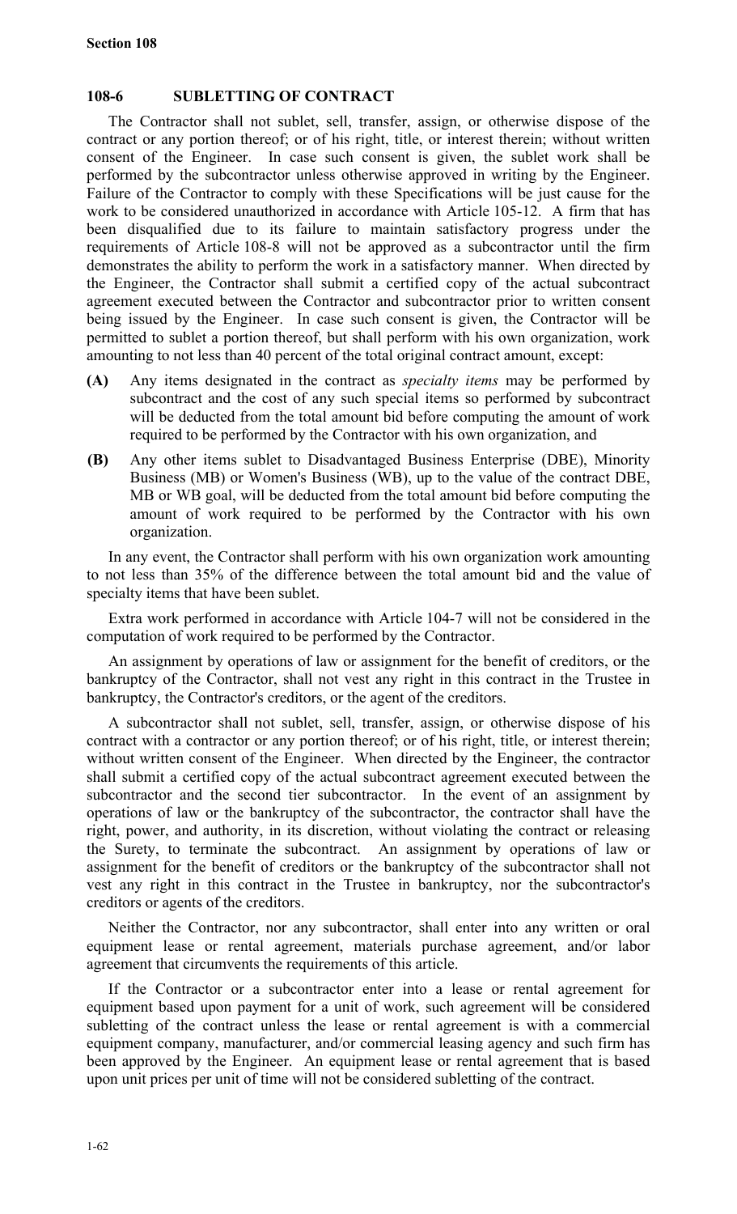## 108-6 SUBLETTING OF CONTRACT

The Contractor shall not sublet, sell, transfer, assign, or otherwise dispose of the contract or any portion thereof; or of his right, title, or interest therein; without written consent of the Engineer. In case such consent is given, the sublet work shall be performed by the subcontractor unless otherwise approved in writing by the Engineer. Failure of the Contractor to comply with these Specifications will be just cause for the work to be considered unauthorized in accordance with Article 105-12. A firm that has been disqualified due to its failure to maintain satisfactory progress under the requirements of Article 108-8 will not be approved as a subcontractor until the firm demonstrates the ability to perform the work in a satisfactory manner. When directed by the Engineer, the Contractor shall submit a certified copy of the actual subcontract agreement executed between the Contractor and subcontractor prior to written consent being issued by the Engineer. In case such consent is given, the Contractor will be permitted to sublet a portion thereof, but shall perform with his own organization, work amounting to not less than 40 percent of the total original contract amount, except:

**(A)** Any items designated in the contract as *specialty items* may be performed by subcontract and the cost of any such special items so performed by subcontract will be deducted from the total amount bid before computing the amount of work required to be performed by the Contractor with his own organization, and

**(B)** Any other items sublet to Disadvantaged Business Enterprise (DBE), Minority Business (MB) or Women's Business (WB), up to the value of the contract DBE, MB or WB goal, will be deducted from the total amount bid before computing the amount of work required to be performed by the Contractor with his own organization.

In any event, the Contractor shall perform with his own organization work amounting to not less than 35% of the difference between the total amount bid and the value of specialty items that have been sublet.

Extra work performed in accordance with Article 104-7 will not be considered in the computation of work required to be performed by the Contractor.

An assignment by operations of law or assignment for the benefit of creditors, or the bankruptcy of the Contractor, shall not vest any right in this contract in the Trustee in bankruptcy, the Contractor's creditors, or the agent of the creditors.

A subcontractor shall not sublet, sell, transfer, assign, or otherwise dispose of his contract with a contractor or any portion thereof; or of his right, title, or interest therein; without written consent of the Engineer. When directed by the Engineer, the contractor shall submit a certified copy of the actual subcontract agreement executed between the subcontractor and the second tier subcontractor. In the event of an assignment by operations of law or the bankruptcy of the subcontractor, the contractor shall have the right, power, and authority, in its discretion, without violating the contract or releasing the Surety, to terminate the subcontract. An assignment by operations of law or assignment for the benefit of creditors or the bankruptcy of the subcontractor shall not vest any right in this contract in the Trustee in bankruptcy, nor the subcontractor's creditors or agents of the creditors.

Neither the Contractor, nor any subcontractor, shall enter into any written or oral equipment lease or rental agreement, materials purchase agreement, and/or labor agreement that circumvents the requirements of this article.

If the Contractor or a subcontractor enter into a lease or rental agreement for equipment based upon payment for a unit of work, such agreement will be considered subletting of the contract unless the lease or rental agreement is with a commercial equipment company, manufacturer, and/or commercial leasing agency and such firm has been approved by the Engineer. An equipment lease or rental agreement that is based upon unit prices per unit of time will not be considered subletting of the contract.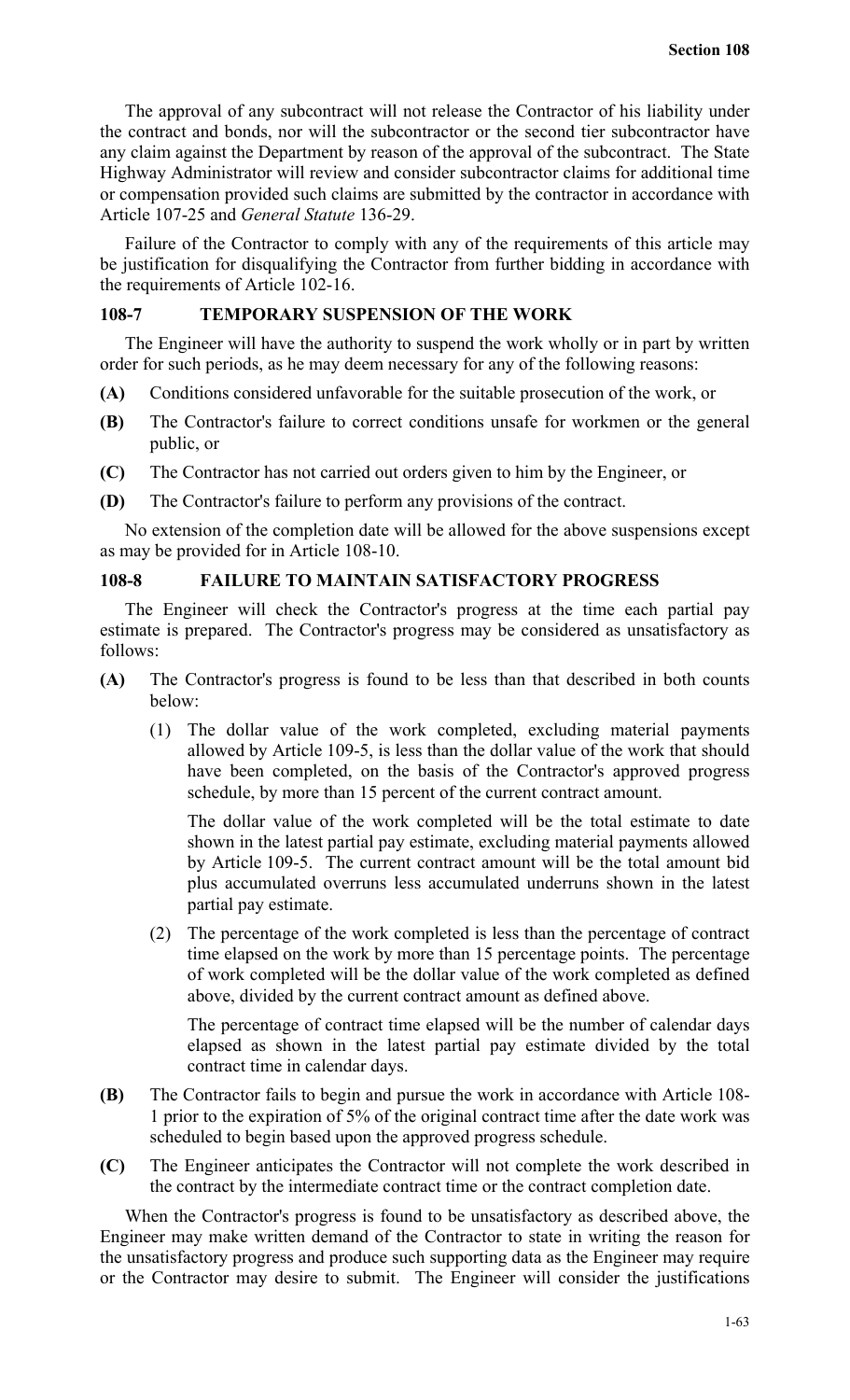The approval of any subcontract will not release the Contractor of his liability under the contract and bonds, nor will the subcontractor or the second tier subcontractor have any claim against the Department by reason of the approval of the subcontract. The State Highway Administrator will review and consider subcontractor claims for additional time or compensation provided such claims are submitted by the contractor in accordance with Article 107-25 and *General Statute* 136-29.

Failure of the Contractor to comply with any of the requirements of this article may be justification for disqualifying the Contractor from further bidding in accordance with the requirements of Article 102-16.

## 108-7 TEMPORARY SUSPENSION OF THE WORK

The Engineer will have the authority to suspend the work wholly or in part by written order for such periods, as he may deem necessary for any of the following reasons:

**(A)** Conditions considered unfavorable for the suitable prosecution of the work, or

**(B)** The Contractor's failure to correct conditions unsafe for workmen or the general public, or

**(C)** The Contractor has not carried out orders given to him by the Engineer, or

**(D)** The Contractor's failure to perform any provisions of the contract.

No extension of the completion date will be allowed for the above suspensions except as may be provided for in Article 108-10.

## 108-8 FAILURE TO MAINTAIN SATISFACTORY PROGRESS

The Engineer will check the Contractor's progress at the time each partial pay estimate is prepared. The Contractor's progress may be considered as unsatisfactory as follows:

**(A)** The Contractor's progress is found to be less than that described in both counts below:

(1) The dollar value of the work completed, excluding material payments allowed by Article 109-5, is less than the dollar value of the work that should have been completed, on the basis of the Contractor's approved progress schedule, by more than 15 percent of the current contract amount.

The dollar value of the work completed will be the total estimate to date shown in the latest partial pay estimate, excluding material payments allowed by Article 109-5. The current contract amount will be the total amount bid plus accumulated overruns less accumulated underruns shown in the latest partial pay estimate.

(2) The percentage of the work completed is less than the percentage of contract time elapsed on the work by more than 15 percentage points. The percentage of work completed will be the dollar value of the work completed as defined above, divided by the current contract amount as defined above.

The percentage of contract time elapsed will be the number of calendar days elapsed as shown in the latest partial pay estimate divided by the total contract time in calendar days.

**(B)** The Contractor fails to begin and pursue the work in accordance with Article 108-1 prior to the expiration of 5% of the original contract time after the date work was scheduled to begin based upon the approved progress schedule.

**(C)** The Engineer anticipates the Contractor will not complete the work described in the contract by the intermediate contract time or the contract completion date.

When the Contractor's progress is found to be unsatisfactory as described above, the Engineer may make written demand of the Contractor to state in writing the reason for the unsatisfactory progress and produce such supporting data as the Engineer may require or the Contractor may desire to submit. The Engineer will consider the justifications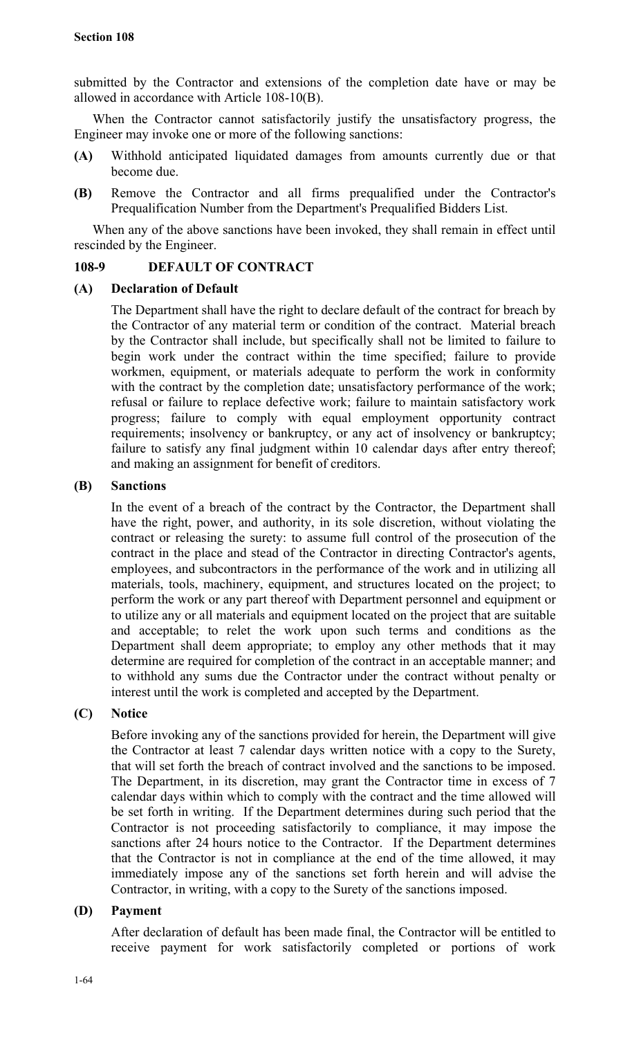submitted by the Contractor and extensions of the completion date have or may be allowed in accordance with Article 108-10(B).

When the Contractor cannot satisfactorily justify the unsatisfactory progress, the Engineer may invoke one or more of the following sanctions:

**(A)** Withhold anticipated liquidated damages from amounts currently due or that become due.

**(B)** Remove the Contractor and all firms prequalified under the Contractor's Prequalification Number from the Department's Prequalified Bidders List.

When any of the above sanctions have been invoked, they shall remain in effect until rescinded by the Engineer.

## 108-9 DEFAULT OF CONTRACT

### (A) Declaration of Default

The Department shall have the right to declare default of the contract for breach by the Contractor of any material term or condition of the contract. Material breach by the Contractor shall include, but specifically shall not be limited to failure to begin work under the contract within the time specified; failure to provide workmen, equipment, or materials adequate to perform the work in conformity with the contract by the completion date; unsatisfactory performance of the work; refusal or failure to replace defective work; failure to maintain satisfactory work progress; failure to comply with equal employment opportunity contract requirements; insolvency or bankruptcy, or any act of insolvency or bankruptcy; failure to satisfy any final judgment within 10 calendar days after entry thereof; and making an assignment for benefit of creditors.

### (B) Sanctions

In the event of a breach of the contract by the Contractor, the Department shall have the right, power, and authority, in its sole discretion, without violating the contract or releasing the surety: to assume full control of the prosecution of the contract in the place and stead of the Contractor in directing Contractor's agents, employees, and subcontractors in the performance of the work and in utilizing all materials, tools, machinery, equipment, and structures located on the project; to perform the work or any part thereof with Department personnel and equipment or to utilize any or all materials and equipment located on the project that are suitable and acceptable; to relet the work upon such terms and conditions as the Department shall deem appropriate; to employ any other methods that it may determine are required for completion of the contract in an acceptable manner; and to withhold any sums due the Contractor under the contract without penalty or interest until the work is completed and accepted by the Department.

### (C) Notice

Before invoking any of the sanctions provided for herein, the Department will give the Contractor at least 7 calendar days written notice with a copy to the Surety, that will set forth the breach of contract involved and the sanctions to be imposed. The Department, in its discretion, may grant the Contractor time in excess of 7 calendar days within which to comply with the contract and the time allowed will be set forth in writing. If the Department determines during such period that the Contractor is not proceeding satisfactorily to compliance, it may impose the sanctions after 24 hours notice to the Contractor. If the Department determines that the Contractor is not in compliance at the end of the time allowed, it may immediately impose any of the sanctions set forth herein and will advise the Contractor, in writing, with a copy to the Surety of the sanctions imposed.

### (D) Payment

After declaration of default has been made final, the Contractor will be entitled to receive payment for work satisfactorily completed or portions of work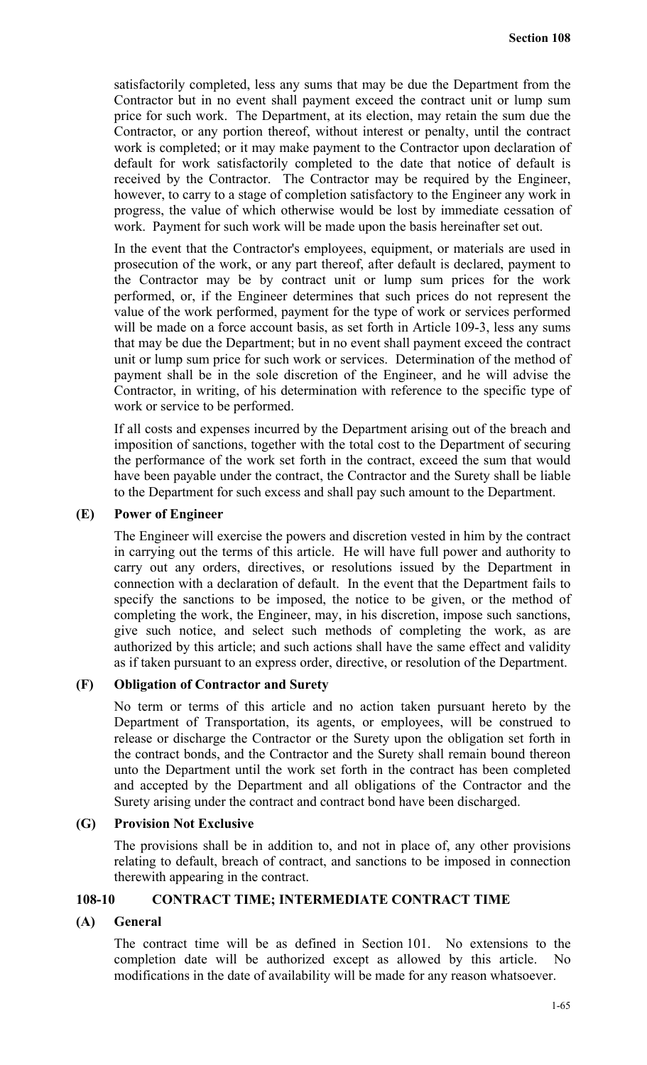satisfactorily completed, less any sums that may be due the Department from the Contractor but in no event shall payment exceed the contract unit or lump sum price for such work. The Department, at its election, may retain the sum due the Contractor, or any portion thereof, without interest or penalty, until the contract work is completed; or it may make payment to the Contractor upon declaration of default for work satisfactorily completed to the date that notice of default is received by the Contractor. The Contractor may be required by the Engineer, however, to carry to a stage of completion satisfactory to the Engineer any work in progress, the value of which otherwise would be lost by immediate cessation of work. Payment for such work will be made upon the basis hereinafter set out.

In the event that the Contractor's employees, equipment, or materials are used in prosecution of the work, or any part thereof, after default is declared, payment to the Contractor may be by contract unit or lump sum prices for the work performed, or, if the Engineer determines that such prices do not represent the value of the work performed, payment for the type of work or services performed will be made on a force account basis, as set forth in Article 109-3, less any sums that may be due the Department; but in no event shall payment exceed the contract unit or lump sum price for such work or services. Determination of the method of payment shall be in the sole discretion of the Engineer, and he will advise the Contractor, in writing, of his determination with reference to the specific type of work or service to be performed.

If all costs and expenses incurred by the Department arising out of the breach and imposition of sanctions, together with the total cost to the Department of securing the performance of the work set forth in the contract, exceed the sum that would have been payable under the contract, the Contractor and the Surety shall be liable to the Department for such excess and shall pay such amount to the Department.

### (E) Power of Engineer

The Engineer will exercise the powers and discretion vested in him by the contract in carrying out the terms of this article. He will have full power and authority to carry out any orders, directives, or resolutions issued by the Department in connection with a declaration of default. In the event that the Department fails to specify the sanctions to be imposed, the notice to be given, or the method of completing the work, the Engineer, may, in his discretion, impose such sanctions, give such notice, and select such methods of completing the work, as are authorized by this article; and such actions shall have the same effect and validity as if taken pursuant to an express order, directive, or resolution of the Department.

### (F) Obligation of Contractor and Surety

No term or terms of this article and no action taken pursuant hereto by the Department of Transportation, its agents, or employees, will be construed to release or discharge the Contractor or the Surety upon the obligation set forth in the contract bonds, and the Contractor and the Surety shall remain bound thereon unto the Department until the work set forth in the contract has been completed and accepted by the Department and all obligations of the Contractor and the Surety arising under the contract and contract bond have been discharged.

### (G) Provision Not Exclusive

The provisions shall be in addition to, and not in place of, any other provisions relating to default, breach of contract, and sanctions to be imposed in connection therewith appearing in the contract.

## 108-10 CONTRACT TIME; INTERMEDIATE CONTRACT TIME

### (A) General

The contract time will be as defined in Section 101. No extensions to the completion date will be authorized except as allowed by this article. No modifications in the date of availability will be made for any reason whatsoever.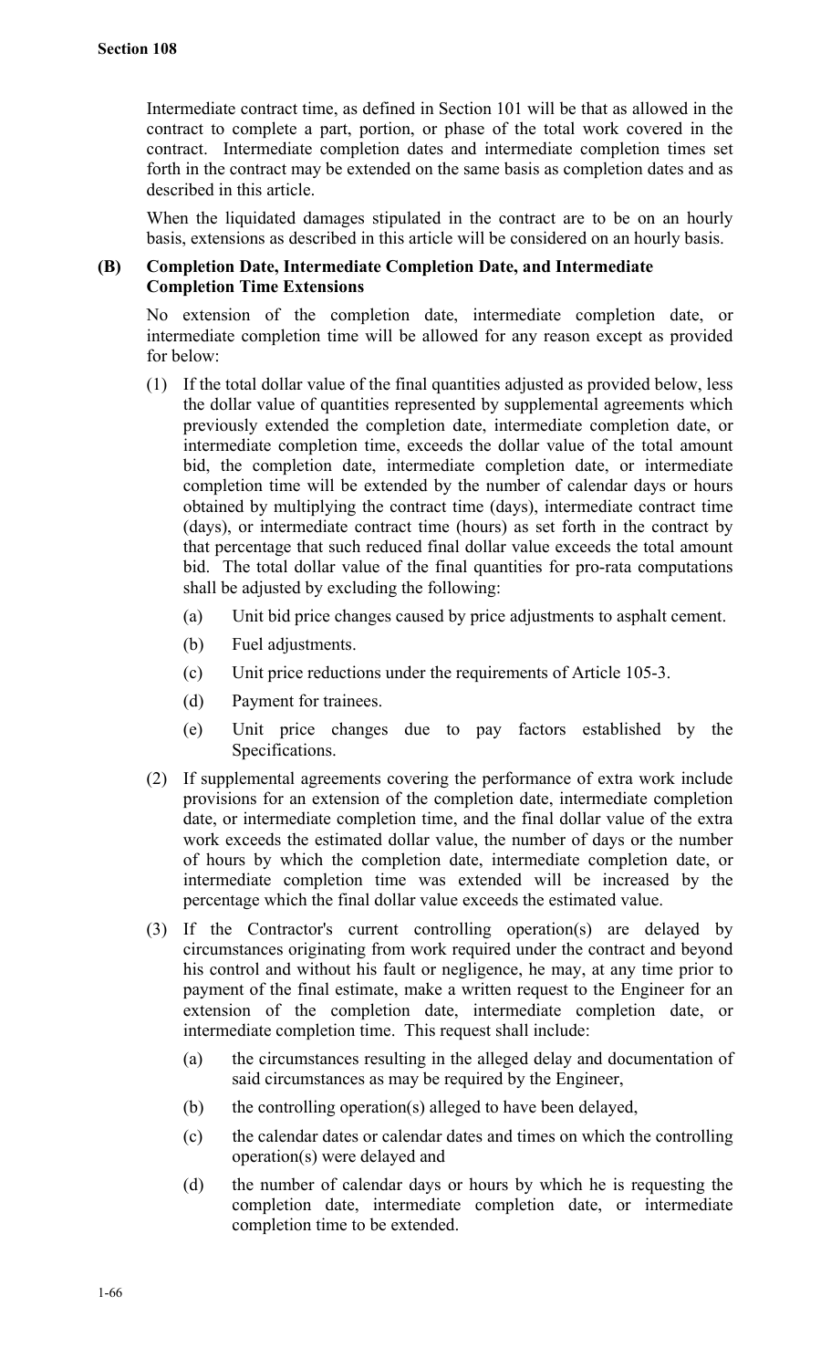Intermediate contract time, as defined in Section 101 will be that as allowed in the contract to complete a part, portion, or phase of the total work covered in the contract. Intermediate completion dates and intermediate completion times set forth in the contract may be extended on the same basis as completion dates and as described in this article.

When the liquidated damages stipulated in the contract are to be on an hourly basis, extensions as described in this article will be considered on an hourly basis.

### (B) Completion Date, Intermediate Completion Date, and Intermediate Completion Time Extensions

No extension of the completion date, intermediate completion date, or intermediate completion time will be allowed for any reason except as provided for below:

(1) If the total dollar value of the final quantities adjusted as provided below, less the dollar value of quantities represented by supplemental agreements which previously extended the completion date, intermediate completion date, or intermediate completion time, exceeds the dollar value of the total amount bid, the completion date, intermediate completion date, or intermediate completion time will be extended by the number of calendar days or hours obtained by multiplying the contract time (days), intermediate contract time (days), or intermediate contract time (hours) as set forth in the contract by that percentage that such reduced final dollar value exceeds the total amount bid. The total dollar value of the final quantities for pro-rata computations shall be adjusted by excluding the following:

   (a) Unit bid price changes caused by price adjustments to asphalt cement.

   (b) Fuel adjustments.

   (c) Unit price reductions under the requirements of Article 105-3.

   (d) Payment for trainees.

   (e) Unit price changes due to pay factors established by the Specifications.

(2) If supplemental agreements covering the performance of extra work include provisions for an extension of the completion date, intermediate completion date, or intermediate completion time, and the final dollar value of the extra work exceeds the estimated dollar value, the number of days or the number of hours by which the completion date, intermediate completion date, or intermediate completion time was extended will be increased by the percentage which the final dollar value exceeds the estimated value.

(3) If the Contractor's current controlling operation(s) are delayed by circumstances originating from work required under the contract and beyond his control and without his fault or negligence, he may, at any time prior to payment of the final estimate, make a written request to the Engineer for an extension of the completion date, intermediate completion date, or intermediate completion time. This request shall include:

   (a) the circumstances resulting in the alleged delay and documentation of said circumstances as may be required by the Engineer,

   (b) the controlling operation(s) alleged to have been delayed,

   (c) the calendar dates or calendar dates and times on which the controlling operation(s) were delayed and

   (d) the number of calendar days or hours by which he is requesting the completion date, intermediate completion date, or intermediate completion time to be extended.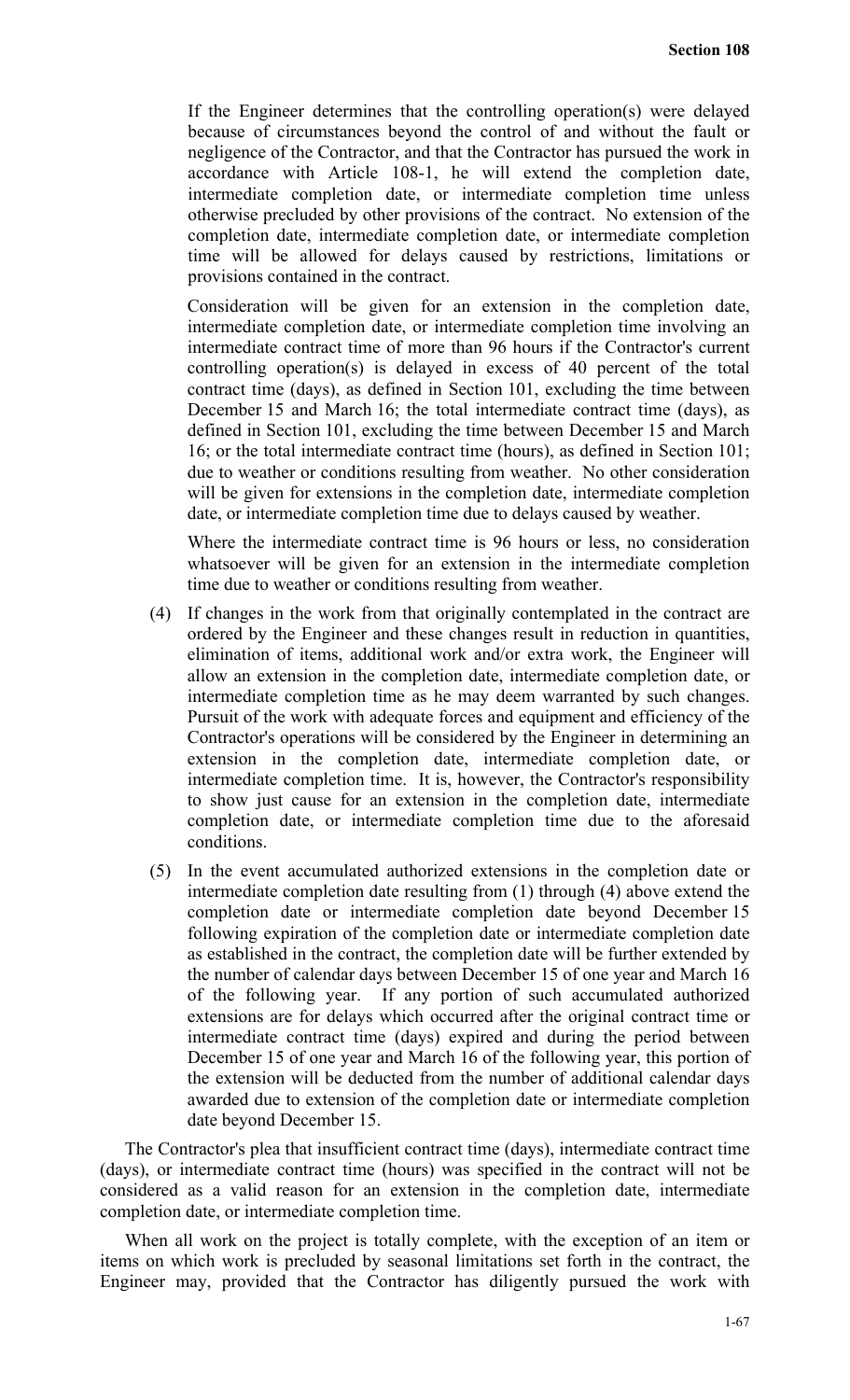If the Engineer determines that the controlling operation(s) were delayed because of circumstances beyond the control of and without the fault or negligence of the Contractor, and that the Contractor has pursued the work in accordance with Article 108-1, he will extend the completion date, intermediate completion date, or intermediate completion time unless otherwise precluded by other provisions of the contract. No extension of the completion date, intermediate completion date, or intermediate completion time will be allowed for delays caused by restrictions, limitations or provisions contained in the contract.

Consideration will be given for an extension in the completion date, intermediate completion date, or intermediate completion time involving an intermediate contract time of more than 96 hours if the Contractor's current controlling operation(s) is delayed in excess of 40 percent of the total contract time (days), as defined in Section 101, excluding the time between December 15 and March 16; the total intermediate contract time (days), as defined in Section 101, excluding the time between December 15 and March 16; or the total intermediate contract time (hours), as defined in Section 101; due to weather or conditions resulting from weather. No other consideration will be given for extensions in the completion date, intermediate completion date, or intermediate completion time due to delays caused by weather.

Where the intermediate contract time is 96 hours or less, no consideration whatsoever will be given for an extension in the intermediate completion time due to weather or conditions resulting from weather.

(4) If changes in the work from that originally contemplated in the contract are ordered by the Engineer and these changes result in reduction in quantities, elimination of items, additional work and/or extra work, the Engineer will allow an extension in the completion date, intermediate completion date, or intermediate completion time as he may deem warranted by such changes. Pursuit of the work with adequate forces and equipment and efficiency of the Contractor's operations will be considered by the Engineer in determining an extension in the completion date, intermediate completion date, or intermediate completion time. It is, however, the Contractor's responsibility to show just cause for an extension in the completion date, intermediate completion date, or intermediate completion time due to the aforesaid conditions.

(5) In the event accumulated authorized extensions in the completion date or intermediate completion date resulting from (1) through (4) above extend the completion date or intermediate completion date beyond December 15 following expiration of the completion date or intermediate completion date as established in the contract, the completion date will be further extended by the number of calendar days between December 15 of one year and March 16 of the following year. If any portion of such accumulated authorized extensions are for delays which occurred after the original contract time or intermediate contract time (days) expired and during the period between December 15 of one year and March 16 of the following year, this portion of the extension will be deducted from the number of additional calendar days awarded due to extension of the completion date or intermediate completion date beyond December 15.

The Contractor's plea that insufficient contract time (days), intermediate contract time (days), or intermediate contract time (hours) was specified in the contract will not be considered as a valid reason for an extension in the completion date, intermediate completion date, or intermediate completion time.

When all work on the project is totally complete, with the exception of an item or items on which work is precluded by seasonal limitations set forth in the contract, the Engineer may, provided that the Contractor has diligently pursued the work with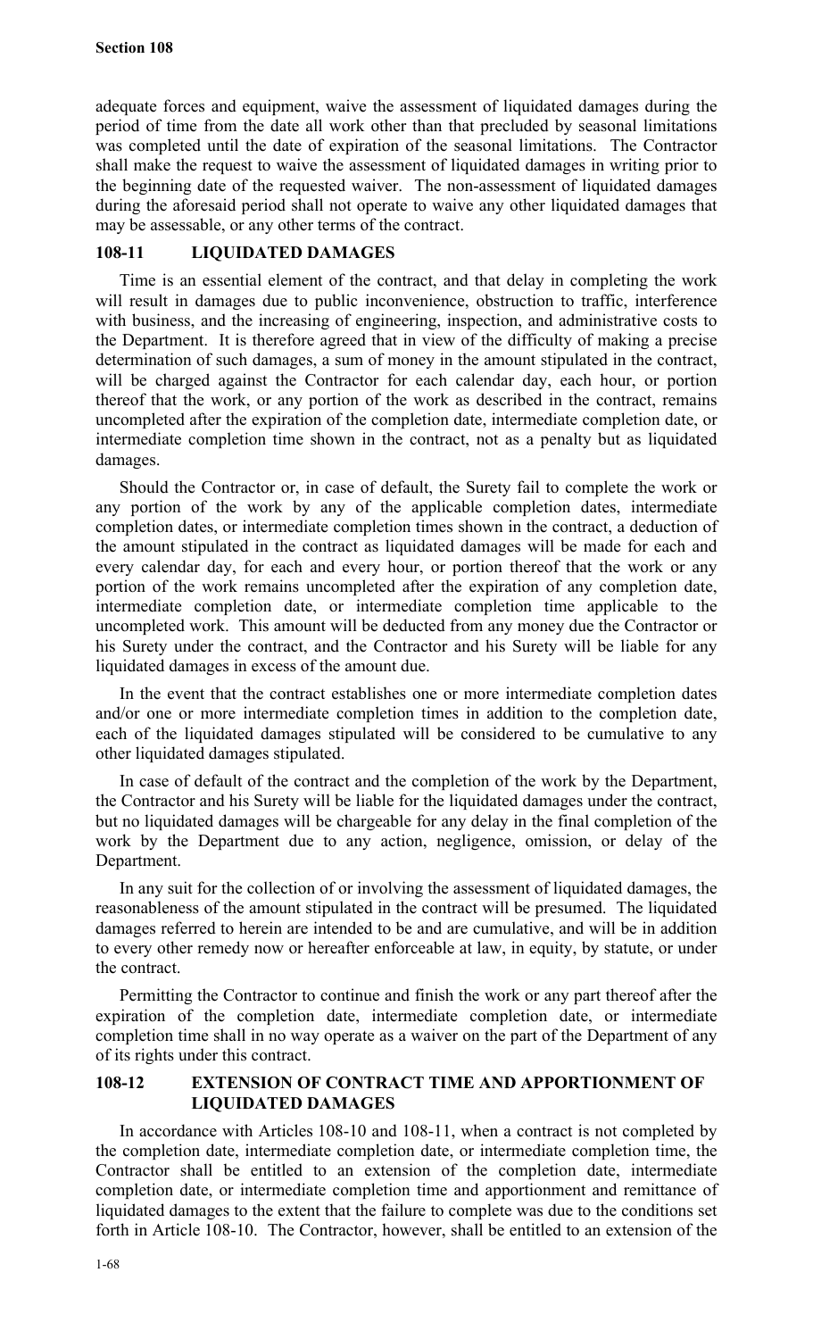adequate forces and equipment, waive the assessment of liquidated damages during the period of time from the date all work other than that precluded by seasonal limitations was completed until the date of expiration of the seasonal limitations. The Contractor shall make the request to waive the assessment of liquidated damages in writing prior to the beginning date of the requested waiver. The non-assessment of liquidated damages during the aforesaid period shall not operate to waive any other liquidated damages that may be assessable, or any other terms of the contract.

## 108-11 LIQUIDATED DAMAGES

Time is an essential element of the contract, and that delay in completing the work will result in damages due to public inconvenience, obstruction to traffic, interference with business, and the increasing of engineering, inspection, and administrative costs to the Department. It is therefore agreed that in view of the difficulty of making a precise determination of such damages, a sum of money in the amount stipulated in the contract, will be charged against the Contractor for each calendar day, each hour, or portion thereof that the work, or any portion of the work as described in the contract, remains uncompleted after the expiration of the completion date, intermediate completion date, or intermediate completion time shown in the contract, not as a penalty but as liquidated damages.

Should the Contractor or, in case of default, the Surety fail to complete the work or any portion of the work by any of the applicable completion dates, intermediate completion dates, or intermediate completion times shown in the contract, a deduction of the amount stipulated in the contract as liquidated damages will be made for each and every calendar day, for each and every hour, or portion thereof that the work or any portion of the work remains uncompleted after the expiration of any completion date, intermediate completion date, or intermediate completion time applicable to the uncompleted work. This amount will be deducted from any money due the Contractor or his Surety under the contract, and the Contractor and his Surety will be liable for any liquidated damages in excess of the amount due.

In the event that the contract establishes one or more intermediate completion dates and/or one or more intermediate completion times in addition to the completion date, each of the liquidated damages stipulated will be considered to be cumulative to any other liquidated damages stipulated.

In case of default of the contract and the completion of the work by the Department, the Contractor and his Surety will be liable for the liquidated damages under the contract, but no liquidated damages will be chargeable for any delay in the final completion of the work by the Department due to any action, negligence, omission, or delay of the Department.

In any suit for the collection of or involving the assessment of liquidated damages, the reasonableness of the amount stipulated in the contract will be presumed. The liquidated damages referred to herein are intended to be and are cumulative, and will be in addition to every other remedy now or hereafter enforceable at law, in equity, by statute, or under the contract.

Permitting the Contractor to continue and finish the work or any part thereof after the expiration of the completion date, intermediate completion date, or intermediate completion time shall in no way operate as a waiver on the part of the Department of any of its rights under this contract.

## 108-12 EXTENSION OF CONTRACT TIME AND APPORTIONMENT OF LIQUIDATED DAMAGES

In accordance with Articles 108-10 and 108-11, when a contract is not completed by the completion date, intermediate completion date, or intermediate completion time, the Contractor shall be entitled to an extension of the completion date, intermediate completion date, or intermediate completion time and apportionment and remittance of liquidated damages to the extent that the failure to complete was due to the conditions set forth in Article 108-10. The Contractor, however, shall be entitled to an extension of the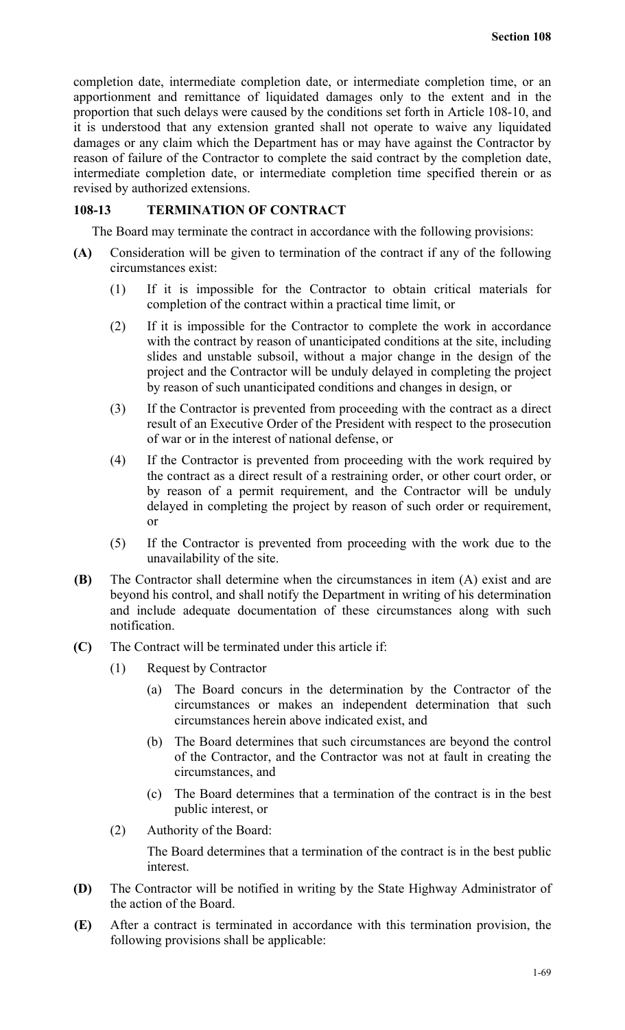completion date, intermediate completion date, or intermediate completion time, or an apportionment and remittance of liquidated damages only to the extent and in the proportion that such delays were caused by the conditions set forth in Article 108-10, and it is understood that any extension granted shall not operate to waive any liquidated damages or any claim which the Department has or may have against the Contractor by reason of failure of the Contractor to complete the said contract by the completion date, intermediate completion date, or intermediate completion time specified therein or as revised by authorized extensions.

### 108-13 TERMINATION OF CONTRACT

The Board may terminate the contract in accordance with the following provisions:

**(A)** Consideration will be given to termination of the contract if any of the following circumstances exist:

(1) If it is impossible for the Contractor to obtain critical materials for completion of the contract within a practical time limit, or

(2) If it is impossible for the Contractor to complete the work in accordance with the contract by reason of unanticipated conditions at the site, including slides and unstable subsoil, without a major change in the design of the project and the Contractor will be unduly delayed in completing the project by reason of such unanticipated conditions and changes in design, or

(3) If the Contractor is prevented from proceeding with the contract as a direct result of an Executive Order of the President with respect to the prosecution of war or in the interest of national defense, or

(4) If the Contractor is prevented from proceeding with the work required by the contract as a direct result of a restraining order, or other court order, or by reason of a permit requirement, and the Contractor will be unduly delayed in completing the project by reason of such order or requirement, or

(5) If the Contractor is prevented from proceeding with the work due to the unavailability of the site.

**(B)** The Contractor shall determine when the circumstances in item (A) exist and are beyond his control, and shall notify the Department in writing of his determination and include adequate documentation of these circumstances along with such notification.

**(C)** The Contract will be terminated under this article if:

(1) Request by Contractor

(a) The Board concurs in the determination by the Contractor of the circumstances or makes an independent determination that such circumstances herein above indicated exist, and

(b) The Board determines that such circumstances are beyond the control of the Contractor, and the Contractor was not at fault in creating the circumstances, and

(c) The Board determines that a termination of the contract is in the best public interest, or

(2) Authority of the Board:

The Board determines that a termination of the contract is in the best public interest.

**(D)** The Contractor will be notified in writing by the State Highway Administrator of the action of the Board.

**(E)** After a contract is terminated in accordance with this termination provision, the following provisions shall be applicable: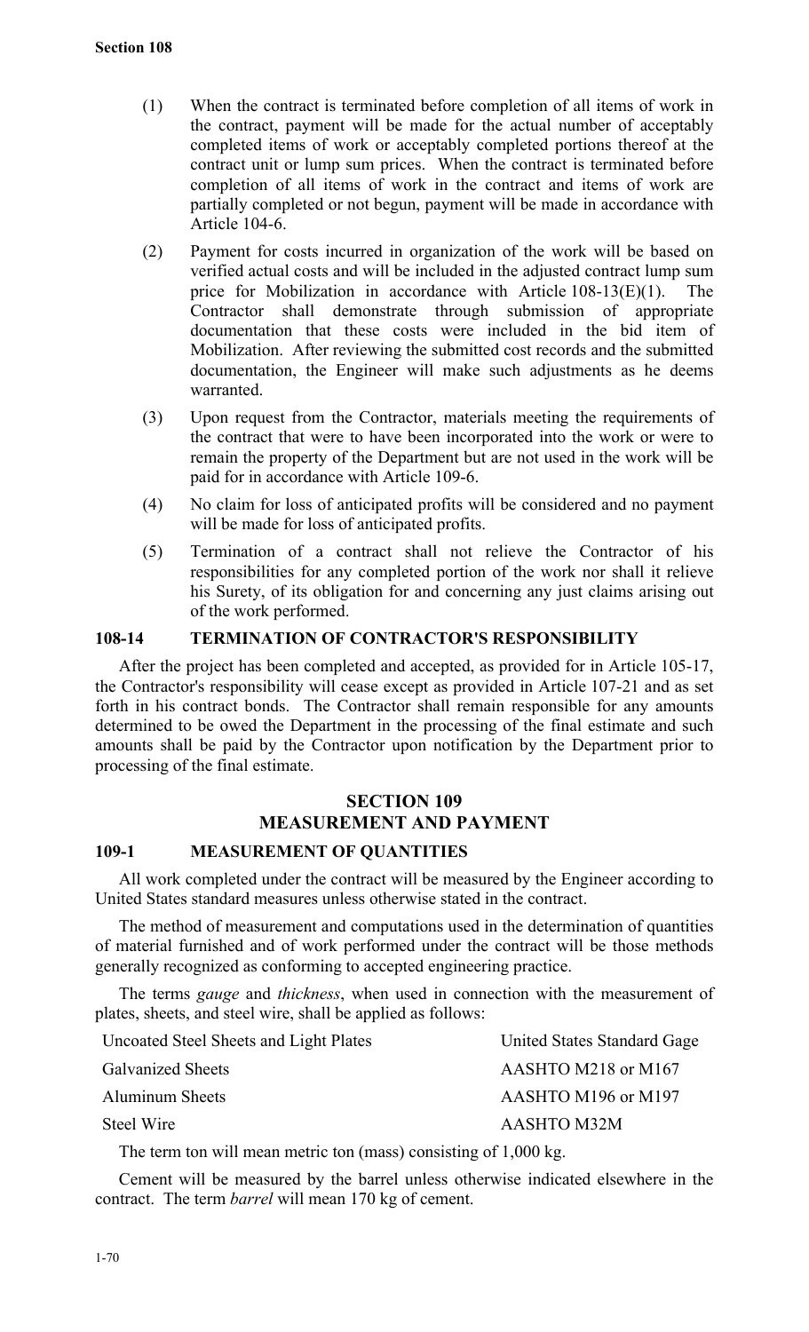(1) When the contract is terminated before completion of all items of work in the contract, payment will be made for the actual number of acceptably completed items of work or acceptably completed portions thereof at the contract unit or lump sum prices. When the contract is terminated before completion of all items of work in the contract and items of work are partially completed or not begun, payment will be made in accordance with Article 104-6.

(2) Payment for costs incurred in organization of the work will be based on verified actual costs and will be included in the adjusted contract lump sum price for Mobilization in accordance with Article 108-13(E)(1). The Contractor shall demonstrate through submission of appropriate documentation that these costs were included in the bid item of Mobilization. After reviewing the submitted cost records and the submitted documentation, the Engineer will make such adjustments as he deems warranted.

(3) Upon request from the Contractor, materials meeting the requirements of the contract that were to have been incorporated into the work or were to remain the property of the Department but are not used in the work will be paid for in accordance with Article 109-6.

(4) No claim for loss of anticipated profits will be considered and no payment will be made for loss of anticipated profits.

(5) Termination of a contract shall not relieve the Contractor of his responsibilities for any completed portion of the work nor shall it relieve his Surety, of its obligation for and concerning any just claims arising out of the work performed.

### 108-14 TERMINATION OF CONTRACTOR'S RESPONSIBILITY

After the project has been completed and accepted, as provided for in Article 105-17, the Contractor's responsibility will cease except as provided in Article 107-21 and as set forth in his contract bonds. The Contractor shall remain responsible for any amounts determined to be owed the Department in the processing of the final estimate and such amounts shall be paid by the Contractor upon notification by the Department prior to processing of the final estimate.

## SECTION 109
## MEASUREMENT AND PAYMENT

### 109-1 MEASUREMENT OF QUANTITIES

All work completed under the contract will be measured by the Engineer according to United States standard measures unless otherwise stated in the contract.

The method of measurement and computations used in the determination of quantities of material furnished and of work performed under the contract will be those methods generally recognized as conforming to accepted engineering practice.

The terms *gauge* and *thickness*, when used in connection with the measurement of plates, sheets, and steel wire, shall be applied as follows:

| | |
|---|---|
| Uncoated Steel Sheets and Light Plates | United States Standard Gage |
| Galvanized Sheets | AASHTO M218 or M167 |
| Aluminum Sheets | AASHTO M196 or M197 |
| Steel Wire | AASHTO M32M |

The term ton will mean metric ton (mass) consisting of 1,000 kg.

Cement will be measured by the barrel unless otherwise indicated elsewhere in the contract. The term *barrel* will mean 170 kg of cement.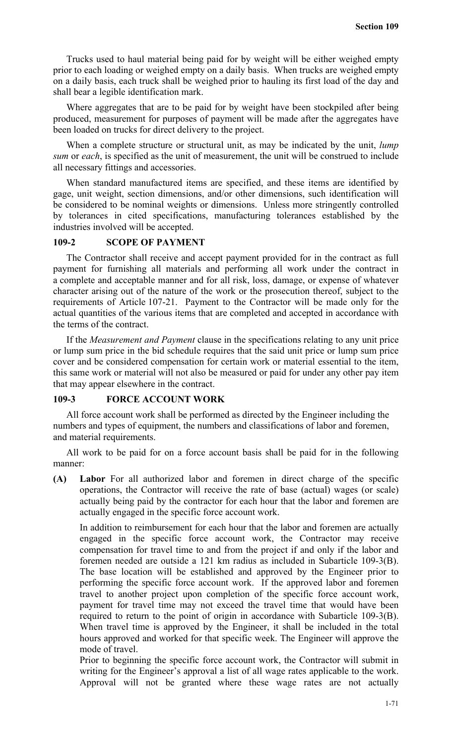Trucks used to haul material being paid for by weight will be either weighed empty prior to each loading or weighed empty on a daily basis. When trucks are weighed empty on a daily basis, each truck shall be weighed prior to hauling its first load of the day and shall bear a legible identification mark.

Where aggregates that are to be paid for by weight have been stockpiled after being produced, measurement for purposes of payment will be made after the aggregates have been loaded on trucks for direct delivery to the project.

When a complete structure or structural unit, as may be indicated by the unit, *lump sum* or *each*, is specified as the unit of measurement, the unit will be construed to include all necessary fittings and accessories.

When standard manufactured items are specified, and these items are identified by gage, unit weight, section dimensions, and/or other dimensions, such identification will be considered to be nominal weights or dimensions. Unless more stringently controlled by tolerances in cited specifications, manufacturing tolerances established by the industries involved will be accepted.

## 109-2 SCOPE OF PAYMENT

The Contractor shall receive and accept payment provided for in the contract as full payment for furnishing all materials and performing all work under the contract in a complete and acceptable manner and for all risk, loss, damage, or expense of whatever character arising out of the nature of the work or the prosecution thereof, subject to the requirements of Article 107-21. Payment to the Contractor will be made only for the actual quantities of the various items that are completed and accepted in accordance with the terms of the contract.

If the *Measurement and Payment* clause in the specifications relating to any unit price or lump sum price in the bid schedule requires that the said unit price or lump sum price cover and be considered compensation for certain work or material essential to the item, this same work or material will not also be measured or paid for under any other pay item that may appear elsewhere in the contract.

## 109-3 FORCE ACCOUNT WORK

All force account work shall be performed as directed by the Engineer including the numbers and types of equipment, the numbers and classifications of labor and foremen, and material requirements.

All work to be paid for on a force account basis shall be paid for in the following manner:

**(A) Labor** For all authorized labor and foremen in direct charge of the specific operations, the Contractor will receive the rate of base (actual) wages (or scale) actually being paid by the contractor for each hour that the labor and foremen are actually engaged in the specific force account work.

In addition to reimbursement for each hour that the labor and foremen are actually engaged in the specific force account work, the Contractor may receive compensation for travel time to and from the project if and only if the labor and foremen needed are outside a 121 km radius as included in Subarticle 109-3(B). The base location will be established and approved by the Engineer prior to performing the specific force account work. If the approved labor and foremen travel to another project upon completion of the specific force account work, payment for travel time may not exceed the travel time that would have been required to return to the point of origin in accordance with Subarticle 109-3(B). When travel time is approved by the Engineer, it shall be included in the total hours approved and worked for that specific week. The Engineer will approve the mode of travel.

Prior to beginning the specific force account work, the Contractor will submit in writing for the Engineer's approval a list of all wage rates applicable to the work. Approval will not be granted where these wage rates are not actually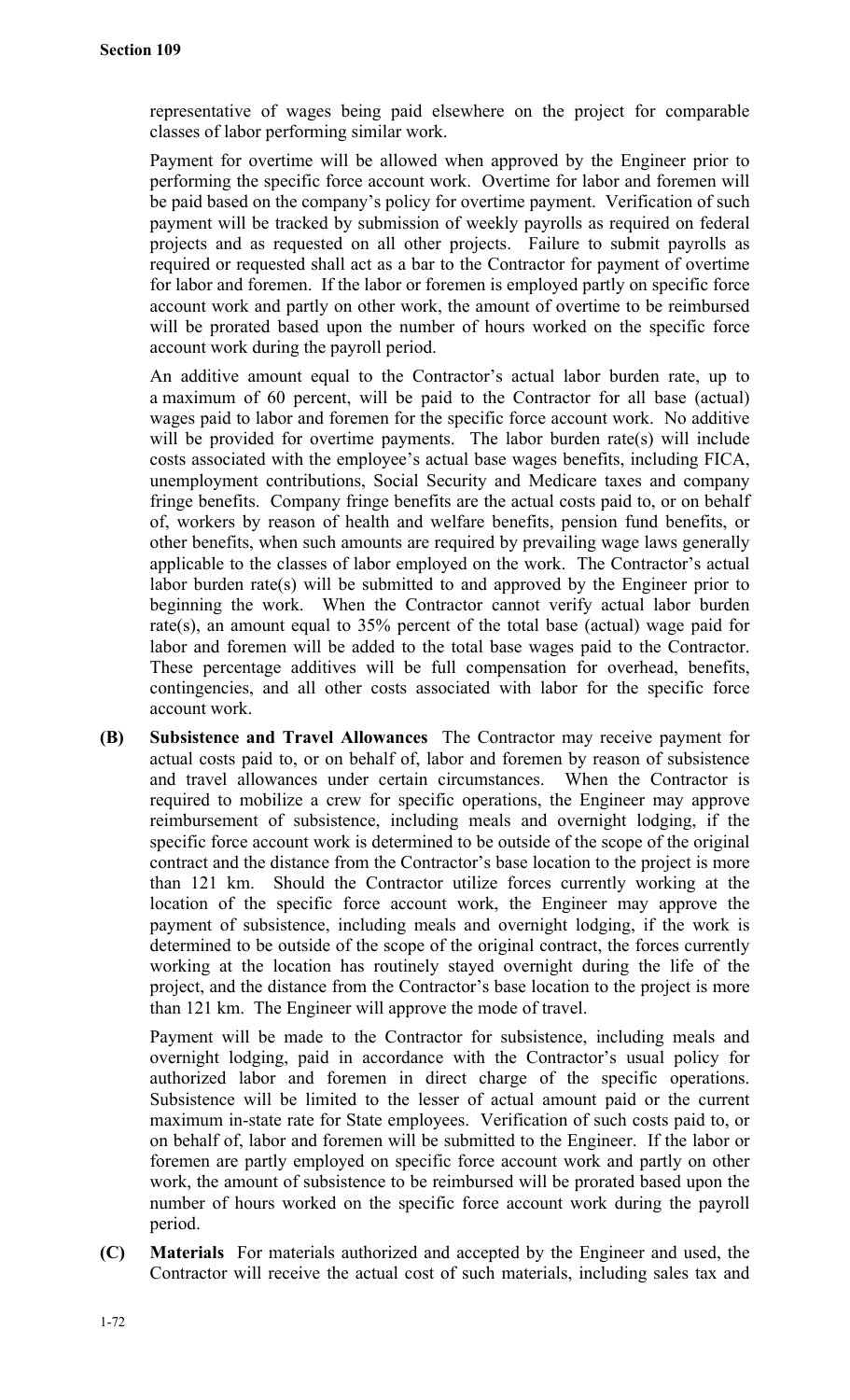representative of wages being paid elsewhere on the project for comparable classes of labor performing similar work.

Payment for overtime will be allowed when approved by the Engineer prior to performing the specific force account work. Overtime for labor and foremen will be paid based on the company's policy for overtime payment. Verification of such payment will be tracked by submission of weekly payrolls as required on federal projects and as requested on all other projects. Failure to submit payrolls as required or requested shall act as a bar to the Contractor for payment of overtime for labor and foremen. If the labor or foremen is employed partly on specific force account work and partly on other work, the amount of overtime to be reimbursed will be prorated based upon the number of hours worked on the specific force account work during the payroll period.

An additive amount equal to the Contractor's actual labor burden rate, up to a maximum of 60 percent, will be paid to the Contractor for all base (actual) wages paid to labor and foremen for the specific force account work. No additive will be provided for overtime payments. The labor burden rate(s) will include costs associated with the employee's actual base wages benefits, including FICA, unemployment contributions, Social Security and Medicare taxes and company fringe benefits. Company fringe benefits are the actual costs paid to, or on behalf of, workers by reason of health and welfare benefits, pension fund benefits, or other benefits, when such amounts are required by prevailing wage laws generally applicable to the classes of labor employed on the work. The Contractor's actual labor burden rate(s) will be submitted to and approved by the Engineer prior to beginning the work. When the Contractor cannot verify actual labor burden rate(s), an amount equal to 35% percent of the total base (actual) wage paid for labor and foremen will be added to the total base wages paid to the Contractor. These percentage additives will be full compensation for overhead, benefits, contingencies, and all other costs associated with labor for the specific force account work.

**(B) Subsistence and Travel Allowances** The Contractor may receive payment for actual costs paid to, or on behalf of, labor and foremen by reason of subsistence and travel allowances under certain circumstances. When the Contractor is required to mobilize a crew for specific operations, the Engineer may approve reimbursement of subsistence, including meals and overnight lodging, if the specific force account work is determined to be outside of the scope of the original contract and the distance from the Contractor's base location to the project is more than 121 km. Should the Contractor utilize forces currently working at the location of the specific force account work, the Engineer may approve the payment of subsistence, including meals and overnight lodging, if the work is determined to be outside of the scope of the original contract, the forces currently working at the location has routinely stayed overnight during the life of the project, and the distance from the Contractor's base location to the project is more than 121 km. The Engineer will approve the mode of travel.

Payment will be made to the Contractor for subsistence, including meals and overnight lodging, paid in accordance with the Contractor's usual policy for authorized labor and foremen in direct charge of the specific operations. Subsistence will be limited to the lesser of actual amount paid or the current maximum in-state rate for State employees. Verification of such costs paid to, or on behalf of, labor and foremen will be submitted to the Engineer. If the labor or foremen are partly employed on specific force account work and partly on other work, the amount of subsistence to be reimbursed will be prorated based upon the number of hours worked on the specific force account work during the payroll period.

**(C) Materials** For materials authorized and accepted by the Engineer and used, the Contractor will receive the actual cost of such materials, including sales tax and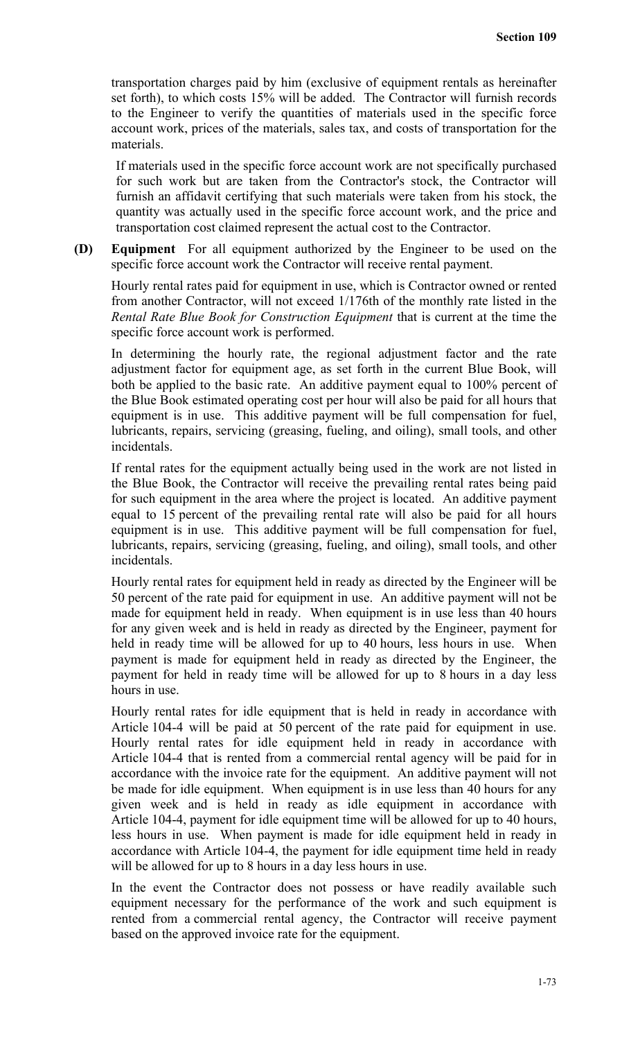transportation charges paid by him (exclusive of equipment rentals as hereinafter set forth), to which costs 15% will be added. The Contractor will furnish records to the Engineer to verify the quantities of materials used in the specific force account work, prices of the materials, sales tax, and costs of transportation for the materials.

If materials used in the specific force account work are not specifically purchased for such work but are taken from the Contractor's stock, the Contractor will furnish an affidavit certifying that such materials were taken from his stock, the quantity was actually used in the specific force account work, and the price and transportation cost claimed represent the actual cost to the Contractor.

**(D) Equipment** For all equipment authorized by the Engineer to be used on the specific force account work the Contractor will receive rental payment.

Hourly rental rates paid for equipment in use, which is Contractor owned or rented from another Contractor, will not exceed 1/176th of the monthly rate listed in the *Rental Rate Blue Book for Construction Equipment* that is current at the time the specific force account work is performed.

In determining the hourly rate, the regional adjustment factor and the rate adjustment factor for equipment age, as set forth in the current Blue Book, will both be applied to the basic rate. An additive payment equal to 100% percent of the Blue Book estimated operating cost per hour will also be paid for all hours that equipment is in use. This additive payment will be full compensation for fuel, lubricants, repairs, servicing (greasing, fueling, and oiling), small tools, and other incidentals.

If rental rates for the equipment actually being used in the work are not listed in the Blue Book, the Contractor will receive the prevailing rental rates being paid for such equipment in the area where the project is located. An additive payment equal to 15 percent of the prevailing rental rate will also be paid for all hours equipment is in use. This additive payment will be full compensation for fuel, lubricants, repairs, servicing (greasing, fueling, and oiling), small tools, and other incidentals.

Hourly rental rates for equipment held in ready as directed by the Engineer will be 50 percent of the rate paid for equipment in use. An additive payment will not be made for equipment held in ready. When equipment is in use less than 40 hours for any given week and is held in ready as directed by the Engineer, payment for held in ready time will be allowed for up to 40 hours, less hours in use. When payment is made for equipment held in ready as directed by the Engineer, the payment for held in ready time will be allowed for up to 8 hours in a day less hours in use.

Hourly rental rates for idle equipment that is held in ready in accordance with Article 104-4 will be paid at 50 percent of the rate paid for equipment in use. Hourly rental rates for idle equipment held in ready in accordance with Article 104-4 that is rented from a commercial rental agency will be paid for in accordance with the invoice rate for the equipment. An additive payment will not be made for idle equipment. When equipment is in use less than 40 hours for any given week and is held in ready as idle equipment in accordance with Article 104-4, payment for idle equipment time will be allowed for up to 40 hours, less hours in use. When payment is made for idle equipment held in ready in accordance with Article 104-4, the payment for idle equipment time held in ready will be allowed for up to 8 hours in a day less hours in use.

In the event the Contractor does not possess or have readily available such equipment necessary for the performance of the work and such equipment is rented from a commercial rental agency, the Contractor will receive payment based on the approved invoice rate for the equipment.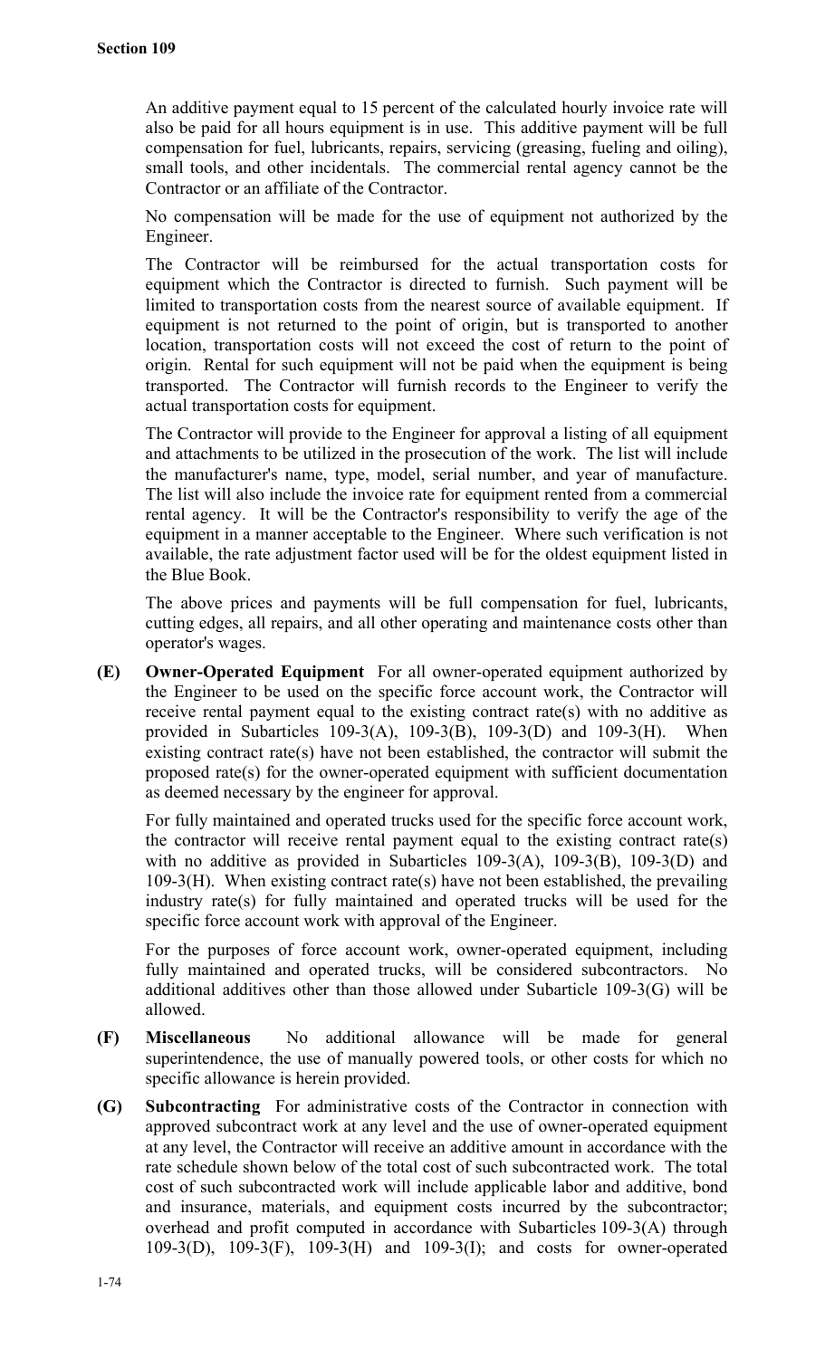An additive payment equal to 15 percent of the calculated hourly invoice rate will also be paid for all hours equipment is in use. This additive payment will be full compensation for fuel, lubricants, repairs, servicing (greasing, fueling and oiling), small tools, and other incidentals. The commercial rental agency cannot be the Contractor or an affiliate of the Contractor.

No compensation will be made for the use of equipment not authorized by the Engineer.

The Contractor will be reimbursed for the actual transportation costs for equipment which the Contractor is directed to furnish. Such payment will be limited to transportation costs from the nearest source of available equipment. If equipment is not returned to the point of origin, but is transported to another location, transportation costs will not exceed the cost of return to the point of origin. Rental for such equipment will not be paid when the equipment is being transported. The Contractor will furnish records to the Engineer to verify the actual transportation costs for equipment.

The Contractor will provide to the Engineer for approval a listing of all equipment and attachments to be utilized in the prosecution of the work. The list will include the manufacturer's name, type, model, serial number, and year of manufacture. The list will also include the invoice rate for equipment rented from a commercial rental agency. It will be the Contractor's responsibility to verify the age of the equipment in a manner acceptable to the Engineer. Where such verification is not available, the rate adjustment factor used will be for the oldest equipment listed in the Blue Book.

The above prices and payments will be full compensation for fuel, lubricants, cutting edges, all repairs, and all other operating and maintenance costs other than operator's wages.

**(E) Owner-Operated Equipment** For all owner-operated equipment authorized by the Engineer to be used on the specific force account work, the Contractor will receive rental payment equal to the existing contract rate(s) with no additive as provided in Subarticles 109-3(A), 109-3(B), 109-3(D) and 109-3(H). When existing contract rate(s) have not been established, the contractor will submit the proposed rate(s) for the owner-operated equipment with sufficient documentation as deemed necessary by the engineer for approval.

For fully maintained and operated trucks used for the specific force account work, the contractor will receive rental payment equal to the existing contract rate(s) with no additive as provided in Subarticles 109-3(A), 109-3(B), 109-3(D) and 109-3(H). When existing contract rate(s) have not been established, the prevailing industry rate(s) for fully maintained and operated trucks will be used for the specific force account work with approval of the Engineer.

For the purposes of force account work, owner-operated equipment, including fully maintained and operated trucks, will be considered subcontractors. No additional additives other than those allowed under Subarticle 109-3(G) will be allowed.

**(F) Miscellaneous** No additional allowance will be made for general superintendence, the use of manually powered tools, or other costs for which no specific allowance is herein provided.

**(G) Subcontracting** For administrative costs of the Contractor in connection with approved subcontract work at any level and the use of owner-operated equipment at any level, the Contractor will receive an additive amount in accordance with the rate schedule shown below of the total cost of such subcontracted work. The total cost of such subcontracted work will include applicable labor and additive, bond and insurance, materials, and equipment costs incurred by the subcontractor; overhead and profit computed in accordance with Subarticles 109-3(A) through 109-3(D), 109-3(F), 109-3(H) and 109-3(I); and costs for owner-operated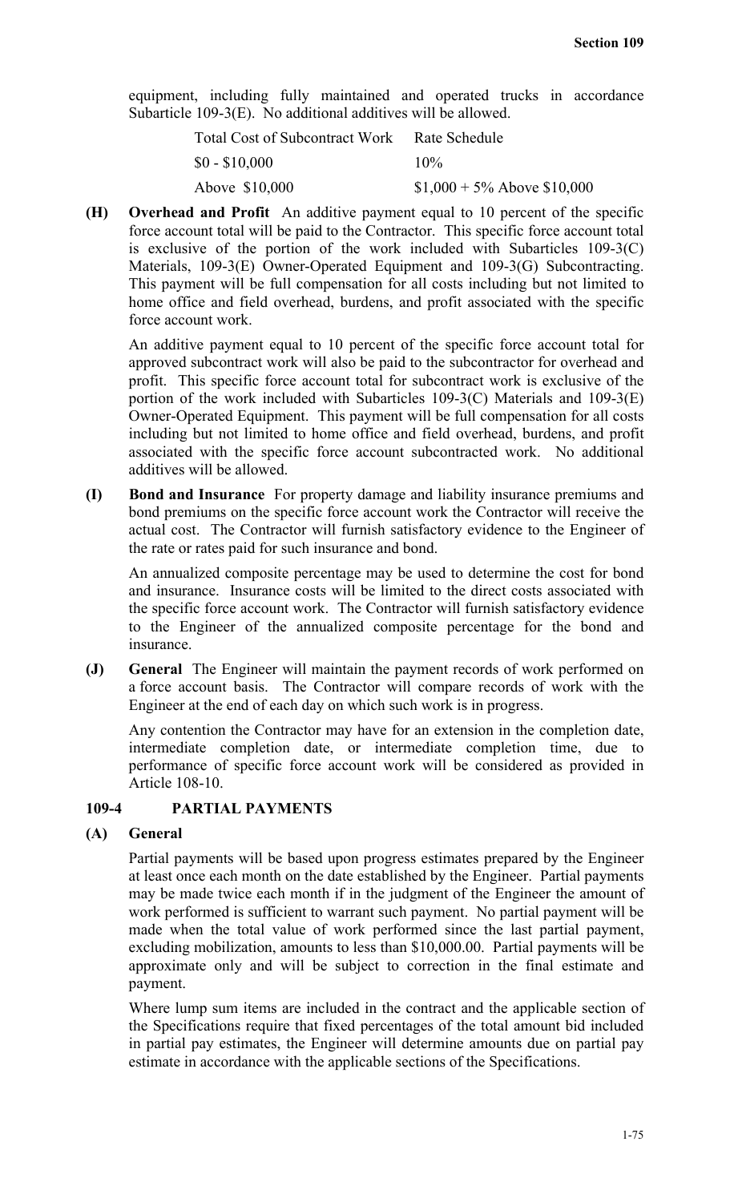equipment, including fully maintained and operated trucks in accordance Subarticle 109-3(E). No additional additives will be allowed.

| Total Cost of Subcontract Work | Rate Schedule |
|---|---|
| $0 - $10,000 | 10% |
| Above $10,000 | $1,000 + 5% Above $10,000 |

**(H) Overhead and Profit** An additive payment equal to 10 percent of the specific force account total will be paid to the Contractor. This specific force account total is exclusive of the portion of the work included with Subarticles 109-3(C) Materials, 109-3(E) Owner-Operated Equipment and 109-3(G) Subcontracting. This payment will be full compensation for all costs including but not limited to home office and field overhead, burdens, and profit associated with the specific force account work.

An additive payment equal to 10 percent of the specific force account total for approved subcontract work will also be paid to the subcontractor for overhead and profit. This specific force account total for subcontract work is exclusive of the portion of the work included with Subarticles 109-3(C) Materials and 109-3(E) Owner-Operated Equipment. This payment will be full compensation for all costs including but not limited to home office and field overhead, burdens, and profit associated with the specific force account subcontracted work. No additional additives will be allowed.

**(I) Bond and Insurance** For property damage and liability insurance premiums and bond premiums on the specific force account work the Contractor will receive the actual cost. The Contractor will furnish satisfactory evidence to the Engineer of the rate or rates paid for such insurance and bond.

An annualized composite percentage may be used to determine the cost for bond and insurance. Insurance costs will be limited to the direct costs associated with the specific force account work. The Contractor will furnish satisfactory evidence to the Engineer of the annualized composite percentage for the bond and insurance.

**(J) General** The Engineer will maintain the payment records of work performed on a force account basis. The Contractor will compare records of work with the Engineer at the end of each day on which such work is in progress.

Any contention the Contractor may have for an extension in the completion date, intermediate completion date, or intermediate completion time, due to performance of specific force account work will be considered as provided in Article 108-10.

## 109-4 PARTIAL PAYMENTS

**(A) General**

Partial payments will be based upon progress estimates prepared by the Engineer at least once each month on the date established by the Engineer. Partial payments may be made twice each month if in the judgment of the Engineer the amount of work performed is sufficient to warrant such payment. No partial payment will be made when the total value of work performed since the last partial payment, excluding mobilization, amounts to less than $10,000.00. Partial payments will be approximate only and will be subject to correction in the final estimate and payment.

Where lump sum items are included in the contract and the applicable section of the Specifications require that fixed percentages of the total amount bid included in partial pay estimates, the Engineer will determine amounts due on partial pay estimate in accordance with the applicable sections of the Specifications.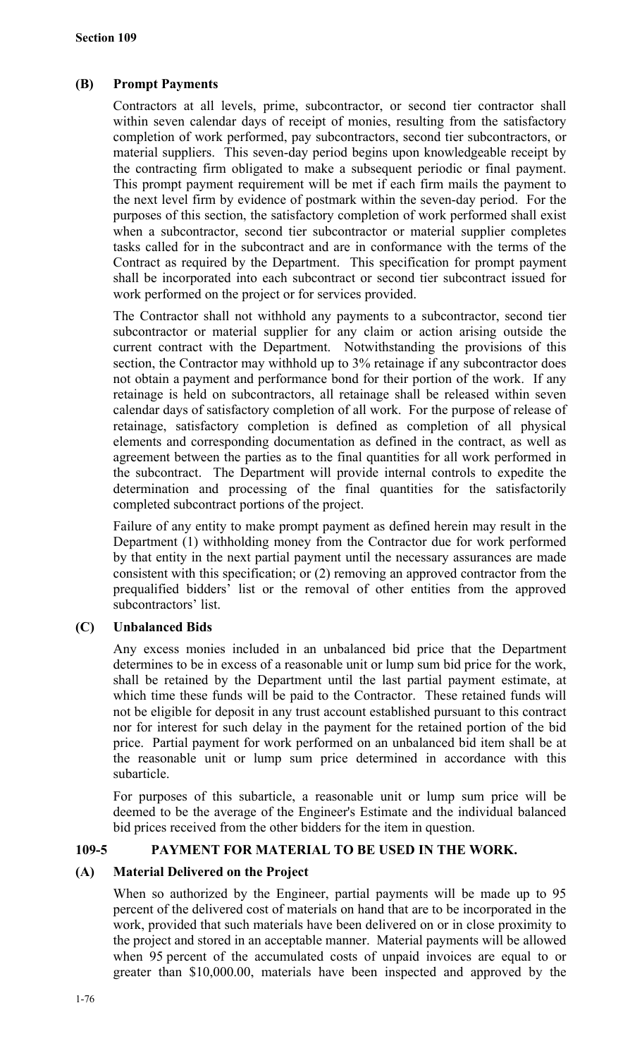### (B) Prompt Payments

Contractors at all levels, prime, subcontractor, or second tier contractor shall within seven calendar days of receipt of monies, resulting from the satisfactory completion of work performed, pay subcontractors, second tier subcontractors, or material suppliers. This seven-day period begins upon knowledgeable receipt by the contracting firm obligated to make a subsequent periodic or final payment. This prompt payment requirement will be met if each firm mails the payment to the next level firm by evidence of postmark within the seven-day period. For the purposes of this section, the satisfactory completion of work performed shall exist when a subcontractor, second tier subcontractor or material supplier completes tasks called for in the subcontract and are in conformance with the terms of the Contract as required by the Department. This specification for prompt payment shall be incorporated into each subcontract or second tier subcontract issued for work performed on the project or for services provided.

The Contractor shall not withhold any payments to a subcontractor, second tier subcontractor or material supplier for any claim or action arising outside the current contract with the Department. Notwithstanding the provisions of this section, the Contractor may withhold up to 3% retainage if any subcontractor does not obtain a payment and performance bond for their portion of the work. If any retainage is held on subcontractors, all retainage shall be released within seven calendar days of satisfactory completion of all work. For the purpose of release of retainage, satisfactory completion is defined as completion of all physical elements and corresponding documentation as defined in the contract, as well as agreement between the parties as to the final quantities for all work performed in the subcontract. The Department will provide internal controls to expedite the determination and processing of the final quantities for the satisfactorily completed subcontract portions of the project.

Failure of any entity to make prompt payment as defined herein may result in the Department (1) withholding money from the Contractor due for work performed by that entity in the next partial payment until the necessary assurances are made consistent with this specification; or (2) removing an approved contractor from the prequalified bidders' list or the removal of other entities from the approved subcontractors' list.

### (C) Unbalanced Bids

Any excess monies included in an unbalanced bid price that the Department determines to be in excess of a reasonable unit or lump sum bid price for the work, shall be retained by the Department until the last partial payment estimate, at which time these funds will be paid to the Contractor. These retained funds will not be eligible for deposit in any trust account established pursuant to this contract nor for interest for such delay in the payment for the retained portion of the bid price. Partial payment for work performed on an unbalanced bid item shall be at the reasonable unit or lump sum price determined in accordance with this subarticle.

For purposes of this subarticle, a reasonable unit or lump sum price will be deemed to be the average of the Engineer's Estimate and the individual balanced bid prices received from the other bidders for the item in question.

## 109-5 PAYMENT FOR MATERIAL TO BE USED IN THE WORK.

### (A) Material Delivered on the Project

When so authorized by the Engineer, partial payments will be made up to 95 percent of the delivered cost of materials on hand that are to be incorporated in the work, provided that such materials have been delivered on or in close proximity to the project and stored in an acceptable manner. Material payments will be allowed when 95 percent of the accumulated costs of unpaid invoices are equal to or greater than $10,000.00, materials have been inspected and approved by the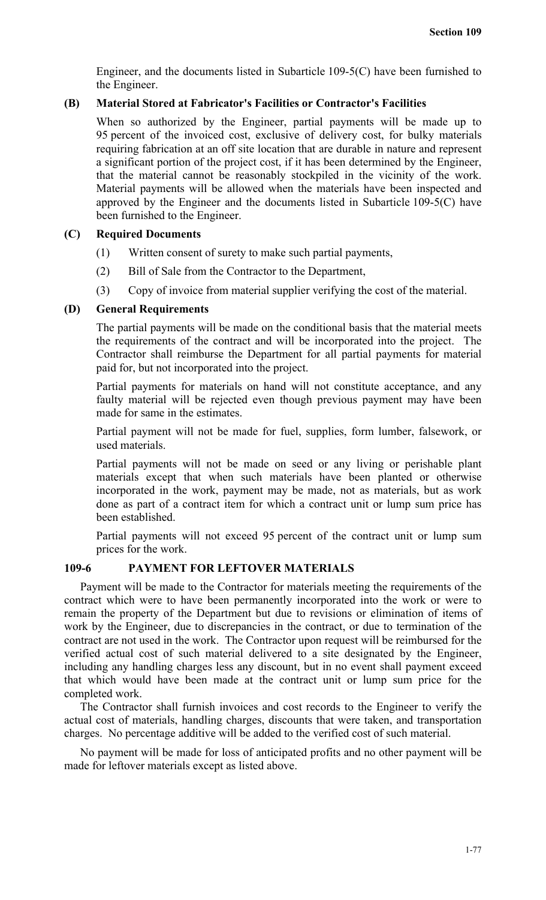Engineer, and the documents listed in Subarticle 109-5(C) have been furnished to the Engineer.

### (B) Material Stored at Fabricator's Facilities or Contractor's Facilities

When so authorized by the Engineer, partial payments will be made up to 95 percent of the invoiced cost, exclusive of delivery cost, for bulky materials requiring fabrication at an off site location that are durable in nature and represent a significant portion of the project cost, if it has been determined by the Engineer, that the material cannot be reasonably stockpiled in the vicinity of the work. Material payments will be allowed when the materials have been inspected and approved by the Engineer and the documents listed in Subarticle 109-5(C) have been furnished to the Engineer.

### (C) Required Documents

(1) Written consent of surety to make such partial payments,

(2) Bill of Sale from the Contractor to the Department,

(3) Copy of invoice from material supplier verifying the cost of the material.

### (D) General Requirements

The partial payments will be made on the conditional basis that the material meets the requirements of the contract and will be incorporated into the project. The Contractor shall reimburse the Department for all partial payments for material paid for, but not incorporated into the project.

Partial payments for materials on hand will not constitute acceptance, and any faulty material will be rejected even though previous payment may have been made for same in the estimates.

Partial payment will not be made for fuel, supplies, form lumber, falsework, or used materials.

Partial payments will not be made on seed or any living or perishable plant materials except that when such materials have been planted or otherwise incorporated in the work, payment may be made, not as materials, but as work done as part of a contract item for which a contract unit or lump sum price has been established.

Partial payments will not exceed 95 percent of the contract unit or lump sum prices for the work.

## 109-6 PAYMENT FOR LEFTOVER MATERIALS

Payment will be made to the Contractor for materials meeting the requirements of the contract which were to have been permanently incorporated into the work or were to remain the property of the Department but due to revisions or elimination of items of work by the Engineer, due to discrepancies in the contract, or due to termination of the contract are not used in the work. The Contractor upon request will be reimbursed for the verified actual cost of such material delivered to a site designated by the Engineer, including any handling charges less any discount, but in no event shall payment exceed that which would have been made at the contract unit or lump sum price for the completed work.

The Contractor shall furnish invoices and cost records to the Engineer to verify the actual cost of materials, handling charges, discounts that were taken, and transportation charges. No percentage additive will be added to the verified cost of such material.

No payment will be made for loss of anticipated profits and no other payment will be made for leftover materials except as listed above.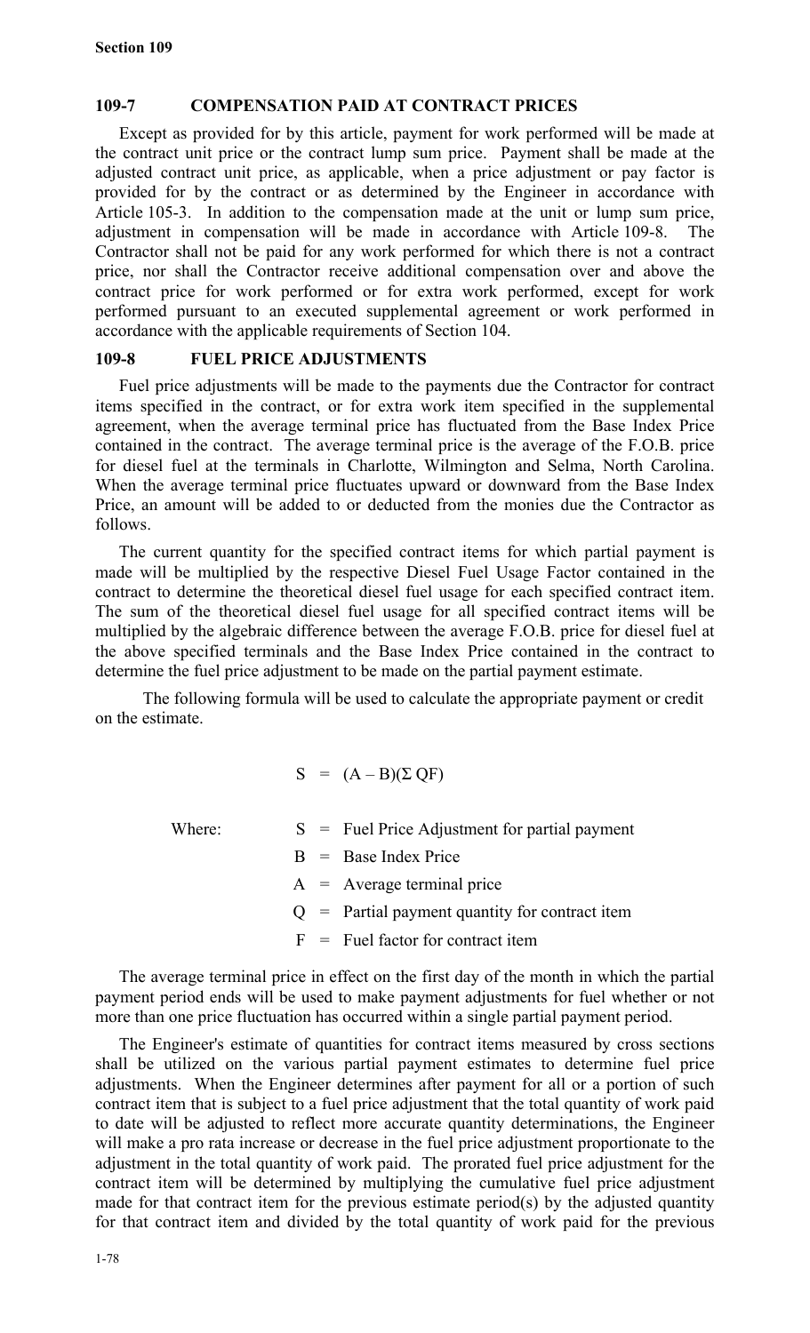## 109-7 COMPENSATION PAID AT CONTRACT PRICES

Except as provided for by this article, payment for work performed will be made at the contract unit price or the contract lump sum price. Payment shall be made at the adjusted contract unit price, as applicable, when a price adjustment or pay factor is provided for by the contract or as determined by the Engineer in accordance with Article 105-3. In addition to the compensation made at the unit or lump sum price, adjustment in compensation will be made in accordance with Article 109-8. The Contractor shall not be paid for any work performed for which there is not a contract price, nor shall the Contractor receive additional compensation over and above the contract price for work performed or for extra work performed, except for work performed pursuant to an executed supplemental agreement or work performed in accordance with the applicable requirements of Section 104.

## 109-8 FUEL PRICE ADJUSTMENTS

Fuel price adjustments will be made to the payments due the Contractor for contract items specified in the contract, or for extra work item specified in the supplemental agreement, when the average terminal price has fluctuated from the Base Index Price contained in the contract. The average terminal price is the average of the F.O.B. price for diesel fuel at the terminals in Charlotte, Wilmington and Selma, North Carolina. When the average terminal price fluctuates upward or downward from the Base Index Price, an amount will be added to or deducted from the monies due the Contractor as follows.

The current quantity for the specified contract items for which partial payment is made will be multiplied by the respective Diesel Fuel Usage Factor contained in the contract to determine the theoretical diesel fuel usage for each specified contract item. The sum of the theoretical diesel fuel usage for all specified contract items will be multiplied by the algebraic difference between the average F.O.B. price for diesel fuel at the above specified terminals and the Base Index Price contained in the contract to determine the fuel price adjustment to be made on the partial payment estimate.

The following formula will be used to calculate the appropriate payment or credit on the estimate.

$$S = (A - B)(\Sigma\, QF)$$

Where:

- $S$ = Fuel Price Adjustment for partial payment
- $B$ = Base Index Price
- $A$ = Average terminal price
- $Q$ = Partial payment quantity for contract item
- $F$ = Fuel factor for contract item

The average terminal price in effect on the first day of the month in which the partial payment period ends will be used to make payment adjustments for fuel whether or not more than one price fluctuation has occurred within a single partial payment period.

The Engineer's estimate of quantities for contract items measured by cross sections shall be utilized on the various partial payment estimates to determine fuel price adjustments. When the Engineer determines after payment for all or a portion of such contract item that is subject to a fuel price adjustment that the total quantity of work paid to date will be adjusted to reflect more accurate quantity determinations, the Engineer will make a pro rata increase or decrease in the fuel price adjustment proportionate to the adjustment in the total quantity of work paid. The prorated fuel price adjustment for the contract item will be determined by multiplying the cumulative fuel price adjustment made for that contract item for the previous estimate period(s) by the adjusted quantity for that contract item and divided by the total quantity of work paid for the previous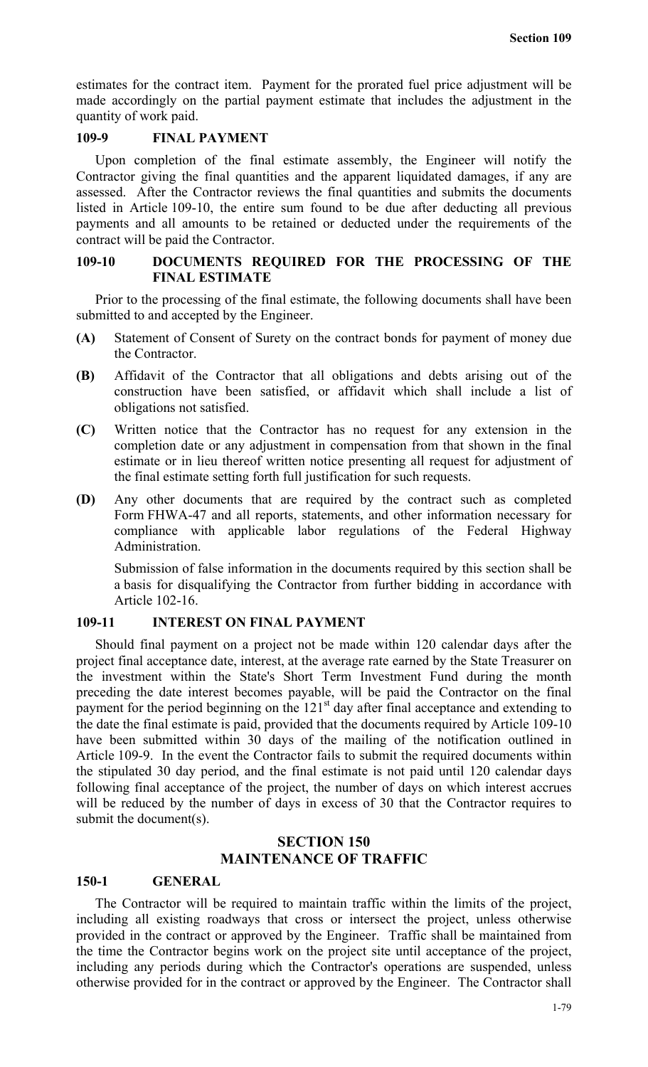estimates for the contract item. Payment for the prorated fuel price adjustment will be made accordingly on the partial payment estimate that includes the adjustment in the quantity of work paid.

### 109-9 FINAL PAYMENT

Upon completion of the final estimate assembly, the Engineer will notify the Contractor giving the final quantities and the apparent liquidated damages, if any are assessed. After the Contractor reviews the final quantities and submits the documents listed in Article 109-10, the entire sum found to be due after deducting all previous payments and all amounts to be retained or deducted under the requirements of the contract will be paid the Contractor.

### 109-10 DOCUMENTS REQUIRED FOR THE PROCESSING OF THE FINAL ESTIMATE

Prior to the processing of the final estimate, the following documents shall have been submitted to and accepted by the Engineer.

**(A)** Statement of Consent of Surety on the contract bonds for payment of money due the Contractor.

**(B)** Affidavit of the Contractor that all obligations and debts arising out of the construction have been satisfied, or affidavit which shall include a list of obligations not satisfied.

**(C)** Written notice that the Contractor has no request for any extension in the completion date or any adjustment in compensation from that shown in the final estimate or in lieu thereof written notice presenting all request for adjustment of the final estimate setting forth full justification for such requests.

**(D)** Any other documents that are required by the contract such as completed Form FHWA-47 and all reports, statements, and other information necessary for compliance with applicable labor regulations of the Federal Highway Administration.

Submission of false information in the documents required by this section shall be a basis for disqualifying the Contractor from further bidding in accordance with Article 102-16.

### 109-11 INTEREST ON FINAL PAYMENT

Should final payment on a project not be made within 120 calendar days after the project final acceptance date, interest, at the average rate earned by the State Treasurer on the investment within the State's Short Term Investment Fund during the month preceding the date interest becomes payable, will be paid the Contractor on the final payment for the period beginning on the 121st day after final acceptance and extending to the date the final estimate is paid, provided that the documents required by Article 109-10 have been submitted within 30 days of the mailing of the notification outlined in Article 109-9. In the event the Contractor fails to submit the required documents within the stipulated 30 day period, and the final estimate is not paid until 120 calendar days following final acceptance of the project, the number of days on which interest accrues will be reduced by the number of days in excess of 30 that the Contractor requires to submit the document(s).

## SECTION 150
## MAINTENANCE OF TRAFFIC

### 150-1 GENERAL

The Contractor will be required to maintain traffic within the limits of the project, including all existing roadways that cross or intersect the project, unless otherwise provided in the contract or approved by the Engineer. Traffic shall be maintained from the time the Contractor begins work on the project site until acceptance of the project, including any periods during which the Contractor's operations are suspended, unless otherwise provided for in the contract or approved by the Engineer. The Contractor shall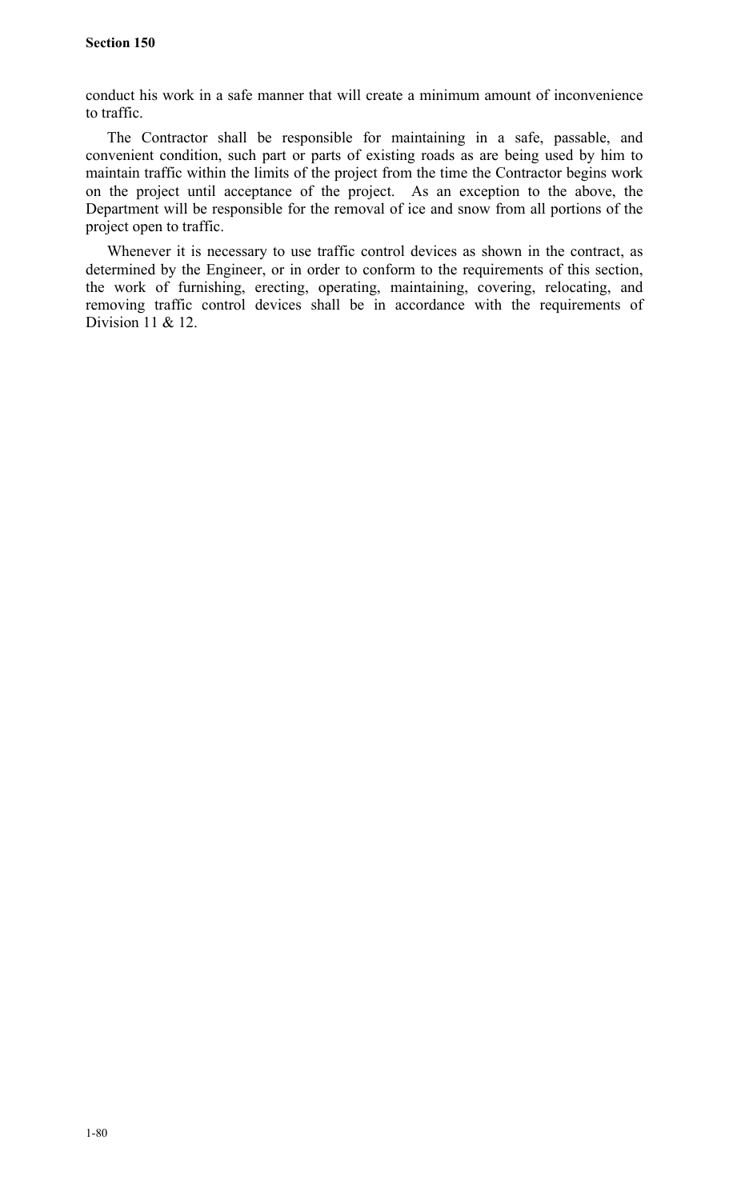conduct his work in a safe manner that will create a minimum amount of inconvenience to traffic.

The Contractor shall be responsible for maintaining in a safe, passable, and convenient condition, such part or parts of existing roads as are being used by him to maintain traffic within the limits of the project from the time the Contractor begins work on the project until acceptance of the project. As an exception to the above, the Department will be responsible for the removal of ice and snow from all portions of the project open to traffic.

Whenever it is necessary to use traffic control devices as shown in the contract, as determined by the Engineer, or in order to conform to the requirements of this section, the work of furnishing, erecting, operating, maintaining, covering, relocating, and removing traffic control devices shall be in accordance with the requirements of Division 11 & 12.